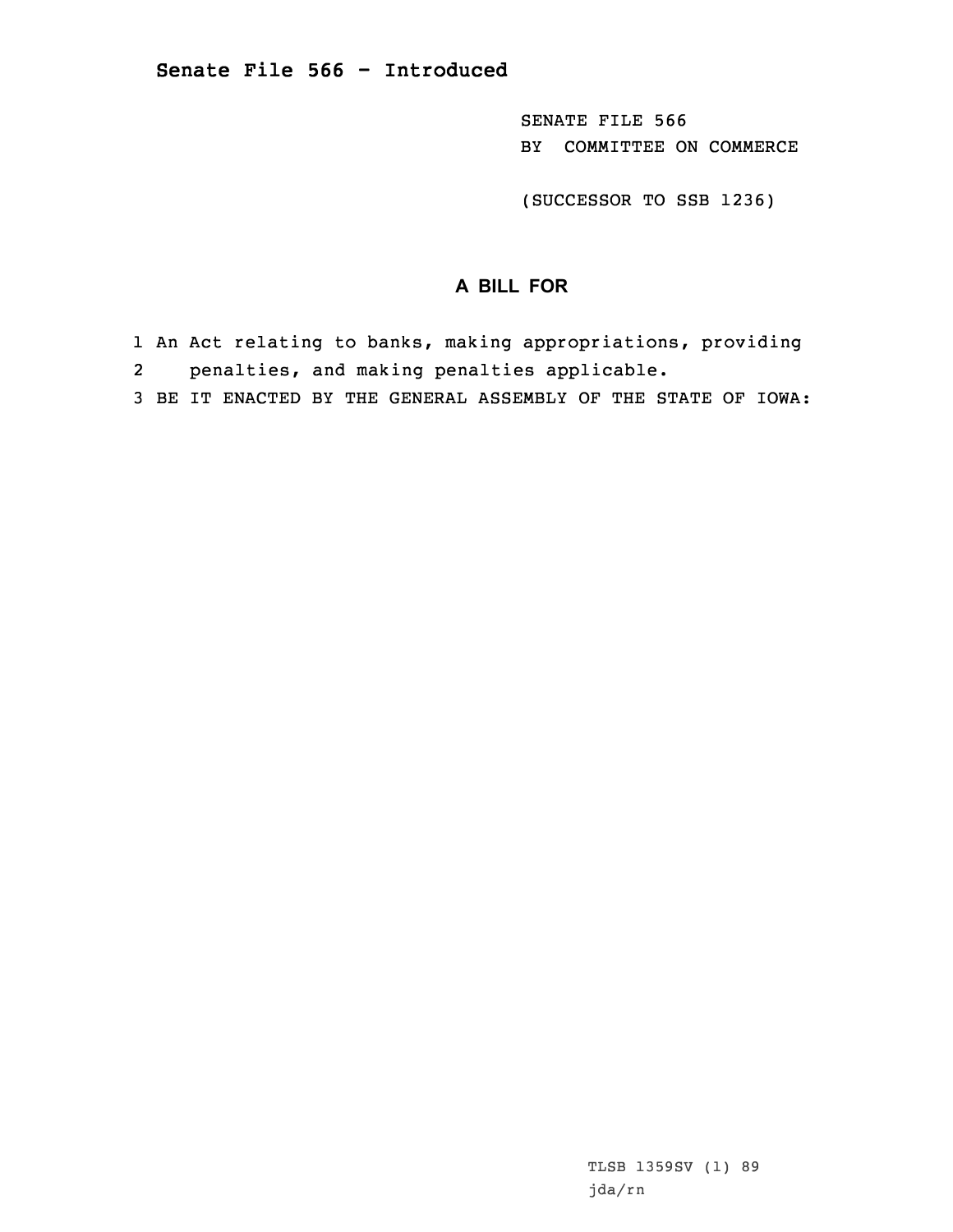# Senate File 566 - Introduced

SENATE FILE 566
BY COMMITTEE ON COMMERCE

(SUCCESSOR TO SSB 1236)

## A BILL FOR

1 An Act relating to banks, making appropriations, providing
2 penalties, and making penalties applicable.
3 BE IT ENACTED BY THE GENERAL ASSEMBLY OF THE STATE OF IOWA:

TLSB 1359SV (1) 89
jda/rn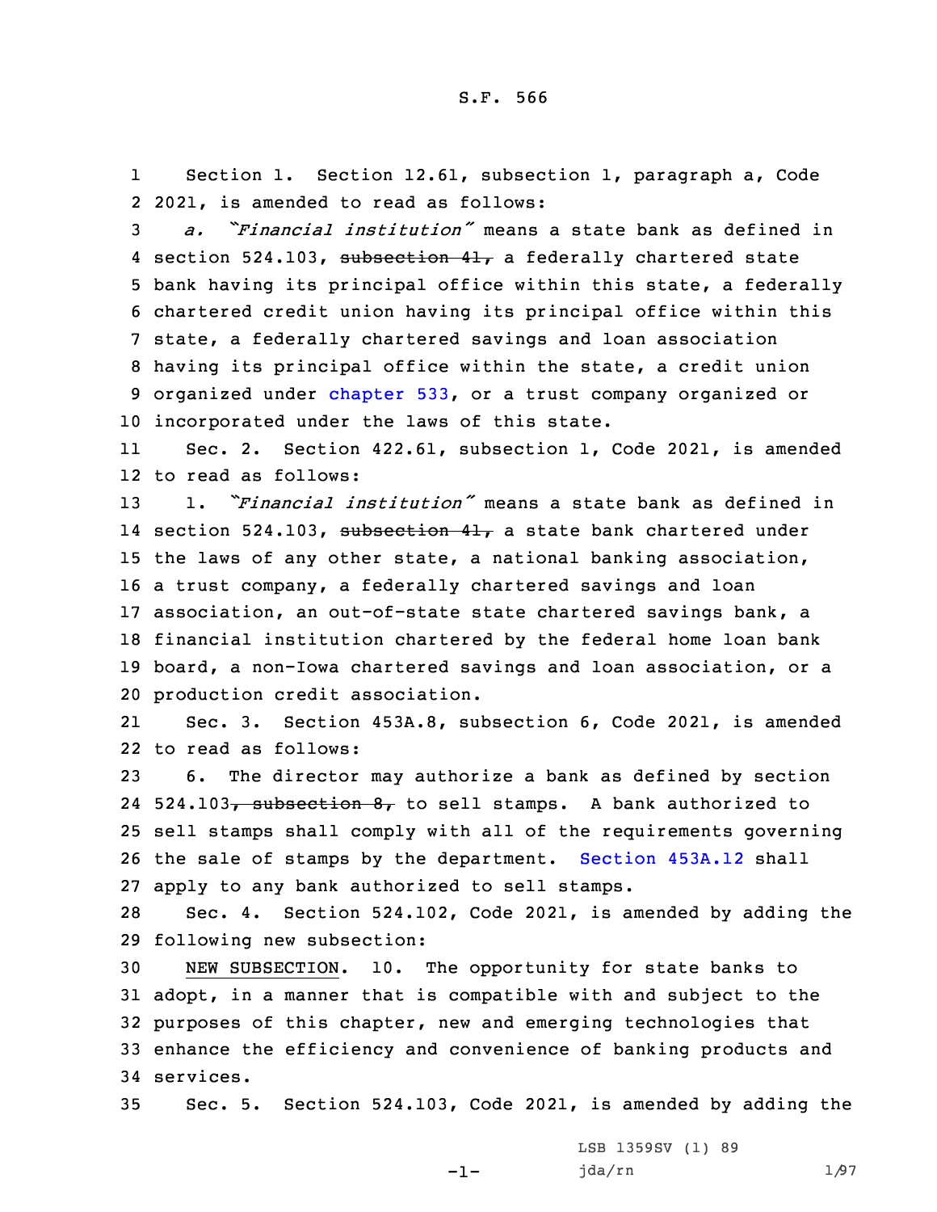S.F. 566

1 Section 1. Section 12.61, subsection 1, paragraph a, Code
2 2021, is amended to read as follows:

3 *a.* *"Financial institution"* means a state bank as defined in
4 section 524.103, ~~subsection 41,~~ a federally chartered state
5 bank having its principal office within this state, a federally
6 chartered credit union having its principal office within this
7 state, a federally chartered savings and loan association
8 having its principal office within the state, a credit union
9 organized under chapter 533, or a trust company organized or
10 incorporated under the laws of this state.

11 Sec. 2. Section 422.61, subsection 1, Code 2021, is amended
12 to read as follows:

13 1. *"Financial institution"* means a state bank as defined in
14 section 524.103, ~~subsection 41,~~ a state bank chartered under
15 the laws of any other state, a national banking association,
16 a trust company, a federally chartered savings and loan
17 association, an out-of-state state chartered savings bank, a
18 financial institution chartered by the federal home loan bank
19 board, a non-Iowa chartered savings and loan association, or a
20 production credit association.

21 Sec. 3. Section 453A.8, subsection 6, Code 2021, is amended
22 to read as follows:

23 6. The director may authorize a bank as defined by section
24 524.103~~, subsection 8,~~ to sell stamps. A bank authorized to
25 sell stamps shall comply with all of the requirements governing
26 the sale of stamps by the department. Section 453A.12 shall
27 apply to any bank authorized to sell stamps.

28 Sec. 4. Section 524.102, Code 2021, is amended by adding the
29 following new subsection:

30 NEW SUBSECTION. 10. The opportunity for state banks to
31 adopt, in a manner that is compatible with and subject to the
32 purposes of this chapter, new and emerging technologies that
33 enhance the efficiency and convenience of banking products and
34 services.

35 Sec. 5. Section 524.103, Code 2021, is amended by adding the

LSB 1359SV (1) 89
jda/rn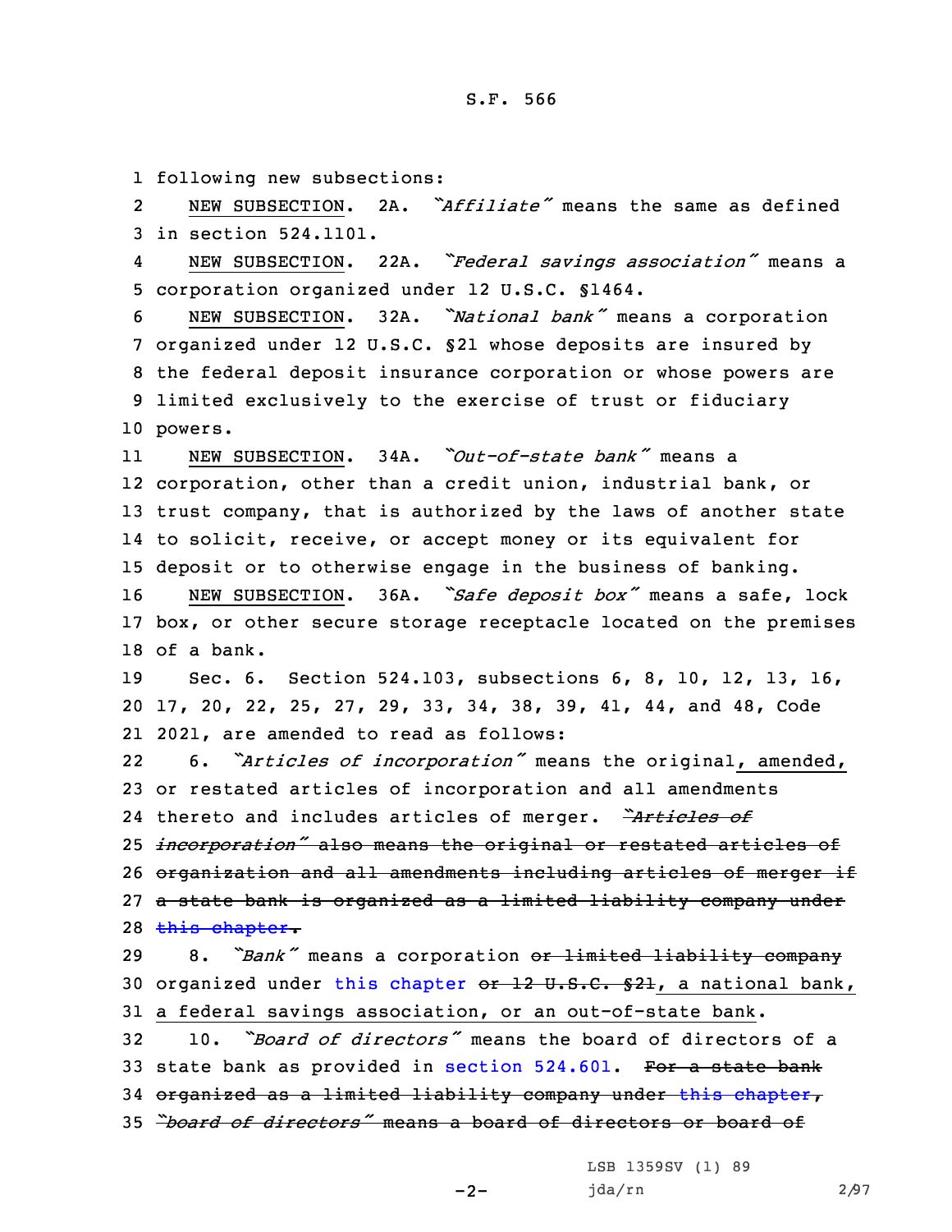following new subsections:

NEW SUBSECTION. 2A. *"Affiliate"* means the same as defined in section 524.1101.

NEW SUBSECTION. 22A. *"Federal savings association"* means a corporation organized under 12 U.S.C. §1464.

NEW SUBSECTION. 32A. *"National bank"* means a corporation organized under 12 U.S.C. §21 whose deposits are insured by the federal deposit insurance corporation or whose powers are limited exclusively to the exercise of trust or fiduciary powers.

NEW SUBSECTION. 34A. *"Out-of-state bank"* means a corporation, other than a credit union, industrial bank, or trust company, that is authorized by the laws of another state to solicit, receive, or accept money or its equivalent for deposit or to otherwise engage in the business of banking.

NEW SUBSECTION. 36A. *"Safe deposit box"* means a safe, lock box, or other secure storage receptacle located on the premises of a bank.

Sec. 6. Section 524.103, subsections 6, 8, 10, 12, 13, 16, 17, 20, 22, 25, 27, 29, 33, 34, 38, 39, 41, 44, and 48, Code 2021, are amended to read as follows:

6. *"Articles of incorporation"* means the original, amended, or restated articles of incorporation and all amendments thereto and includes articles of merger. ~~*"Articles of incorporation"* also means the original or restated articles of organization and all amendments including articles of merger if a state bank is organized as a limited liability company under this chapter.~~

8. *"Bank"* means a corporation ~~or limited liability company~~ organized under this chapter ~~or 12 U.S.C. §21~~, a national bank, a federal savings association, or an out-of-state bank.

10. *"Board of directors"* means the board of directors of a state bank as provided in section 524.601. ~~For a state bank organized as a limited liability company under this chapter, *"board of directors"* means a board of directors or board of~~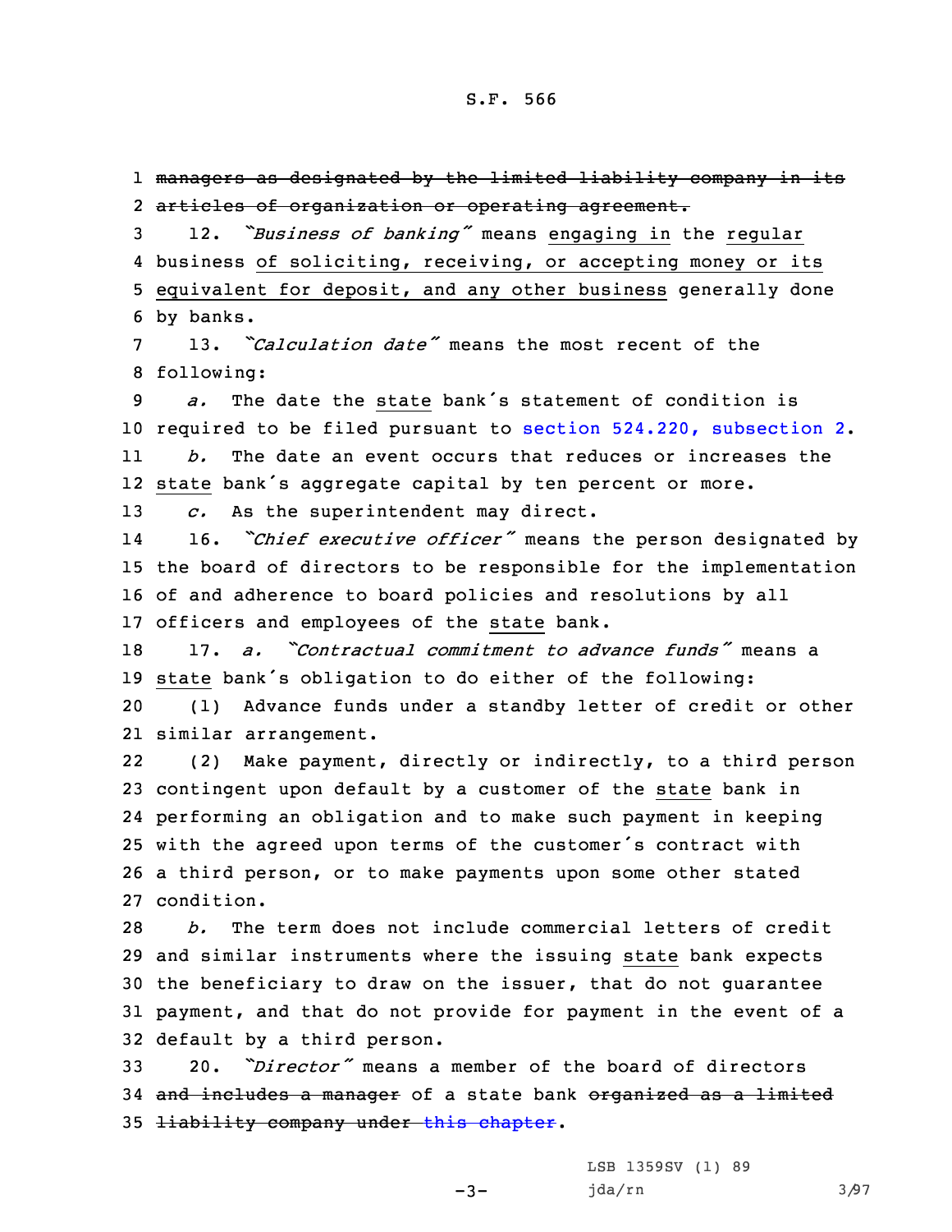~~managers as designated by the limited liability company in its articles of organization or operating agreement.~~

12. *"Business of banking"* means engaging in the regular business of soliciting, receiving, or accepting money or its equivalent for deposit, and any other business generally done by banks.

13. *"Calculation date"* means the most recent of the following:

*a.* The date the state bank's statement of condition is required to be filed pursuant to section 524.220, subsection 2.

*b.* The date an event occurs that reduces or increases the state bank's aggregate capital by ten percent or more.

*c.* As the superintendent may direct.

16. *"Chief executive officer"* means the person designated by the board of directors to be responsible for the implementation of and adherence to board policies and resolutions by all officers and employees of the state bank.

17. *a. "Contractual commitment to advance funds"* means a state bank's obligation to do either of the following:

(1) Advance funds under a standby letter of credit or other similar arrangement.

(2) Make payment, directly or indirectly, to a third person contingent upon default by a customer of the state bank in performing an obligation and to make such payment in keeping with the agreed upon terms of the customer's contract with a third person, or to make payments upon some other stated condition.

*b.* The term does not include commercial letters of credit and similar instruments where the issuing state bank expects the beneficiary to draw on the issuer, that do not guarantee payment, and that do not provide for payment in the event of a default by a third person.

20. *"Director"* means a member of the board of directors ~~and includes a manager~~ of a state bank ~~organized as a limited liability company under this chapter~~.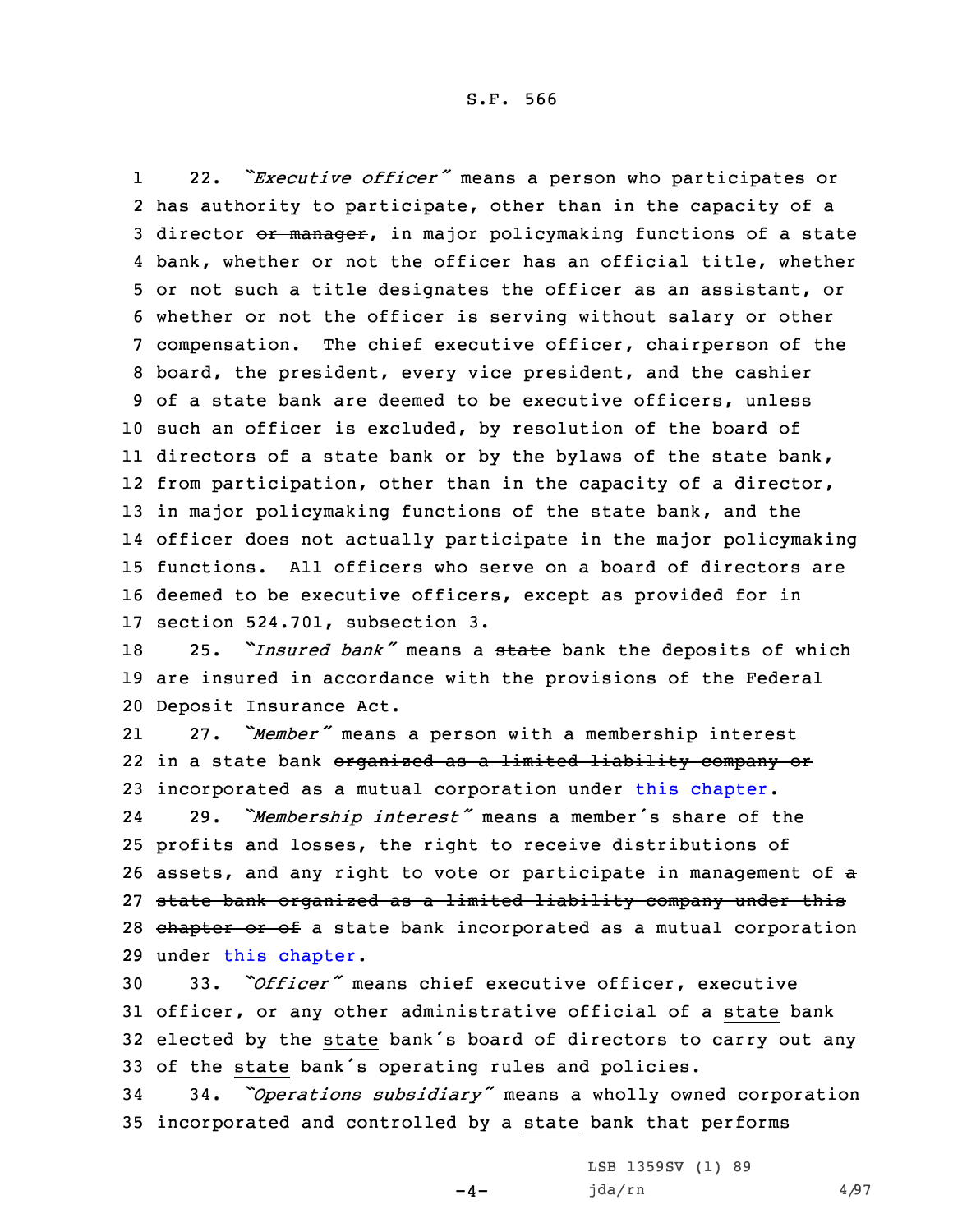22. *"Executive officer"* means a person who participates or has authority to participate, other than in the capacity of a director ~~or manager~~, in major policymaking functions of a state bank, whether or not the officer has an official title, whether or not such a title designates the officer as an assistant, or whether or not the officer is serving without salary or other compensation. The chief executive officer, chairperson of the board, the president, every vice president, and the cashier of a state bank are deemed to be executive officers, unless such an officer is excluded, by resolution of the board of directors of a state bank or by the bylaws of the state bank, from participation, other than in the capacity of a director, in major policymaking functions of the state bank, and the officer does not actually participate in the major policymaking functions. All officers who serve on a board of directors are deemed to be executive officers, except as provided for in section 524.701, subsection 3.

25. *"Insured bank"* means a ~~state~~ bank the deposits of which are insured in accordance with the provisions of the Federal Deposit Insurance Act.

27. *"Member"* means a person with a membership interest in a state bank ~~organized as a limited liability company or~~ incorporated as a mutual corporation under this chapter.

29. *"Membership interest"* means a member's share of the profits and losses, the right to receive distributions of assets, and any right to vote or participate in management of ~~a state bank organized as a limited liability company under this chapter or of~~ a state bank incorporated as a mutual corporation under this chapter.

33. *"Officer"* means chief executive officer, executive officer, or any other administrative official of a state bank elected by the state bank's board of directors to carry out any of the state bank's operating rules and policies.

34. *"Operations subsidiary"* means a wholly owned corporation incorporated and controlled by a state bank that performs

LSB 1359SV (1) 89
jda/rn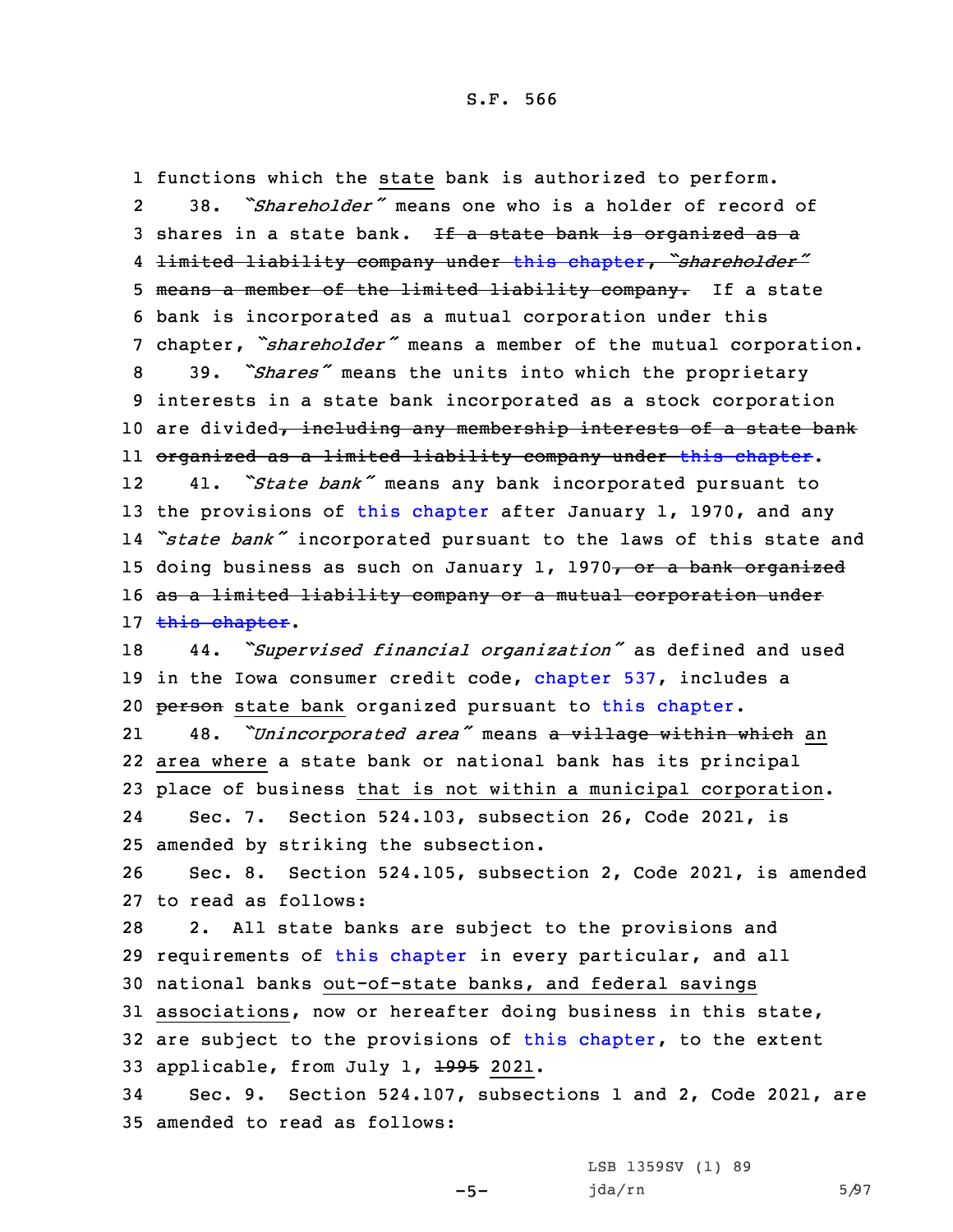functions which the state bank is authorized to perform.

38. *"Shareholder"* means one who is a holder of record of shares in a state bank. ~~If a state bank is organized as a limited liability company under this chapter, "shareholder" means a member of the limited liability company.~~ If a state bank is incorporated as a mutual corporation under this chapter, *"shareholder"* means a member of the mutual corporation.

39. *"Shares"* means the units into which the proprietary interests in a state bank incorporated as a stock corporation are divided~~, including any membership interests of a state bank organized as a limited liability company under this chapter~~.

41. *"State bank"* means any bank incorporated pursuant to the provisions of this chapter after January 1, 1970, and any *"state bank"* incorporated pursuant to the laws of this state and doing business as such on January 1, 1970~~, or a bank organized as a limited liability company or a mutual corporation under this chapter~~.

44. *"Supervised financial organization"* as defined and used in the Iowa consumer credit code, chapter 537, includes a ~~person~~ state bank organized pursuant to this chapter.

48. *"Unincorporated area"* means ~~a village within which~~ an area where a state bank or national bank has its principal place of business that is not within a municipal corporation.

Sec. 7. Section 524.103, subsection 26, Code 2021, is amended by striking the subsection.

Sec. 8. Section 524.105, subsection 2, Code 2021, is amended to read as follows:

2. All state banks are subject to the provisions and requirements of this chapter in every particular, and all national banks out-of-state banks, and federal savings associations, now or hereafter doing business in this state, are subject to the provisions of this chapter, to the extent applicable, from July 1, ~~1995~~ 2021.

Sec. 9. Section 524.107, subsections 1 and 2, Code 2021, are amended to read as follows: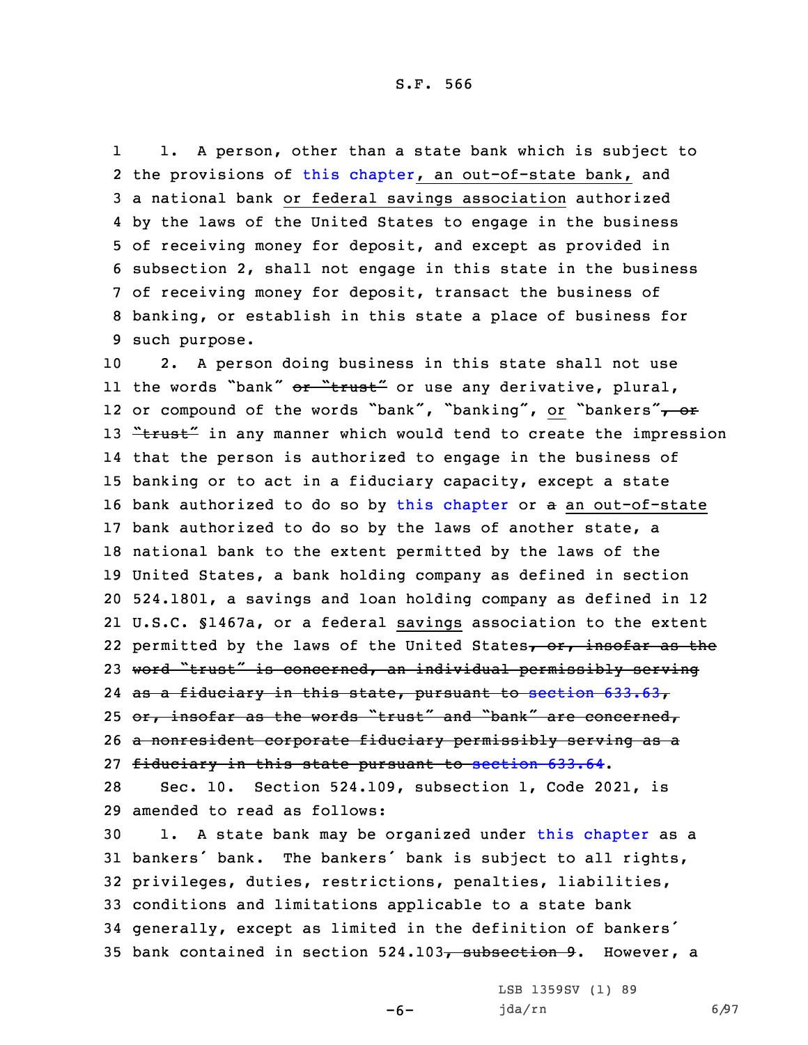1. A person, other than a state bank which is subject to the provisions of this chapter, an out-of-state bank, and a national bank or federal savings association authorized by the laws of the United States to engage in the business of receiving money for deposit, and except as provided in subsection 2, shall not engage in this state in the business of receiving money for deposit, transact the business of banking, or establish in this state a place of business for such purpose.

2. A person doing business in this state shall not use the words "bank" ~~or "trust"~~ or use any derivative, plural, or compound of the words "bank", "banking", or "bankers"~~, or "trust"~~ in any manner which would tend to create the impression that the person is authorized to engage in the business of banking or to act in a fiduciary capacity, except a state bank authorized to do so by this chapter or ~~a~~ an out-of-state bank authorized to do so by the laws of another state, a national bank to the extent permitted by the laws of the United States, a bank holding company as defined in section 524.1801, a savings and loan holding company as defined in 12 U.S.C. §1467a, or a federal savings association to the extent permitted by the laws of the United States~~, or, insofar as the word "trust" is concerned, an individual permissibly serving as a fiduciary in this state, pursuant to section 633.63, or, insofar as the words "trust" and "bank" are concerned, a nonresident corporate fiduciary permissibly serving as a fiduciary in this state pursuant to section 633.64~~.

Sec. 10. Section 524.109, subsection 1, Code 2021, is amended to read as follows:

1. A state bank may be organized under this chapter as a bankers' bank. The bankers' bank is subject to all rights, privileges, duties, restrictions, penalties, liabilities, conditions and limitations applicable to a state bank generally, except as limited in the definition of bankers' bank contained in section 524.103~~, subsection 9~~. However, a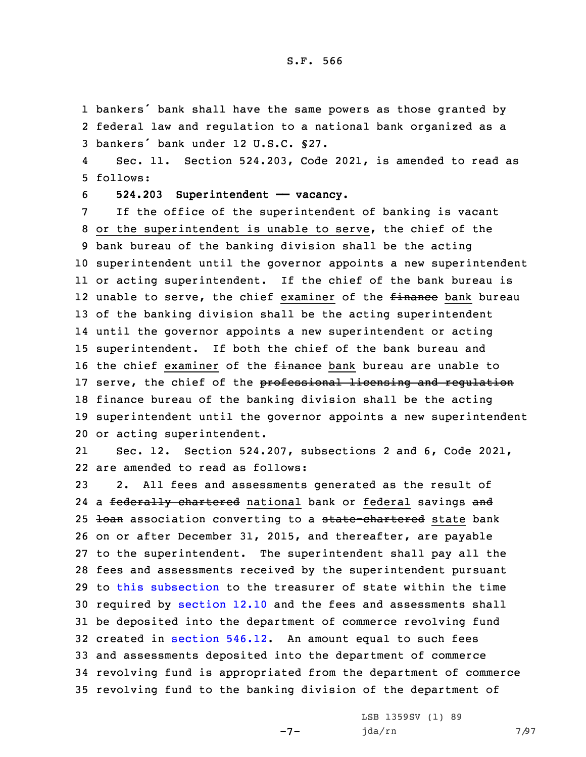bankers´ bank shall have the same powers as those granted by federal law and regulation to a national bank organized as a bankers´ bank under 12 U.S.C. §27.

Sec. 11. Section 524.203, Code 2021, is amended to read as follows:

**524.203 Superintendent —— vacancy.**

If the office of the superintendent of banking is vacant or the superintendent is unable to serve, the chief of the bank bureau of the banking division shall be the acting superintendent until the governor appoints a new superintendent or acting superintendent. If the chief of the bank bureau is unable to serve, the chief examiner of the ~~finance~~ bank bureau of the banking division shall be the acting superintendent until the governor appoints a new superintendent or acting superintendent. If both the chief of the bank bureau and the chief examiner of the ~~finance~~ bank bureau are unable to serve, the chief of the ~~professional licensing and regulation~~ finance bureau of the banking division shall be the acting superintendent until the governor appoints a new superintendent or acting superintendent.

Sec. 12. Section 524.207, subsections 2 and 6, Code 2021, are amended to read as follows:

2. All fees and assessments generated as the result of a ~~federally chartered~~ national bank or federal savings ~~and loan~~ association converting to a ~~state-chartered~~ state bank on or after December 31, 2015, and thereafter, are payable to the superintendent. The superintendent shall pay all the fees and assessments received by the superintendent pursuant to this subsection to the treasurer of state within the time required by section 12.10 and the fees and assessments shall be deposited into the department of commerce revolving fund created in section 546.12. An amount equal to such fees and assessments deposited into the department of commerce revolving fund is appropriated from the department of commerce revolving fund to the banking division of the department of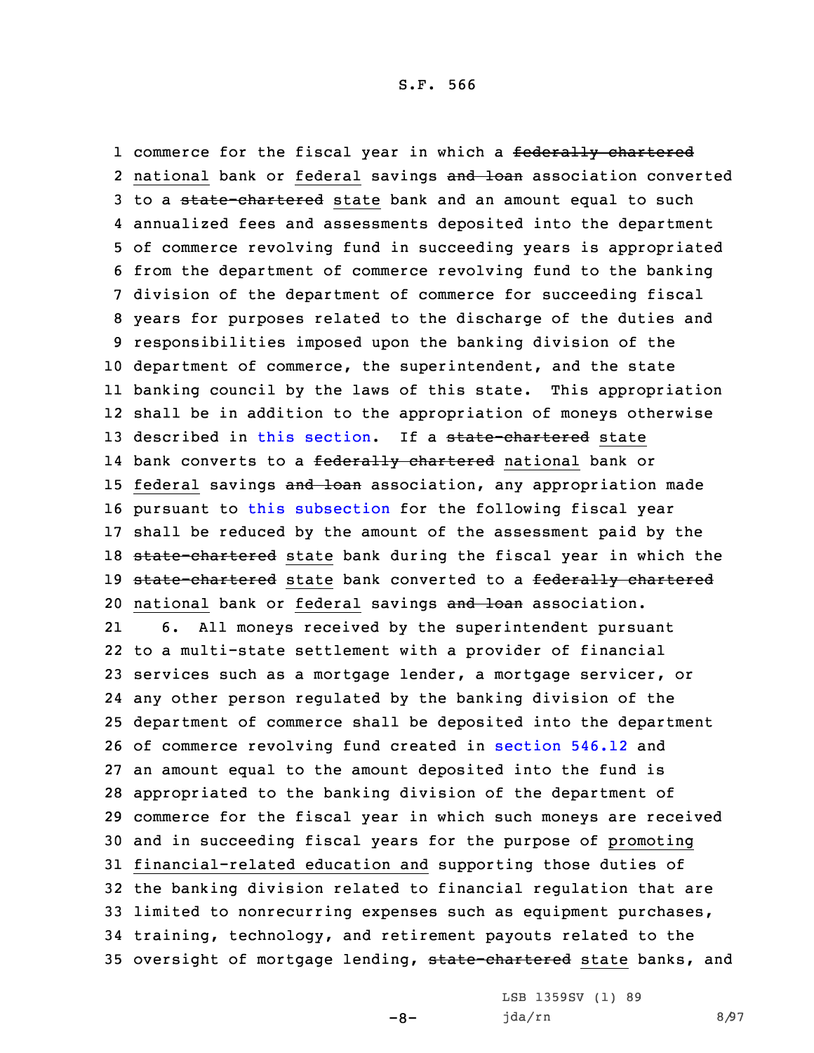commerce for the fiscal year in which a ~~federally chartered~~ national bank or federal savings ~~and loan~~ association converted to a ~~state-chartered~~ state bank and an amount equal to such annualized fees and assessments deposited into the department of commerce revolving fund in succeeding years is appropriated from the department of commerce revolving fund to the banking division of the department of commerce for succeeding fiscal years for purposes related to the discharge of the duties and responsibilities imposed upon the banking division of the department of commerce, the superintendent, and the state banking council by the laws of this state. This appropriation shall be in addition to the appropriation of moneys otherwise described in this section. If a ~~state-chartered~~ state bank converts to a ~~federally chartered~~ national bank or federal savings ~~and loan~~ association, any appropriation made pursuant to this subsection for the following fiscal year shall be reduced by the amount of the assessment paid by the ~~state-chartered~~ state bank during the fiscal year in which the ~~state-chartered~~ state bank converted to a ~~federally chartered~~ national bank or federal savings ~~and loan~~ association.

6. All moneys received by the superintendent pursuant to a multi-state settlement with a provider of financial services such as a mortgage lender, a mortgage servicer, or any other person regulated by the banking division of the department of commerce shall be deposited into the department of commerce revolving fund created in section 546.12 and an amount equal to the amount deposited into the fund is appropriated to the banking division of the department of commerce for the fiscal year in which such moneys are received and in succeeding fiscal years for the purpose of promoting financial-related education and supporting those duties of the banking division related to financial regulation that are limited to nonrecurring expenses such as equipment purchases, training, technology, and retirement payouts related to the oversight of mortgage lending, ~~state-chartered~~ state banks, and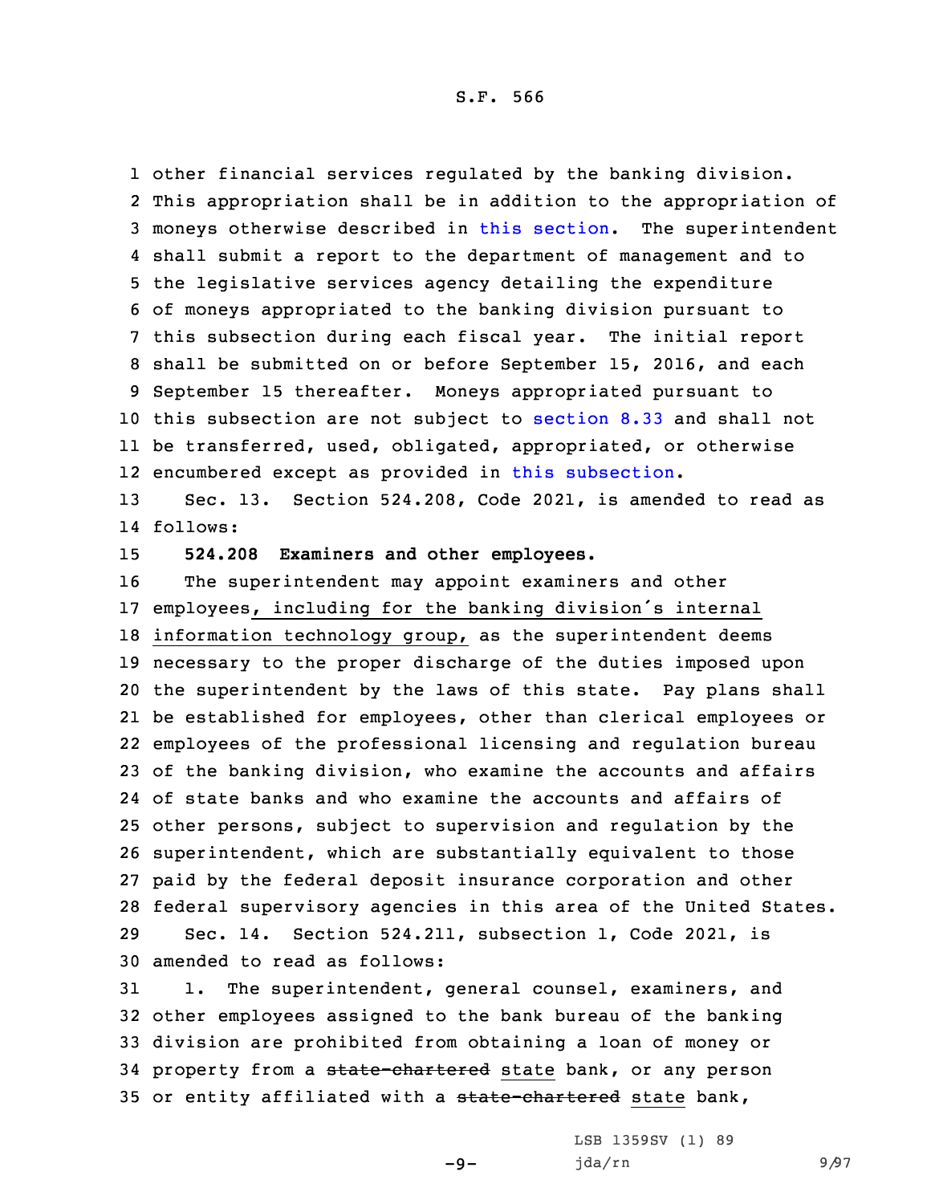other financial services regulated by the banking division. This appropriation shall be in addition to the appropriation of moneys otherwise described in this section. The superintendent shall submit a report to the department of management and to the legislative services agency detailing the expenditure of moneys appropriated to the banking division pursuant to this subsection during each fiscal year. The initial report shall be submitted on or before September 15, 2016, and each September 15 thereafter. Moneys appropriated pursuant to this subsection are not subject to section 8.33 and shall not be transferred, used, obligated, appropriated, or otherwise encumbered except as provided in this subsection.

Sec. 13. Section 524.208, Code 2021, is amended to read as follows:

**524.208 Examiners and other employees.**

The superintendent may appoint examiners and other employees, including for the banking division's internal information technology group, as the superintendent deems necessary to the proper discharge of the duties imposed upon the superintendent by the laws of this state. Pay plans shall be established for employees, other than clerical employees or employees of the professional licensing and regulation bureau of the banking division, who examine the accounts and affairs of state banks and who examine the accounts and affairs of other persons, subject to supervision and regulation by the superintendent, which are substantially equivalent to those paid by the federal deposit insurance corporation and other federal supervisory agencies in this area of the United States.

Sec. 14. Section 524.211, subsection 1, Code 2021, is amended to read as follows:

1. The superintendent, general counsel, examiners, and other employees assigned to the bank bureau of the banking division are prohibited from obtaining a loan of money or property from a ~~state-chartered~~ state bank, or any person or entity affiliated with a ~~state-chartered~~ state bank,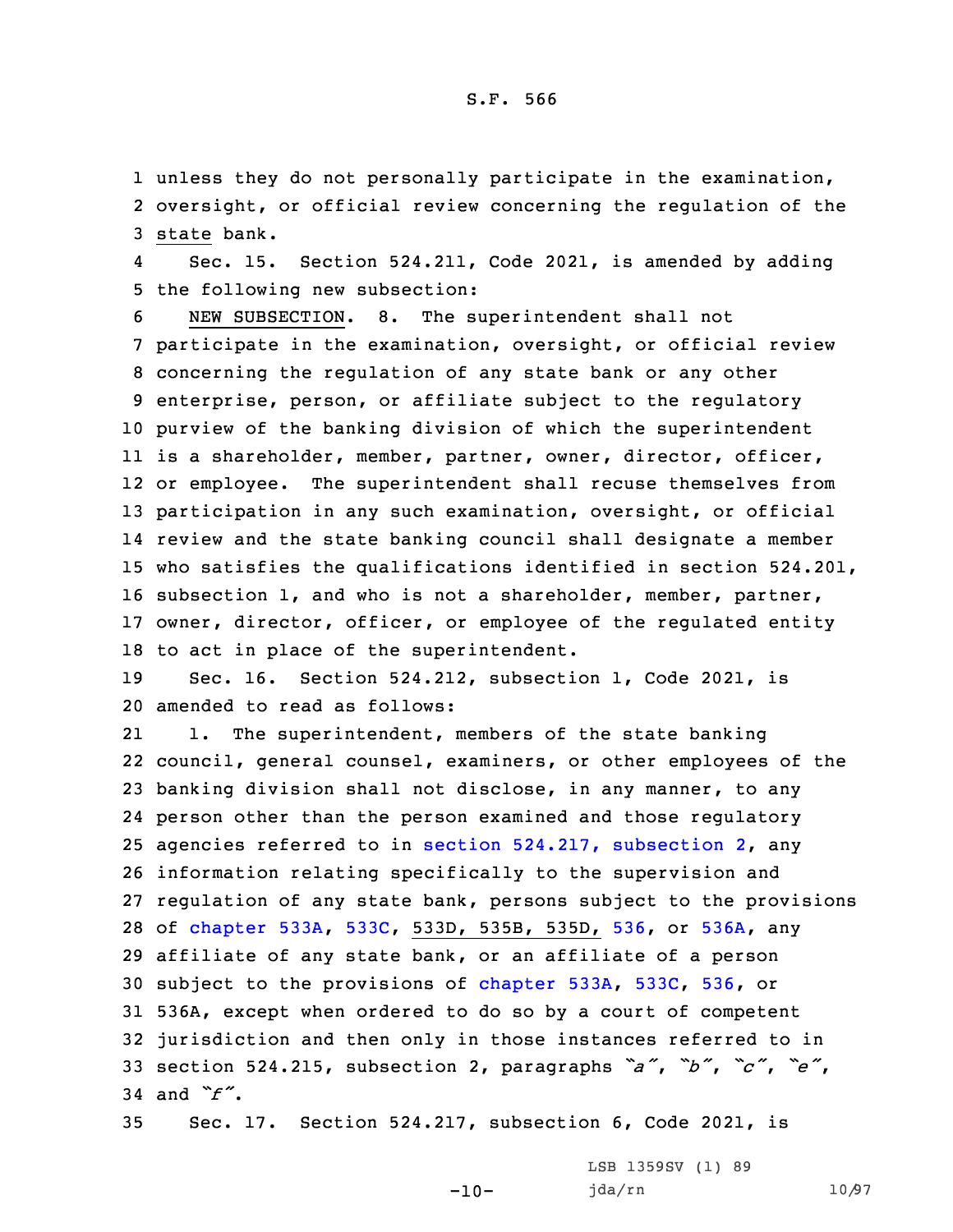unless they do not personally participate in the examination, oversight, or official review concerning the regulation of the state bank.

Sec. 15. Section 524.211, Code 2021, is amended by adding the following new subsection:

NEW SUBSECTION. 8. The superintendent shall not participate in the examination, oversight, or official review concerning the regulation of any state bank or any other enterprise, person, or affiliate subject to the regulatory purview of the banking division of which the superintendent is a shareholder, member, partner, owner, director, officer, or employee. The superintendent shall recuse themselves from participation in any such examination, oversight, or official review and the state banking council shall designate a member who satisfies the qualifications identified in section 524.201, subsection 1, and who is not a shareholder, member, partner, owner, director, officer, or employee of the regulated entity to act in place of the superintendent.

Sec. 16. Section 524.212, subsection 1, Code 2021, is amended to read as follows:

1. The superintendent, members of the state banking council, general counsel, examiners, or other employees of the banking division shall not disclose, in any manner, to any person other than the person examined and those regulatory agencies referred to in section 524.217, subsection 2, any information relating specifically to the supervision and regulation of any state bank, persons subject to the provisions of chapter 533A, 533C, 533D, 535B, 535D, 536, or 536A, any affiliate of any state bank, or an affiliate of a person subject to the provisions of chapter 533A, 533C, 536, or 536A, except when ordered to do so by a court of competent jurisdiction and then only in those instances referred to in section 524.215, subsection 2, paragraphs *"a"*, *"b"*, *"c"*, *"e"*, and *"f"*.

Sec. 17. Section 524.217, subsection 6, Code 2021, is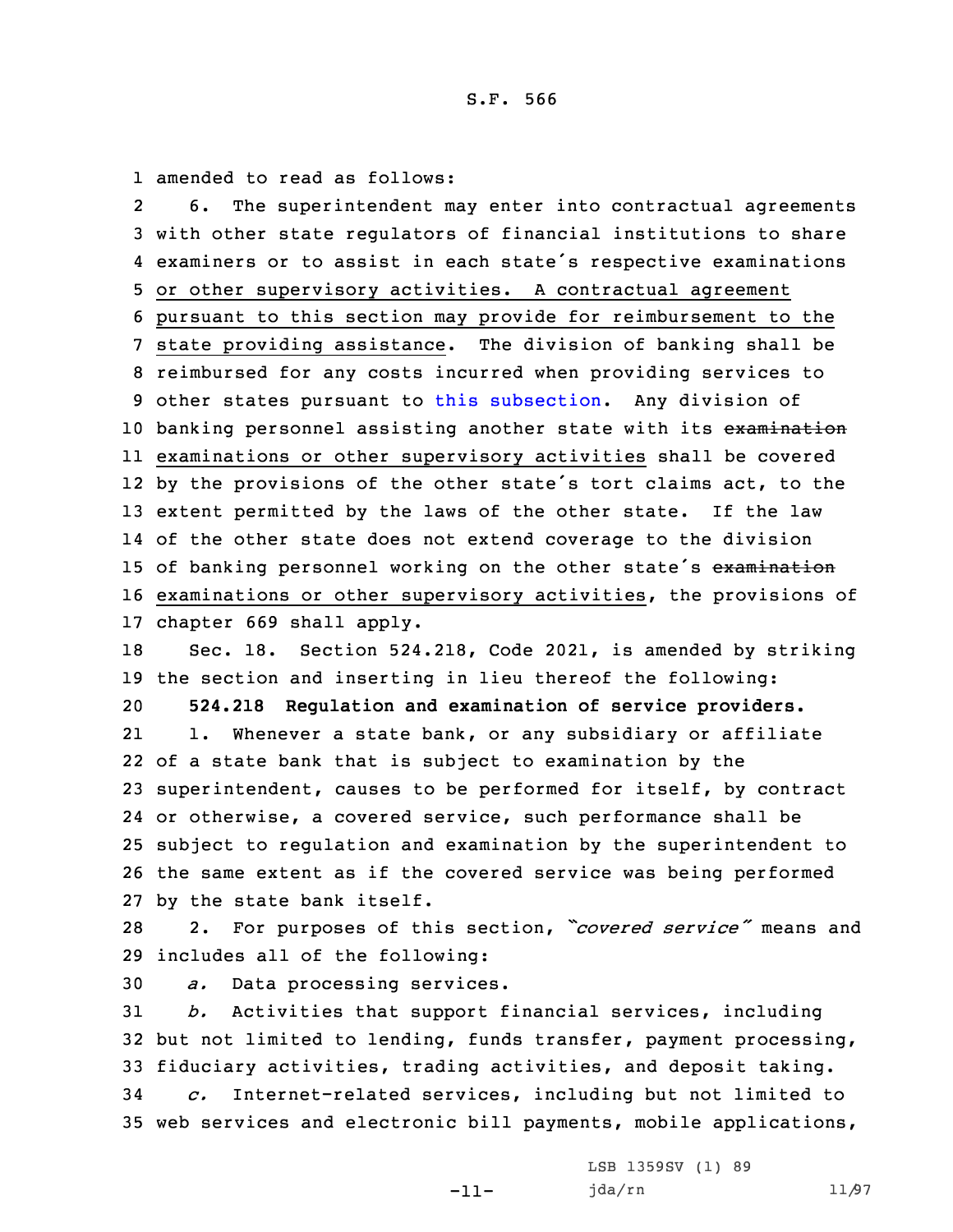amended to read as follows:

6. The superintendent may enter into contractual agreements with other state regulators of financial institutions to share examiners or to assist in each state's respective examinations or other supervisory activities. A contractual agreement pursuant to this section may provide for reimbursement to the state providing assistance. The division of banking shall be reimbursed for any costs incurred when providing services to other states pursuant to this subsection. Any division of banking personnel assisting another state with its ~~examination~~ examinations or other supervisory activities shall be covered by the provisions of the other state's tort claims act, to the extent permitted by the laws of the other state. If the law of the other state does not extend coverage to the division of banking personnel working on the other state's ~~examination~~ examinations or other supervisory activities, the provisions of chapter 669 shall apply.

Sec. 18. Section 524.218, Code 2021, is amended by striking the section and inserting in lieu thereof the following:

**524.218 Regulation and examination of service providers.**

1. Whenever a state bank, or any subsidiary or affiliate of a state bank that is subject to examination by the superintendent, causes to be performed for itself, by contract or otherwise, a covered service, such performance shall be subject to regulation and examination by the superintendent to the same extent as if the covered service was being performed by the state bank itself.

2. For purposes of this section, *"covered service"* means and includes all of the following:

*a.* Data processing services.

*b.* Activities that support financial services, including but not limited to lending, funds transfer, payment processing, fiduciary activities, trading activities, and deposit taking.

*c.* Internet-related services, including but not limited to web services and electronic bill payments, mobile applications,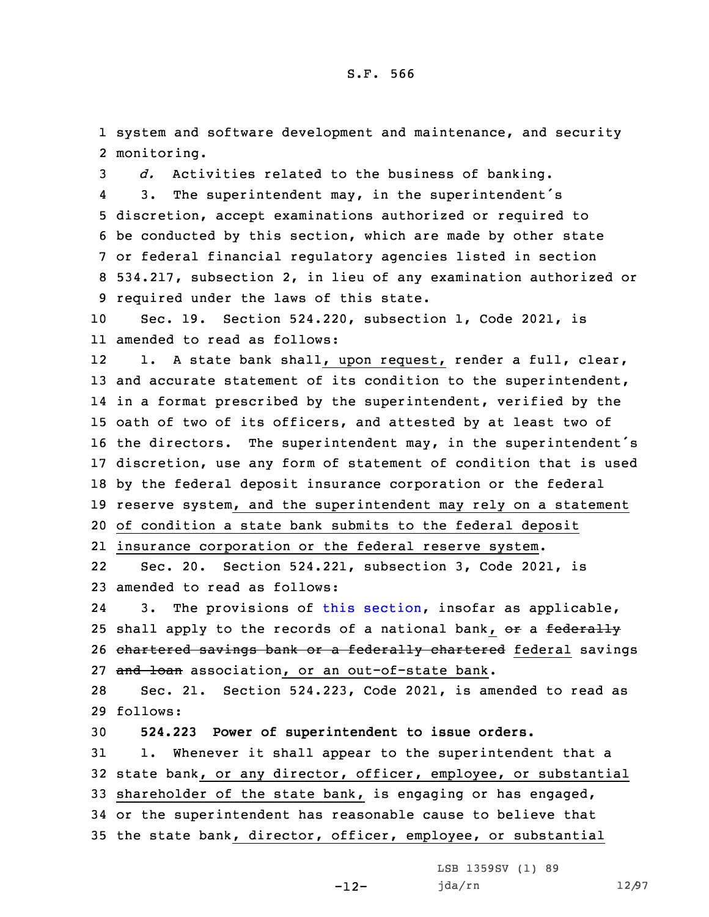system and software development and maintenance, and security monitoring.

*d.* Activities related to the business of banking.

3. The superintendent may, in the superintendent's discretion, accept examinations authorized or required to be conducted by this section, which are made by other state or federal financial regulatory agencies listed in section 534.217, subsection 2, in lieu of any examination authorized or required under the laws of this state.

Sec. 19. Section 524.220, subsection 1, Code 2021, is amended to read as follows:

1. A state bank shall, upon request, render a full, clear, and accurate statement of its condition to the superintendent, in a format prescribed by the superintendent, verified by the oath of two of its officers, and attested by at least two of the directors. The superintendent may, in the superintendent's discretion, use any form of statement of condition that is used by the federal deposit insurance corporation or the federal reserve system, and the superintendent may rely on a statement of condition a state bank submits to the federal deposit insurance corporation or the federal reserve system.

Sec. 20. Section 524.221, subsection 3, Code 2021, is amended to read as follows:

3. The provisions of this section, insofar as applicable, shall apply to the records of a national bank, ~~or~~ a ~~federally chartered savings bank or a federally chartered~~ federal savings ~~and loan~~ association, or an out-of-state bank.

Sec. 21. Section 524.223, Code 2021, is amended to read as follows:

**524.223 Power of superintendent to issue orders.**

1. Whenever it shall appear to the superintendent that a state bank, or any director, officer, employee, or substantial shareholder of the state bank, is engaging or has engaged, or the superintendent has reasonable cause to believe that the state bank, director, officer, employee, or substantial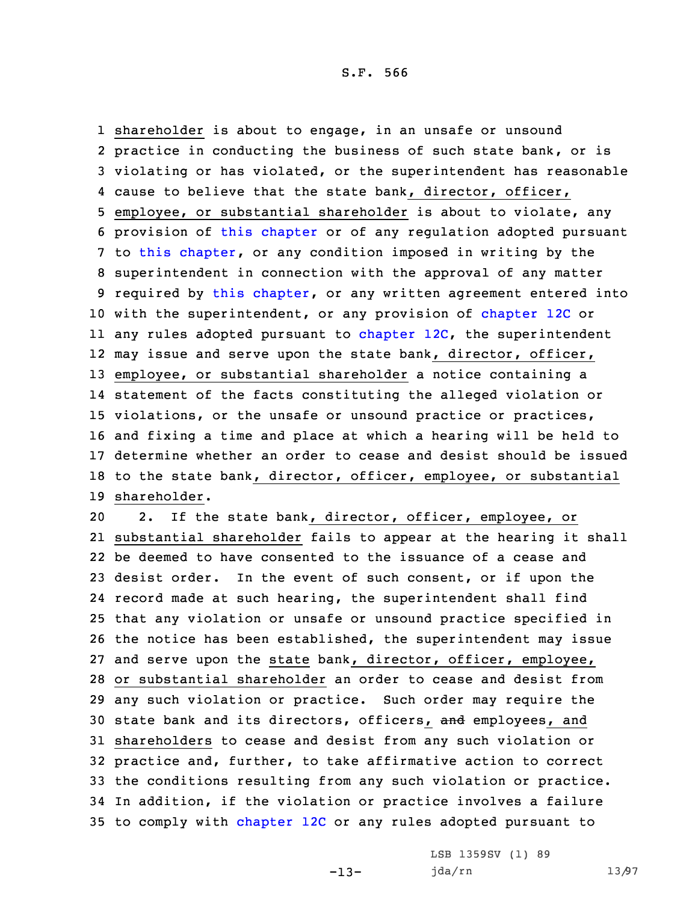shareholder is about to engage, in an unsafe or unsound practice in conducting the business of such state bank, or is violating or has violated, or the superintendent has reasonable cause to believe that the state bank, director, officer, employee, or substantial shareholder is about to violate, any provision of this chapter or of any regulation adopted pursuant to this chapter, or any condition imposed in writing by the superintendent in connection with the approval of any matter required by this chapter, or any written agreement entered into with the superintendent, or any provision of chapter 12C or any rules adopted pursuant to chapter 12C, the superintendent may issue and serve upon the state bank, director, officer, employee, or substantial shareholder a notice containing a statement of the facts constituting the alleged violation or violations, or the unsafe or unsound practice or practices, and fixing a time and place at which a hearing will be held to determine whether an order to cease and desist should be issued to the state bank, director, officer, employee, or substantial shareholder.

2. If the state bank, director, officer, employee, or substantial shareholder fails to appear at the hearing it shall be deemed to have consented to the issuance of a cease and desist order. In the event of such consent, or if upon the record made at such hearing, the superintendent shall find that any violation or unsafe or unsound practice specified in the notice has been established, the superintendent may issue and serve upon the state bank, director, officer, employee, or substantial shareholder an order to cease and desist from any such violation or practice. Such order may require the state bank and its directors, officers, ~~and~~ employees, and shareholders to cease and desist from any such violation or practice and, further, to take affirmative action to correct the conditions resulting from any such violation or practice. In addition, if the violation or practice involves a failure to comply with chapter 12C or any rules adopted pursuant to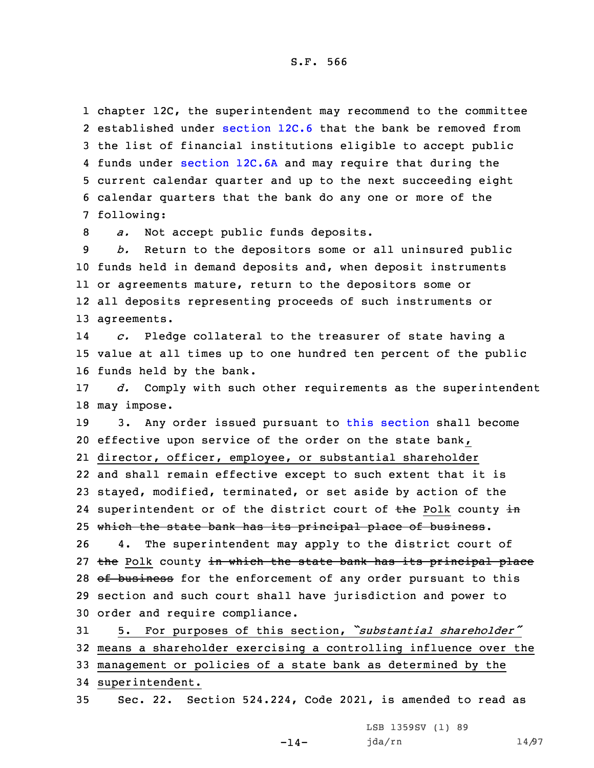chapter 12C, the superintendent may recommend to the committee established under section 12C.6 that the bank be removed from the list of financial institutions eligible to accept public funds under section 12C.6A and may require that during the current calendar quarter and up to the next succeeding eight calendar quarters that the bank do any one or more of the following:

*a.* Not accept public funds deposits.

*b.* Return to the depositors some or all uninsured public funds held in demand deposits and, when deposit instruments or agreements mature, return to the depositors some or all deposits representing proceeds of such instruments or agreements.

*c.* Pledge collateral to the treasurer of state having a value at all times up to one hundred ten percent of the public funds held by the bank.

*d.* Comply with such other requirements as the superintendent may impose.

3. Any order issued pursuant to this section shall become effective upon service of the order on the state bank, director, officer, employee, or substantial shareholder and shall remain effective except to such extent that it is stayed, modified, terminated, or set aside by action of the superintendent or of the district court of ~~the~~ Polk county ~~in which the state bank has its principal place of business~~.

4. The superintendent may apply to the district court of ~~the~~ Polk county ~~in which the state bank has its principal place of business~~ for the enforcement of any order pursuant to this section and such court shall have jurisdiction and power to order and require compliance.

5. For purposes of this section, *"substantial shareholder"* means a shareholder exercising a controlling influence over the management or policies of a state bank as determined by the superintendent.

Sec. 22. Section 524.224, Code 2021, is amended to read as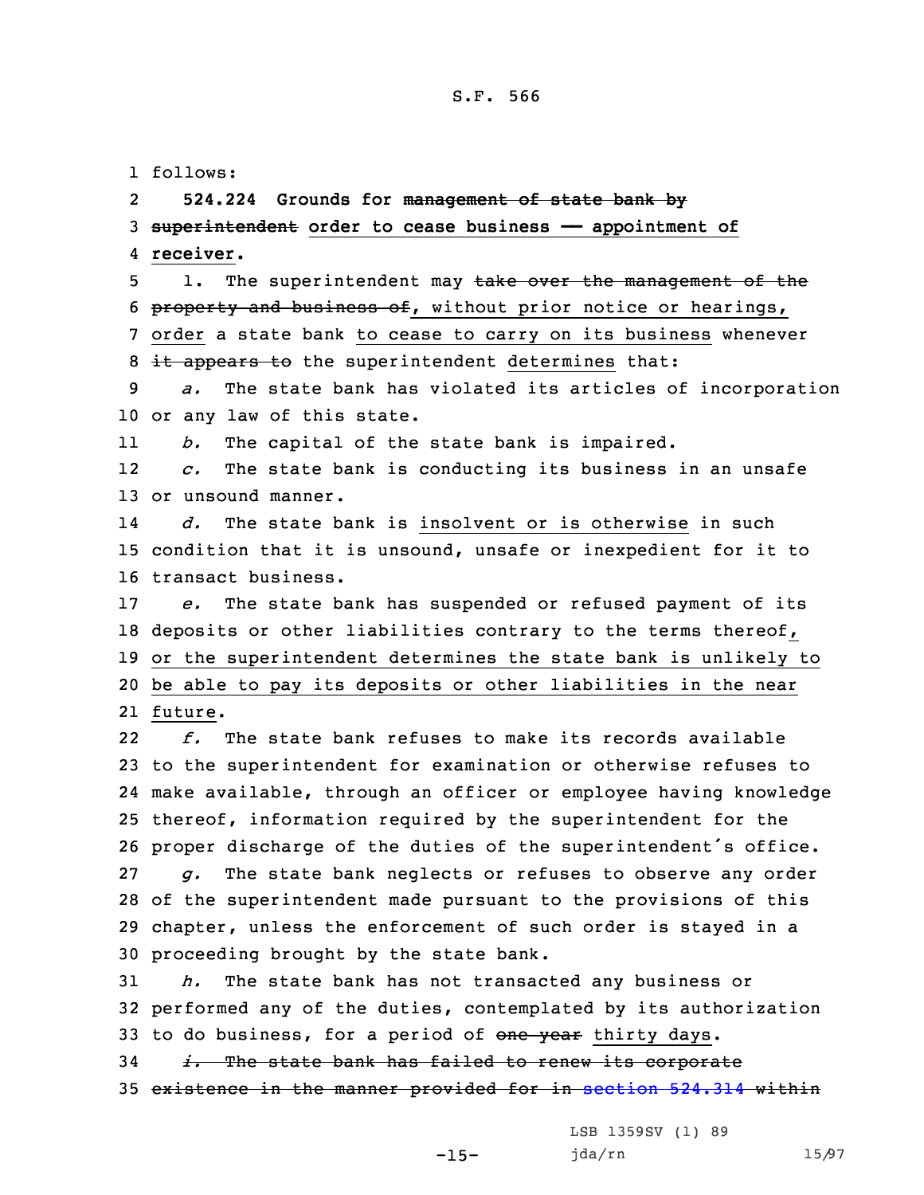follows:

**524.224 Grounds for ~~management of state bank by superintendent~~ order to cease business — appointment of receiver.**

1. The superintendent may ~~take over the management of the property and business of~~, without prior notice or hearings, order a state bank to cease to carry on its business whenever ~~it appears to~~ the superintendent determines that:

*a.* The state bank has violated its articles of incorporation or any law of this state.

*b.* The capital of the state bank is impaired.

*c.* The state bank is conducting its business in an unsafe or unsound manner.

*d.* The state bank is insolvent or is otherwise in such condition that it is unsound, unsafe or inexpedient for it to transact business.

*e.* The state bank has suspended or refused payment of its deposits or other liabilities contrary to the terms thereof, or the superintendent determines the state bank is unlikely to be able to pay its deposits or other liabilities in the near future.

*f.* The state bank refuses to make its records available to the superintendent for examination or otherwise refuses to make available, through an officer or employee having knowledge thereof, information required by the superintendent for the proper discharge of the duties of the superintendent's office.

*g.* The state bank neglects or refuses to observe any order of the superintendent made pursuant to the provisions of this chapter, unless the enforcement of such order is stayed in a proceeding brought by the state bank.

*h.* The state bank has not transacted any business or performed any of the duties, contemplated by its authorization to do business, for a period of ~~one year~~ thirty days.

~~*i.* The state bank has failed to renew its corporate existence in the manner provided for in section 524.314 within~~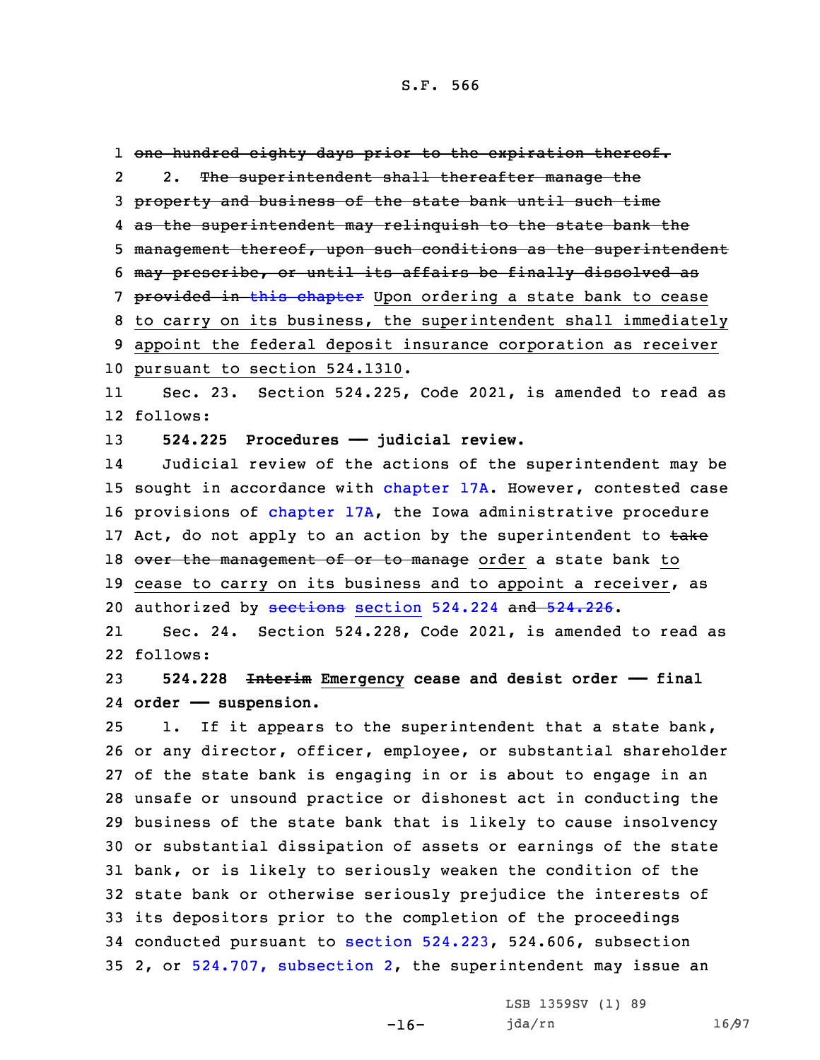~~one hundred eighty days prior to the expiration thereof.~~

2. ~~The superintendent shall thereafter manage the property and business of the state bank until such time as the superintendent may relinquish to the state bank the management thereof, upon such conditions as the superintendent may prescribe, or until its affairs be finally dissolved as provided in this chapter~~ Upon ordering a state bank to cease to carry on its business, the superintendent shall immediately appoint the federal deposit insurance corporation as receiver pursuant to section 524.1310.

Sec. 23. Section 524.225, Code 2021, is amended to read as follows:

**524.225 Procedures —— judicial review.**

Judicial review of the actions of the superintendent may be sought in accordance with chapter 17A. However, contested case provisions of chapter 17A, the Iowa administrative procedure Act, do not apply to an action by the superintendent to ~~take over the management of or to manage~~ order a state bank to cease to carry on its business and to appoint a receiver, as authorized by ~~sections~~ section 524.224 ~~and 524.226~~.

Sec. 24. Section 524.228, Code 2021, is amended to read as follows:

**524.228 ~~Interim~~ Emergency cease and desist order —— final order —— suspension.**

1. If it appears to the superintendent that a state bank, or any director, officer, employee, or substantial shareholder of the state bank is engaging in or is about to engage in an unsafe or unsound practice or dishonest act in conducting the business of the state bank that is likely to cause insolvency or substantial dissipation of assets or earnings of the state bank, or is likely to seriously weaken the condition of the state bank or otherwise seriously prejudice the interests of its depositors prior to the completion of the proceedings conducted pursuant to section 524.223, 524.606, subsection 2, or 524.707, subsection 2, the superintendent may issue an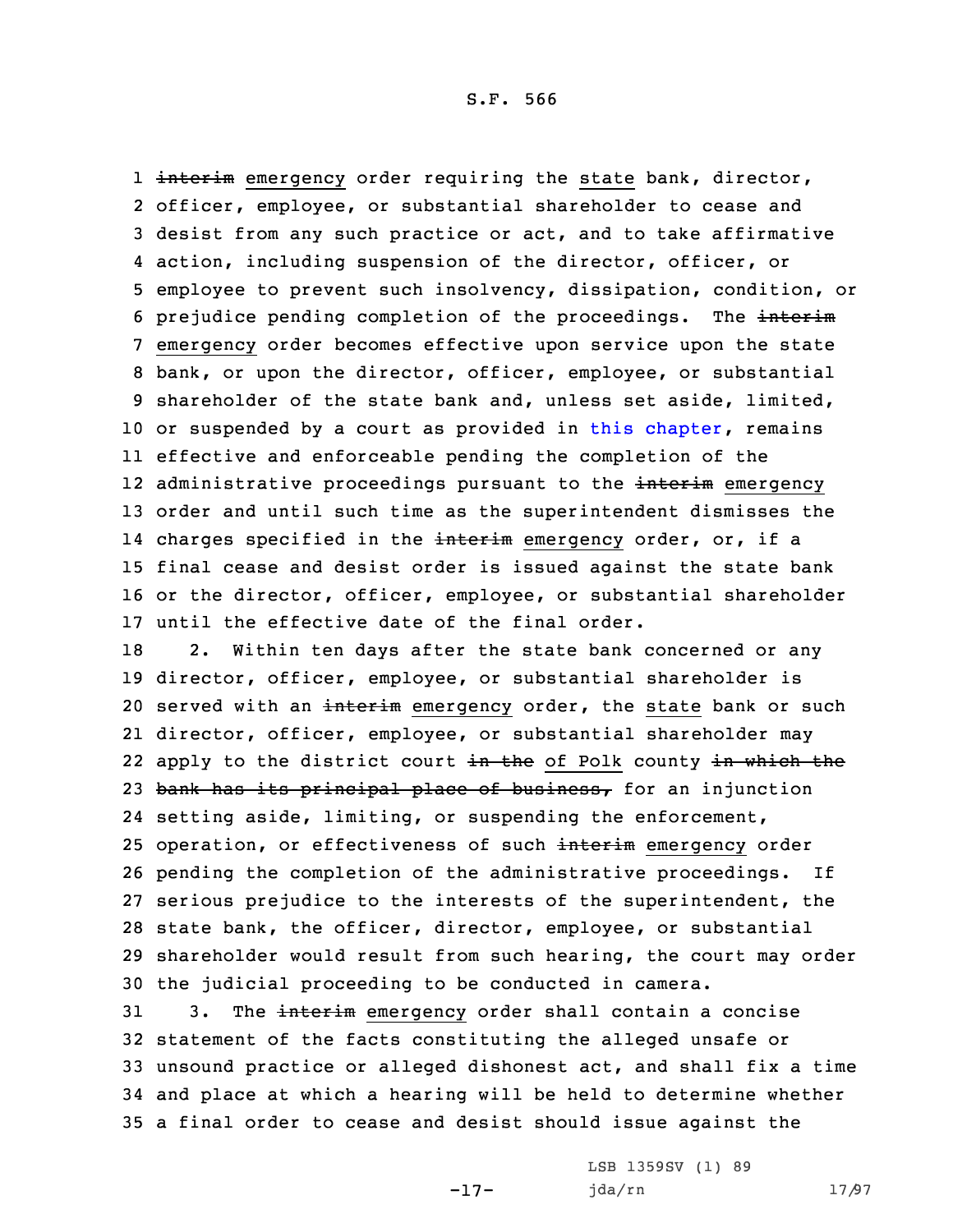~~interim~~ emergency order requiring the state bank, director, officer, employee, or substantial shareholder to cease and desist from any such practice or act, and to take affirmative action, including suspension of the director, officer, or employee to prevent such insolvency, dissipation, condition, or prejudice pending completion of the proceedings. The ~~interim~~ emergency order becomes effective upon service upon the state bank, or upon the director, officer, employee, or substantial shareholder of the state bank and, unless set aside, limited, or suspended by a court as provided in this chapter, remains effective and enforceable pending the completion of the administrative proceedings pursuant to the ~~interim~~ emergency order and until such time as the superintendent dismisses the charges specified in the ~~interim~~ emergency order, or, if a final cease and desist order is issued against the state bank or the director, officer, employee, or substantial shareholder until the effective date of the final order.

2. Within ten days after the state bank concerned or any director, officer, employee, or substantial shareholder is served with an ~~interim~~ emergency order, the state bank or such director, officer, employee, or substantial shareholder may apply to the district court ~~in the~~ of Polk county ~~in which the bank has its principal place of business,~~ for an injunction setting aside, limiting, or suspending the enforcement, operation, or effectiveness of such ~~interim~~ emergency order pending the completion of the administrative proceedings. If serious prejudice to the interests of the superintendent, the state bank, the officer, director, employee, or substantial shareholder would result from such hearing, the court may order the judicial proceeding to be conducted in camera.

3. The ~~interim~~ emergency order shall contain a concise statement of the facts constituting the alleged unsafe or unsound practice or alleged dishonest act, and shall fix a time and place at which a hearing will be held to determine whether a final order to cease and desist should issue against the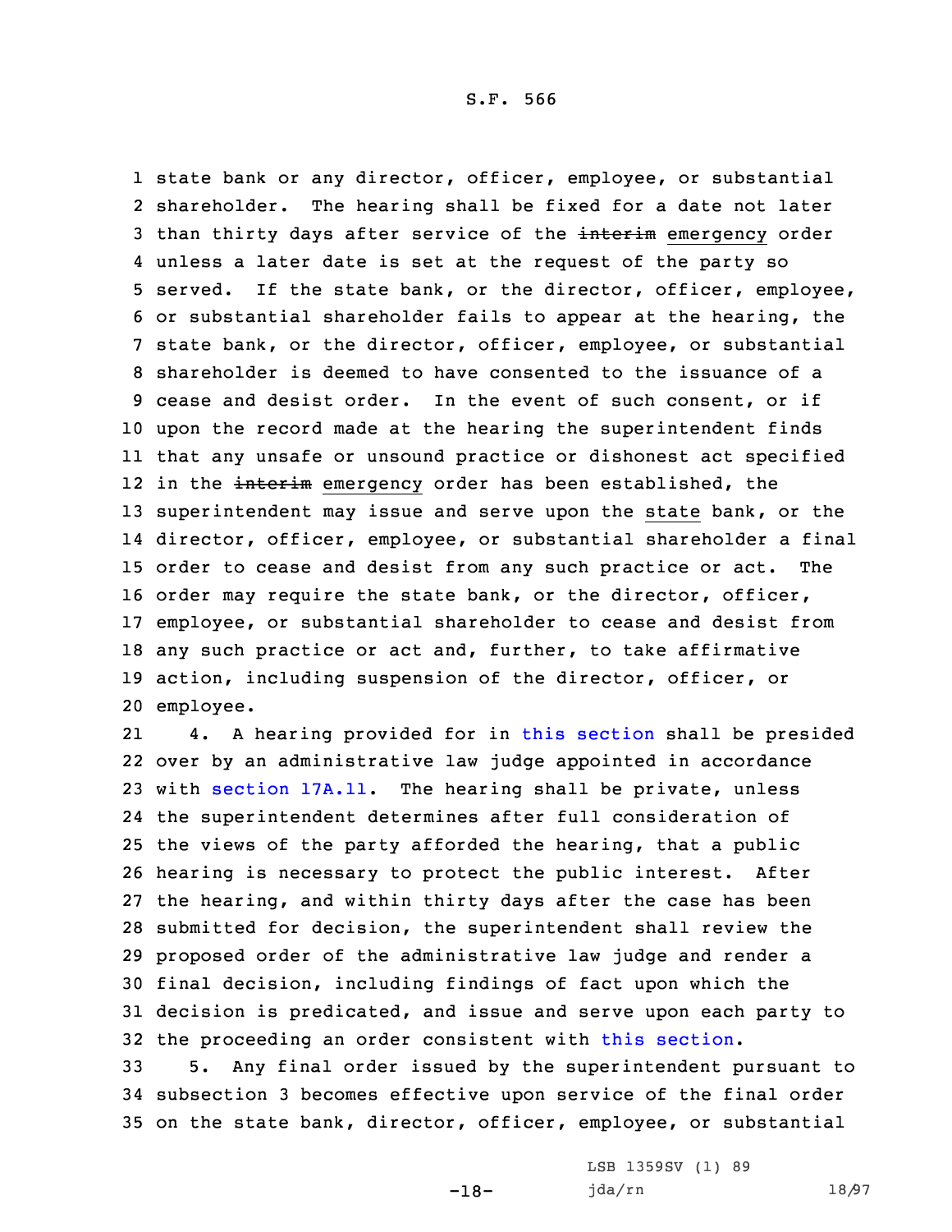state bank or any director, officer, employee, or substantial shareholder. The hearing shall be fixed for a date not later than thirty days after service of the ~~interim~~ emergency order unless a later date is set at the request of the party so served. If the state bank, or the director, officer, employee, or substantial shareholder fails to appear at the hearing, the state bank, or the director, officer, employee, or substantial shareholder is deemed to have consented to the issuance of a cease and desist order. In the event of such consent, or if upon the record made at the hearing the superintendent finds that any unsafe or unsound practice or dishonest act specified in the ~~interim~~ emergency order has been established, the superintendent may issue and serve upon the state bank, or the director, officer, employee, or substantial shareholder a final order to cease and desist from any such practice or act. The order may require the state bank, or the director, officer, employee, or substantial shareholder to cease and desist from any such practice or act and, further, to take affirmative action, including suspension of the director, officer, or employee.

4. A hearing provided for in this section shall be presided over by an administrative law judge appointed in accordance with section 17A.11. The hearing shall be private, unless the superintendent determines after full consideration of the views of the party afforded the hearing, that a public hearing is necessary to protect the public interest. After the hearing, and within thirty days after the case has been submitted for decision, the superintendent shall review the proposed order of the administrative law judge and render a final decision, including findings of fact upon which the decision is predicated, and issue and serve upon each party to the proceeding an order consistent with this section.

5. Any final order issued by the superintendent pursuant to subsection 3 becomes effective upon service of the final order on the state bank, director, officer, employee, or substantial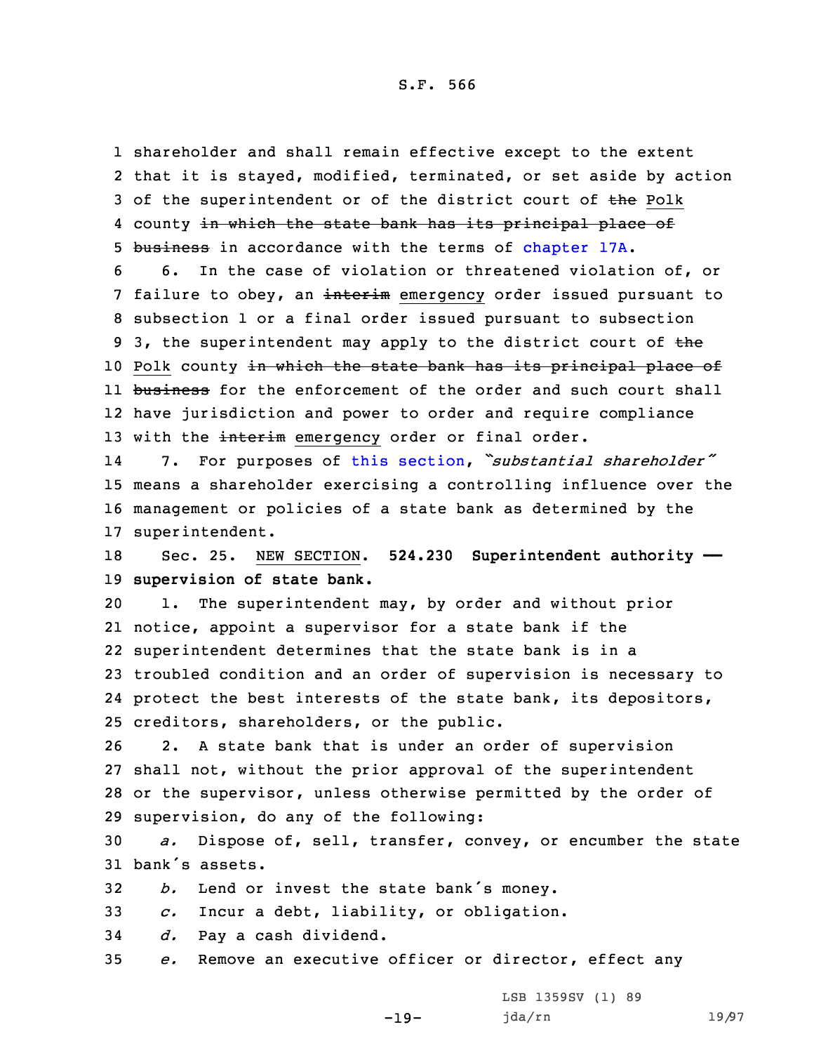shareholder and shall remain effective except to the extent that it is stayed, modified, terminated, or set aside by action of the superintendent or of the district court of ~~the~~ Polk county ~~in which the state bank has its principal place of business~~ in accordance with the terms of chapter 17A.

6. In the case of violation or threatened violation of, or failure to obey, an ~~interim~~ emergency order issued pursuant to subsection 1 or a final order issued pursuant to subsection 3, the superintendent may apply to the district court of ~~the~~ Polk county ~~in which the state bank has its principal place of business~~ for the enforcement of the order and such court shall have jurisdiction and power to order and require compliance with the ~~interim~~ emergency order or final order.

7. For purposes of this section, *"substantial shareholder"* means a shareholder exercising a controlling influence over the management or policies of a state bank as determined by the superintendent.

Sec. 25. NEW SECTION. **524.230 Superintendent authority — supervision of state bank.**

1. The superintendent may, by order and without prior notice, appoint a supervisor for a state bank if the superintendent determines that the state bank is in a troubled condition and an order of supervision is necessary to protect the best interests of the state bank, its depositors, creditors, shareholders, or the public.

2. A state bank that is under an order of supervision shall not, without the prior approval of the superintendent or the supervisor, unless otherwise permitted by the order of supervision, do any of the following:

*a.* Dispose of, sell, transfer, convey, or encumber the state bank's assets.

*b.* Lend or invest the state bank's money.

*c.* Incur a debt, liability, or obligation.

*d.* Pay a cash dividend.

*e.* Remove an executive officer or director, effect any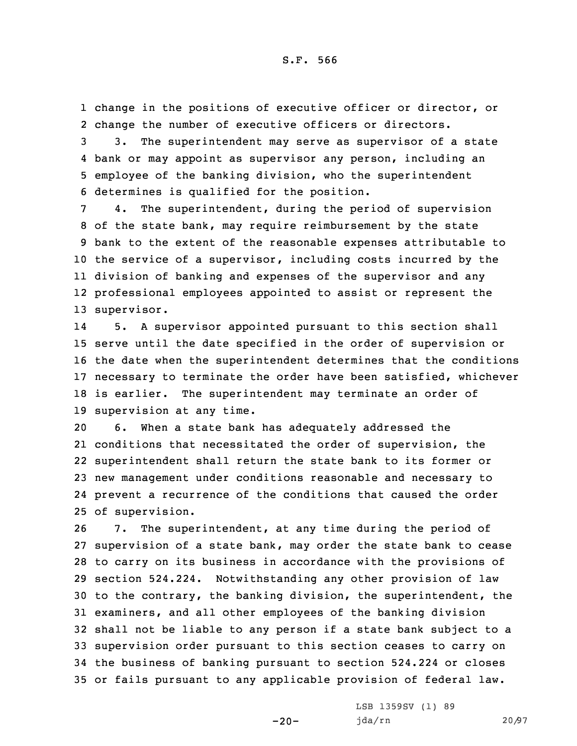change in the positions of executive officer or director, or change the number of executive officers or directors.

3. The superintendent may serve as supervisor of a state bank or may appoint as supervisor any person, including an employee of the banking division, who the superintendent determines is qualified for the position.

4. The superintendent, during the period of supervision of the state bank, may require reimbursement by the state bank to the extent of the reasonable expenses attributable to the service of a supervisor, including costs incurred by the division of banking and expenses of the supervisor and any professional employees appointed to assist or represent the supervisor.

5. A supervisor appointed pursuant to this section shall serve until the date specified in the order of supervision or the date when the superintendent determines that the conditions necessary to terminate the order have been satisfied, whichever is earlier. The superintendent may terminate an order of supervision at any time.

6. When a state bank has adequately addressed the conditions that necessitated the order of supervision, the superintendent shall return the state bank to its former or new management under conditions reasonable and necessary to prevent a recurrence of the conditions that caused the order of supervision.

7. The superintendent, at any time during the period of supervision of a state bank, may order the state bank to cease to carry on its business in accordance with the provisions of section 524.224. Notwithstanding any other provision of law to the contrary, the banking division, the superintendent, the examiners, and all other employees of the banking division shall not be liable to any person if a state bank subject to a supervision order pursuant to this section ceases to carry on the business of banking pursuant to section 524.224 or closes or fails pursuant to any applicable provision of federal law.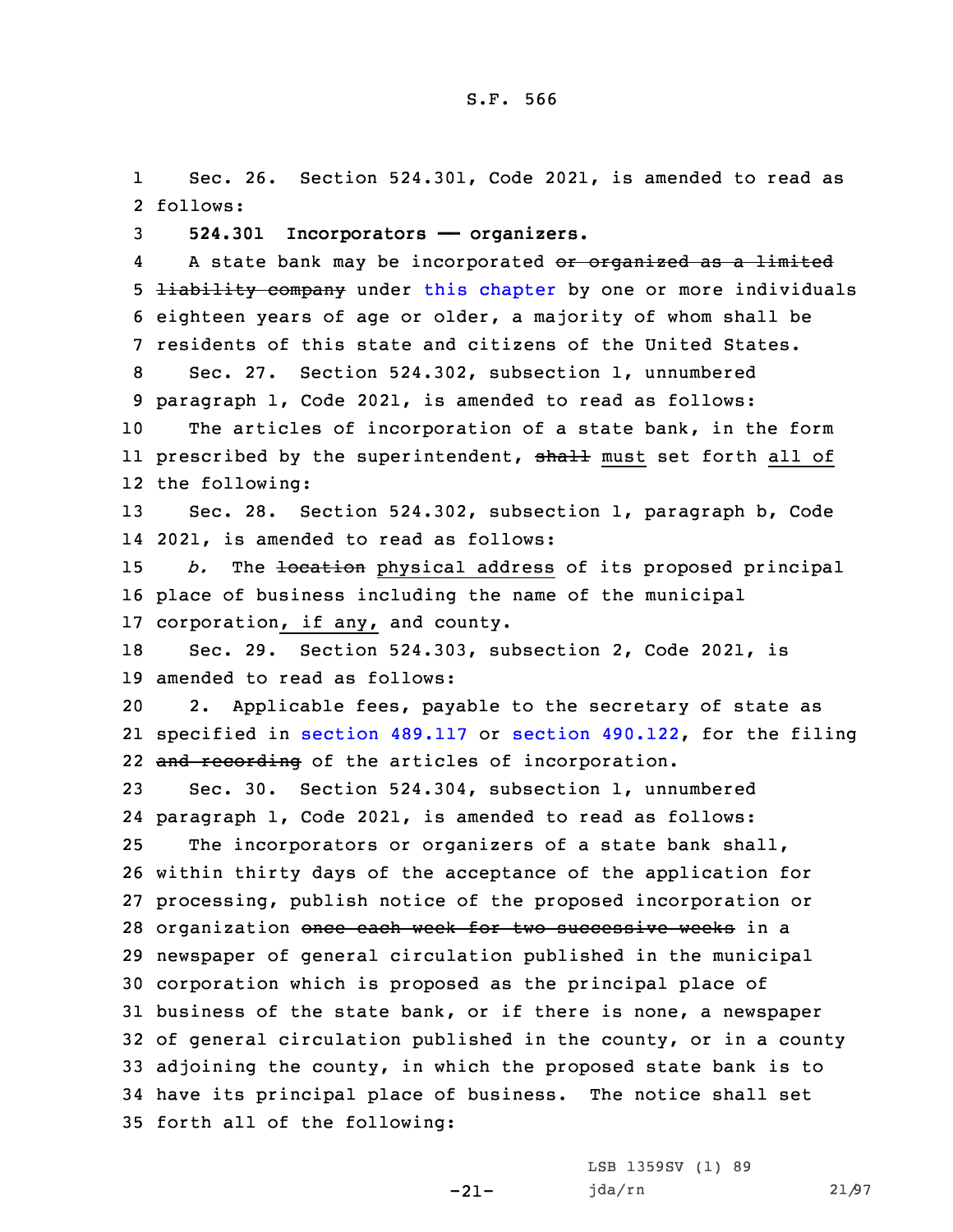Sec. 26. Section 524.301, Code 2021, is amended to read as follows:

**524.301 Incorporators —— organizers.**

A state bank may be incorporated ~~or organized as a limited liability company~~ under this chapter by one or more individuals eighteen years of age or older, a majority of whom shall be residents of this state and citizens of the United States.

Sec. 27. Section 524.302, subsection 1, unnumbered paragraph 1, Code 2021, is amended to read as follows:

The articles of incorporation of a state bank, in the form prescribed by the superintendent, ~~shall~~ must set forth all of the following:

Sec. 28. Section 524.302, subsection 1, paragraph b, Code 2021, is amended to read as follows:

*b.* The ~~location~~ physical address of its proposed principal place of business including the name of the municipal corporation, if any, and county.

Sec. 29. Section 524.303, subsection 2, Code 2021, is amended to read as follows:

2. Applicable fees, payable to the secretary of state as specified in section 489.117 or section 490.122, for the filing ~~and recording~~ of the articles of incorporation.

Sec. 30. Section 524.304, subsection 1, unnumbered paragraph 1, Code 2021, is amended to read as follows:

The incorporators or organizers of a state bank shall, within thirty days of the acceptance of the application for processing, publish notice of the proposed incorporation or organization ~~once each week for two successive weeks~~ in a newspaper of general circulation published in the municipal corporation which is proposed as the principal place of business of the state bank, or if there is none, a newspaper of general circulation published in the county, or in a county adjoining the county, in which the proposed state bank is to have its principal place of business. The notice shall set forth all of the following: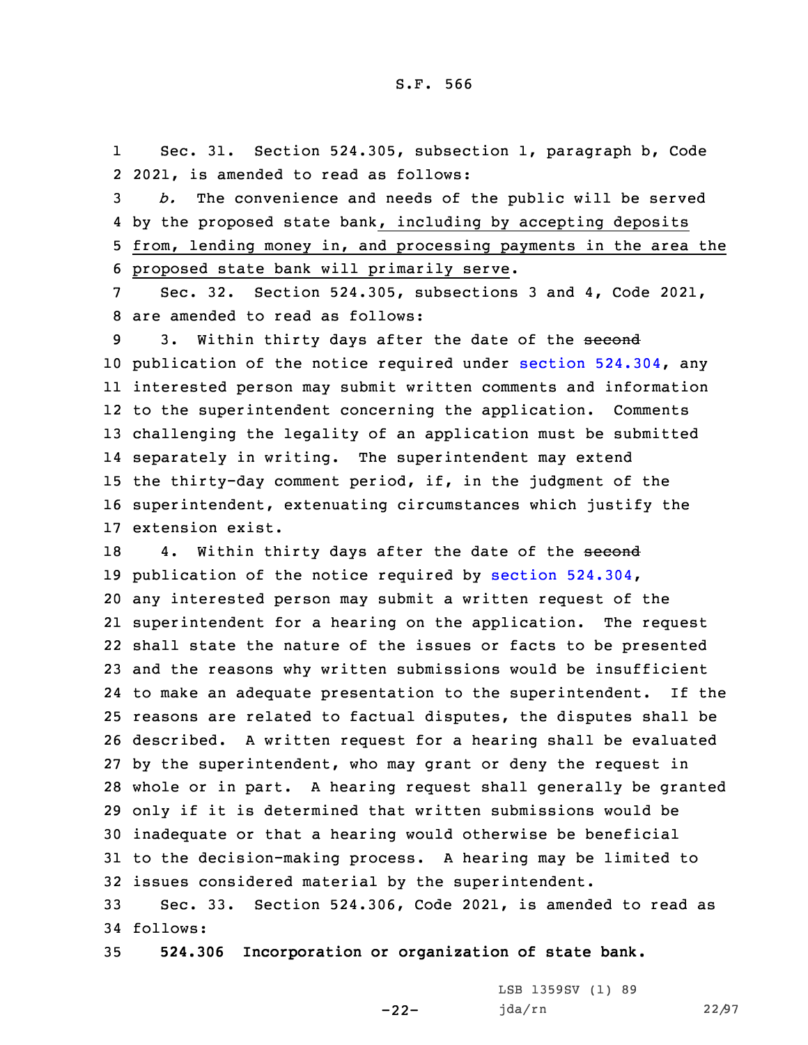Sec. 31. Section 524.305, subsection 1, paragraph b, Code 2021, is amended to read as follows:

*b.* The convenience and needs of the public will be served by the proposed state bank, including by accepting deposits from, lending money in, and processing payments in the area the proposed state bank will primarily serve.

Sec. 32. Section 524.305, subsections 3 and 4, Code 2021, are amended to read as follows:

3. Within thirty days after the date of the ~~second~~ publication of the notice required under section 524.304, any interested person may submit written comments and information to the superintendent concerning the application. Comments challenging the legality of an application must be submitted separately in writing. The superintendent may extend the thirty-day comment period, if, in the judgment of the superintendent, extenuating circumstances which justify the extension exist.

4. Within thirty days after the date of the ~~second~~ publication of the notice required by section 524.304, any interested person may submit a written request of the superintendent for a hearing on the application. The request shall state the nature of the issues or facts to be presented and the reasons why written submissions would be insufficient to make an adequate presentation to the superintendent. If the reasons are related to factual disputes, the disputes shall be described. A written request for a hearing shall be evaluated by the superintendent, who may grant or deny the request in whole or in part. A hearing request shall generally be granted only if it is determined that written submissions would be inadequate or that a hearing would otherwise be beneficial to the decision-making process. A hearing may be limited to issues considered material by the superintendent.

Sec. 33. Section 524.306, Code 2021, is amended to read as follows:

**524.306 Incorporation or organization of state bank.**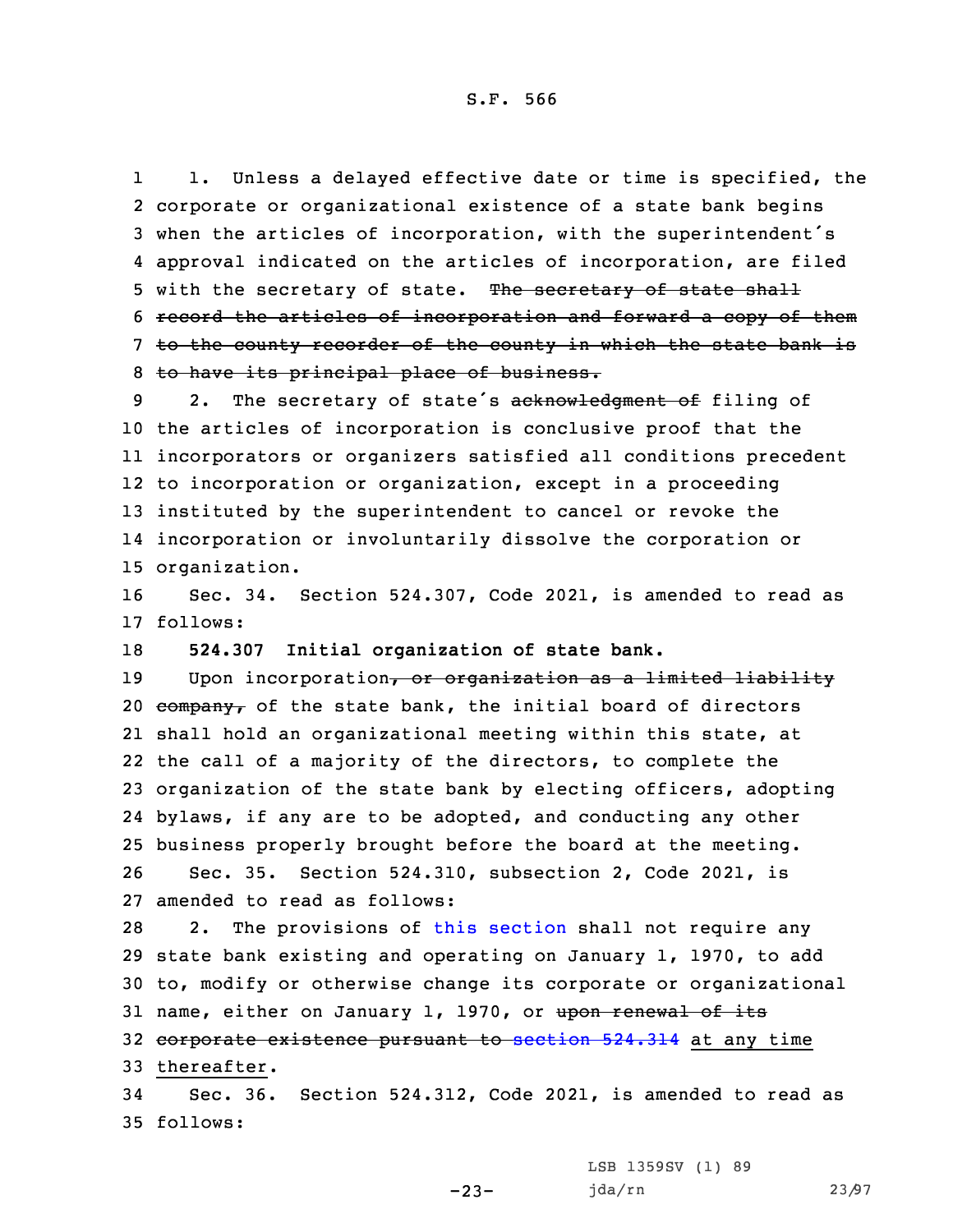1. Unless a delayed effective date or time is specified, the corporate or organizational existence of a state bank begins when the articles of incorporation, with the superintendent's approval indicated on the articles of incorporation, are filed with the secretary of state. ~~The secretary of state shall record the articles of incorporation and forward a copy of them to the county recorder of the county in which the state bank is to have its principal place of business.~~

2. The secretary of state's ~~acknowledgment of~~ filing of the articles of incorporation is conclusive proof that the incorporators or organizers satisfied all conditions precedent to incorporation or organization, except in a proceeding instituted by the superintendent to cancel or revoke the incorporation or involuntarily dissolve the corporation or organization.

Sec. 34. Section 524.307, Code 2021, is amended to read as follows:

**524.307 Initial organization of state bank.**

Upon incorporation~~, or organization as a limited liability company,~~ of the state bank, the initial board of directors shall hold an organizational meeting within this state, at the call of a majority of the directors, to complete the organization of the state bank by electing officers, adopting bylaws, if any are to be adopted, and conducting any other business properly brought before the board at the meeting.

Sec. 35. Section 524.310, subsection 2, Code 2021, is amended to read as follows:

2. The provisions of this section shall not require any state bank existing and operating on January 1, 1970, to add to, modify or otherwise change its corporate or organizational name, either on January 1, 1970, or ~~upon renewal of its corporate existence pursuant to section 524.314~~ at any time thereafter.

Sec. 36. Section 524.312, Code 2021, is amended to read as follows: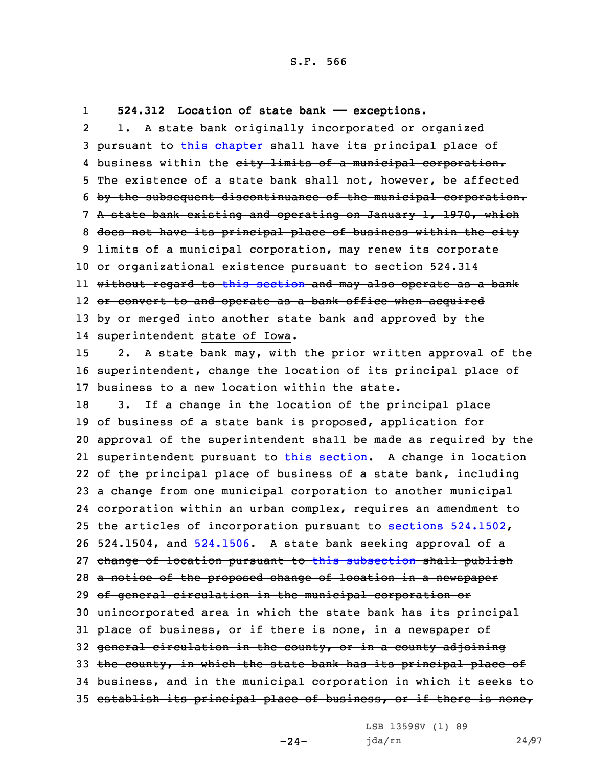**524.312 Location of state bank — exceptions.**

1. A state bank originally incorporated or organized pursuant to this chapter shall have its principal place of business within the ~~city limits of a municipal corporation. The existence of a state bank shall not, however, be affected by the subsequent discontinuance of the municipal corporation. A state bank existing and operating on January 1, 1970, which does not have its principal place of business within the city limits of a municipal corporation, may renew its corporate or organizational existence pursuant to section 524.314 without regard to this section and may also operate as a bank or convert to and operate as a bank office when acquired by or merged into another state bank and approved by the superintendent~~ state of Iowa.

2. A state bank may, with the prior written approval of the superintendent, change the location of its principal place of business to a new location within the state.

3. If a change in the location of the principal place of business of a state bank is proposed, application for approval of the superintendent shall be made as required by the superintendent pursuant to this section. A change in location of the principal place of business of a state bank, including a change from one municipal corporation to another municipal corporation within an urban complex, requires an amendment to the articles of incorporation pursuant to sections 524.1502, 524.1504, and 524.1506. ~~A state bank seeking approval of a change of location pursuant to this subsection shall publish a notice of the proposed change of location in a newspaper of general circulation in the municipal corporation or unincorporated area in which the state bank has its principal place of business, or if there is none, in a newspaper of general circulation in the county, or in a county adjoining the county, in which the state bank has its principal place of business, and in the municipal corporation in which it seeks to establish its principal place of business, or if there is none,~~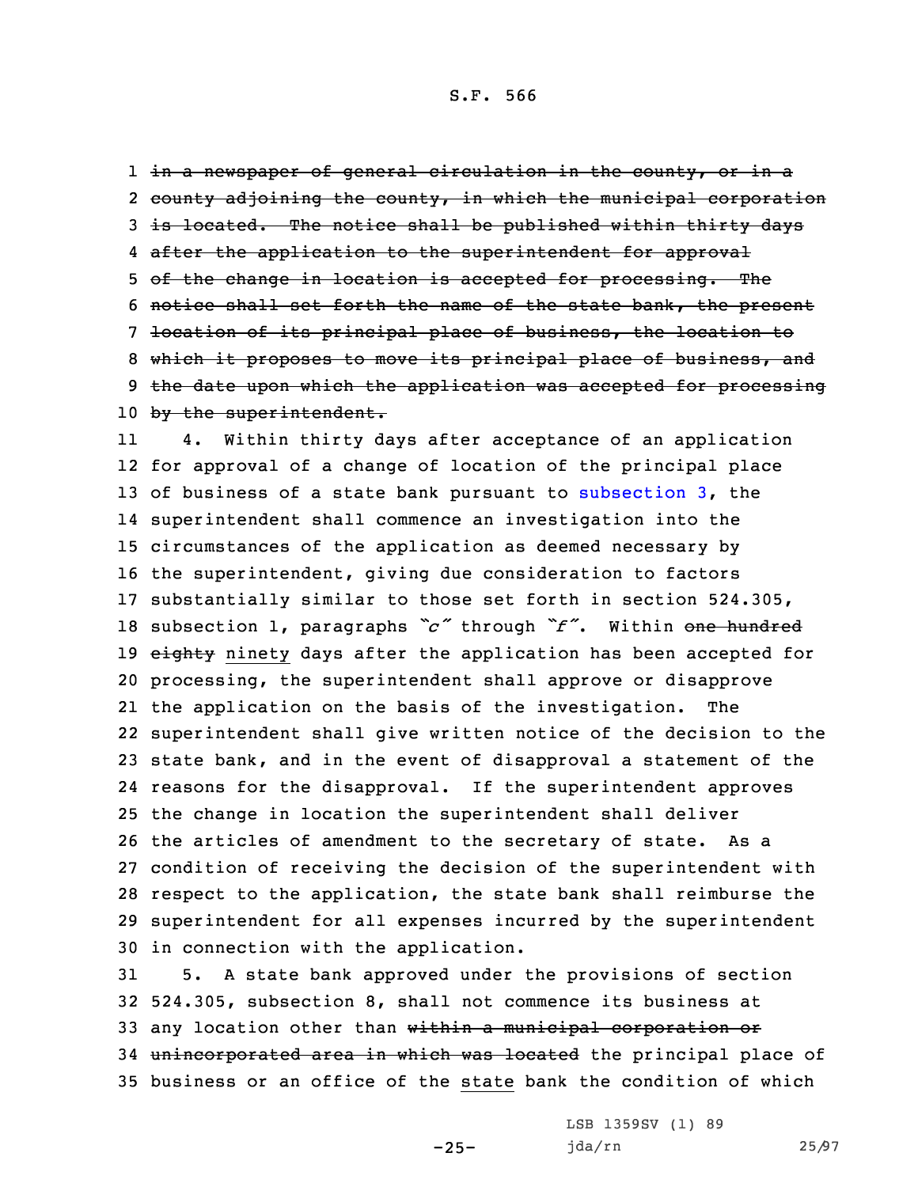1 ~~in a newspaper of general circulation in the county, or in a~~
2 ~~county adjoining the county, in which the municipal corporation~~
3 ~~is located. The notice shall be published within thirty days~~
4 ~~after the application to the superintendent for approval~~
5 ~~of the change in location is accepted for processing. The~~
6 ~~notice shall set forth the name of the state bank, the present~~
7 ~~location of its principal place of business, the location to~~
8 ~~which it proposes to move its principal place of business, and~~
9 ~~the date upon which the application was accepted for processing~~
10 ~~by the superintendent.~~

11 4. Within thirty days after acceptance of an application
12 for approval of a change of location of the principal place
13 of business of a state bank pursuant to subsection 3, the
14 superintendent shall commence an investigation into the
15 circumstances of the application as deemed necessary by
16 the superintendent, giving due consideration to factors
17 substantially similar to those set forth in section 524.305,
18 subsection 1, paragraphs *"c"* through *"f"*. Within ~~one hundred~~
19 ~~eighty~~ ninety days after the application has been accepted for
20 processing, the superintendent shall approve or disapprove
21 the application on the basis of the investigation. The
22 superintendent shall give written notice of the decision to the
23 state bank, and in the event of disapproval a statement of the
24 reasons for the disapproval. If the superintendent approves
25 the change in location the superintendent shall deliver
26 the articles of amendment to the secretary of state. As a
27 condition of receiving the decision of the superintendent with
28 respect to the application, the state bank shall reimburse the
29 superintendent for all expenses incurred by the superintendent
30 in connection with the application.

31 5. A state bank approved under the provisions of section
32 524.305, subsection 8, shall not commence its business at
33 any location other than ~~within a municipal corporation or~~
34 ~~unincorporated area in which was located~~ the principal place of
35 business or an office of the state bank the condition of which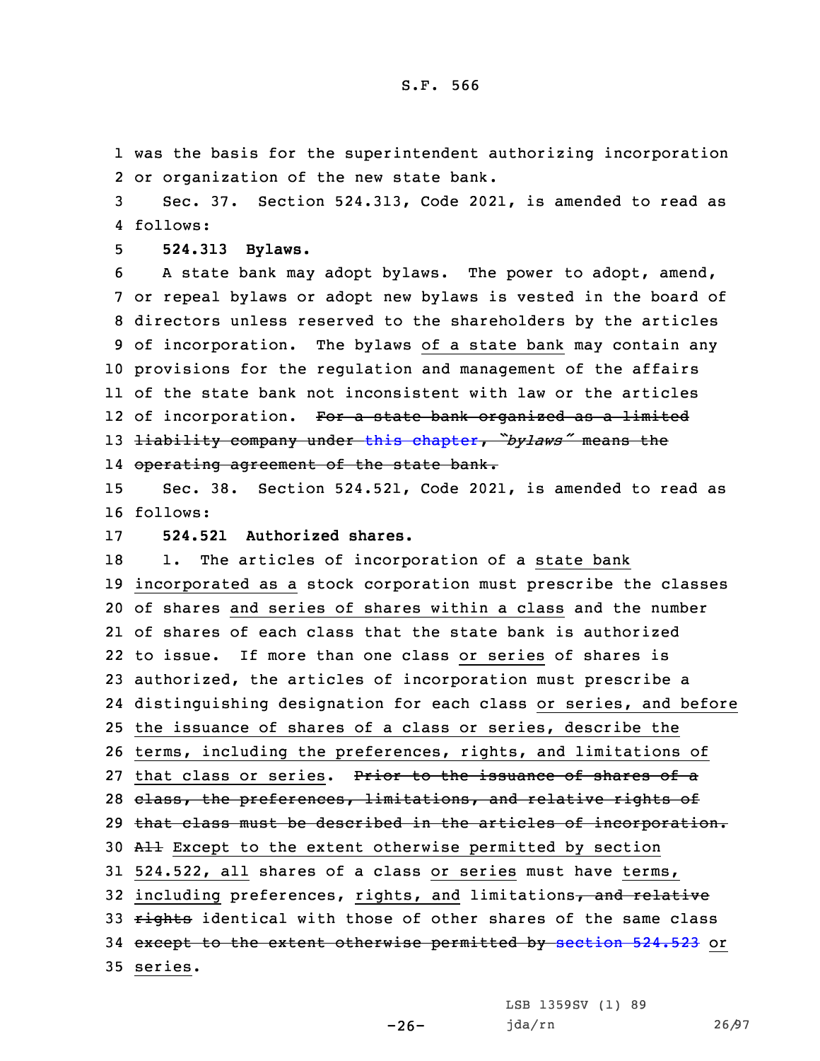was the basis for the superintendent authorizing incorporation or organization of the new state bank.

Sec. 37. Section 524.313, Code 2021, is amended to read as follows:

**524.313 Bylaws.**

A state bank may adopt bylaws. The power to adopt, amend, or repeal bylaws or adopt new bylaws is vested in the board of directors unless reserved to the shareholders by the articles of incorporation. The bylaws of a state bank may contain any provisions for the regulation and management of the affairs of the state bank not inconsistent with law or the articles of incorporation. ~~For a state bank organized as a limited liability company under this chapter, "*bylaws*" means the operating agreement of the state bank.~~

Sec. 38. Section 524.521, Code 2021, is amended to read as follows:

**524.521 Authorized shares.**

1. The articles of incorporation of a state bank incorporated as a stock corporation must prescribe the classes of shares and series of shares within a class and the number of shares of each class that the state bank is authorized to issue. If more than one class or series of shares is authorized, the articles of incorporation must prescribe a distinguishing designation for each class or series, and before the issuance of shares of a class or series, describe the terms, including the preferences, rights, and limitations of that class or series. ~~Prior to the issuance of shares of a class, the preferences, limitations, and relative rights of that class must be described in the articles of incorporation.~~ ~~All~~ Except to the extent otherwise permitted by section 524.522, all shares of a class or series must have terms, including preferences, rights, and limitations~~, and relative rights~~ identical with those of other shares of the same class ~~except to the extent otherwise permitted by section 524.523~~ or series.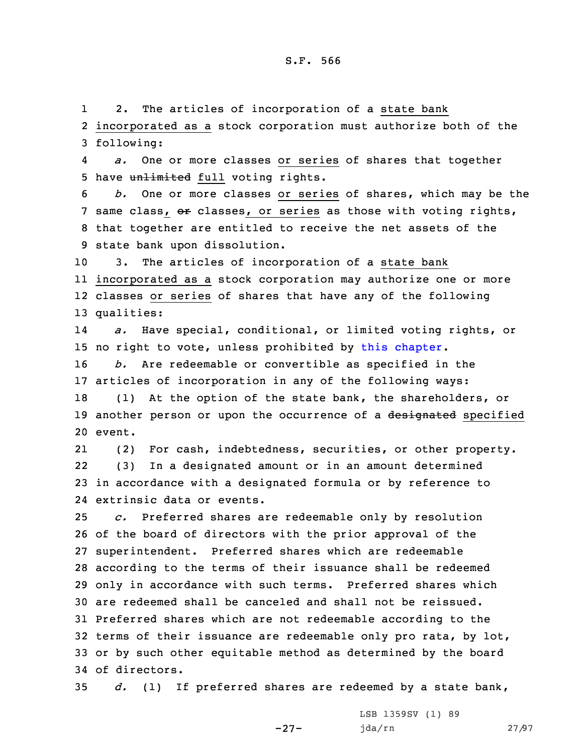2. The articles of incorporation of a state bank incorporated as a stock corporation must authorize both of the following:

*a.* One or more classes or series of shares that together have ~~unlimited~~ full voting rights.

*b.* One or more classes or series of shares, which may be the same class, ~~or~~ classes, or series as those with voting rights, that together are entitled to receive the net assets of the state bank upon dissolution.

3. The articles of incorporation of a state bank incorporated as a stock corporation may authorize one or more classes or series of shares that have any of the following qualities:

*a.* Have special, conditional, or limited voting rights, or no right to vote, unless prohibited by this chapter.

*b.* Are redeemable or convertible as specified in the articles of incorporation in any of the following ways:

(1) At the option of the state bank, the shareholders, or another person or upon the occurrence of a ~~designated~~ specified event.

(2) For cash, indebtedness, securities, or other property.

(3) In a designated amount or in an amount determined in accordance with a designated formula or by reference to extrinsic data or events.

*c.* Preferred shares are redeemable only by resolution of the board of directors with the prior approval of the superintendent. Preferred shares which are redeemable according to the terms of their issuance shall be redeemed only in accordance with such terms. Preferred shares which are redeemed shall be canceled and shall not be reissued. Preferred shares which are not redeemable according to the terms of their issuance are redeemable only pro rata, by lot, or by such other equitable method as determined by the board of directors.

*d.* (1) If preferred shares are redeemed by a state bank,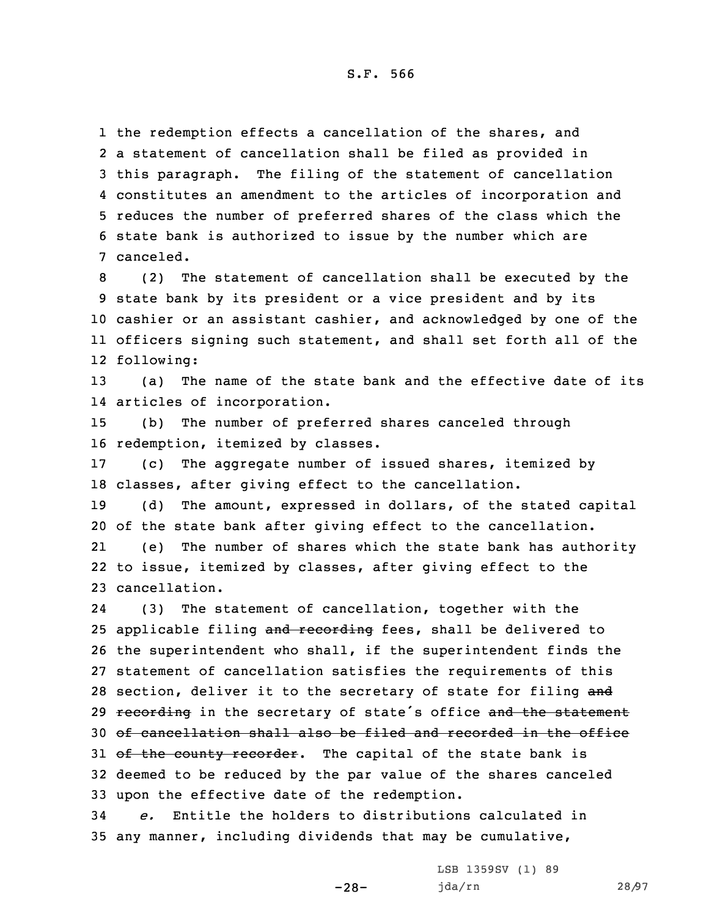the redemption effects a cancellation of the shares, and a statement of cancellation shall be filed as provided in this paragraph. The filing of the statement of cancellation constitutes an amendment to the articles of incorporation and reduces the number of preferred shares of the class which the state bank is authorized to issue by the number which are canceled.

(2) The statement of cancellation shall be executed by the state bank by its president or a vice president and by its cashier or an assistant cashier, and acknowledged by one of the officers signing such statement, and shall set forth all of the following:

(a) The name of the state bank and the effective date of its articles of incorporation.

(b) The number of preferred shares canceled through redemption, itemized by classes.

(c) The aggregate number of issued shares, itemized by classes, after giving effect to the cancellation.

(d) The amount, expressed in dollars, of the stated capital of the state bank after giving effect to the cancellation.

(e) The number of shares which the state bank has authority to issue, itemized by classes, after giving effect to the cancellation.

(3) The statement of cancellation, together with the applicable filing ~~and recording~~ fees, shall be delivered to the superintendent who shall, if the superintendent finds the statement of cancellation satisfies the requirements of this section, deliver it to the secretary of state for filing ~~and recording~~ in the secretary of state's office ~~and the statement of cancellation shall also be filed and recorded in the office of the county recorder~~. The capital of the state bank is deemed to be reduced by the par value of the shares canceled upon the effective date of the redemption.

*e.* Entitle the holders to distributions calculated in any manner, including dividends that may be cumulative,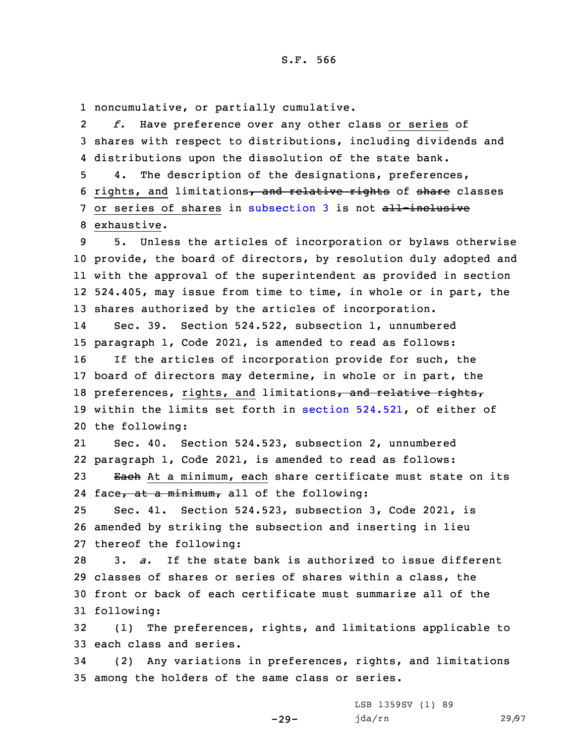noncumulative, or partially cumulative.

*f.* Have preference over any other class or series of shares with respect to distributions, including dividends and distributions upon the dissolution of the state bank.

4. The description of the designations, preferences, rights, and limitations, ~~and relative rights~~ of ~~share~~ classes or series of shares in subsection 3 is not ~~all-inclusive~~ exhaustive.

5. Unless the articles of incorporation or bylaws otherwise provide, the board of directors, by resolution duly adopted and with the approval of the superintendent as provided in section 524.405, may issue from time to time, in whole or in part, the shares authorized by the articles of incorporation.

Sec. 39. Section 524.522, subsection 1, unnumbered paragraph 1, Code 2021, is amended to read as follows:

If the articles of incorporation provide for such, the board of directors may determine, in whole or in part, the preferences, rights, and limitations~~, and relative rights,~~ within the limits set forth in section 524.521, of either of the following:

Sec. 40. Section 524.523, subsection 2, unnumbered paragraph 1, Code 2021, is amended to read as follows:

~~Each~~ At a minimum, each share certificate must state on its face~~, at a minimum,~~ all of the following:

Sec. 41. Section 524.523, subsection 3, Code 2021, is amended by striking the subsection and inserting in lieu thereof the following:

3. *a.* If the state bank is authorized to issue different classes of shares or series of shares within a class, the front or back of each certificate must summarize all of the following:

(1) The preferences, rights, and limitations applicable to each class and series.

(2) Any variations in preferences, rights, and limitations among the holders of the same class or series.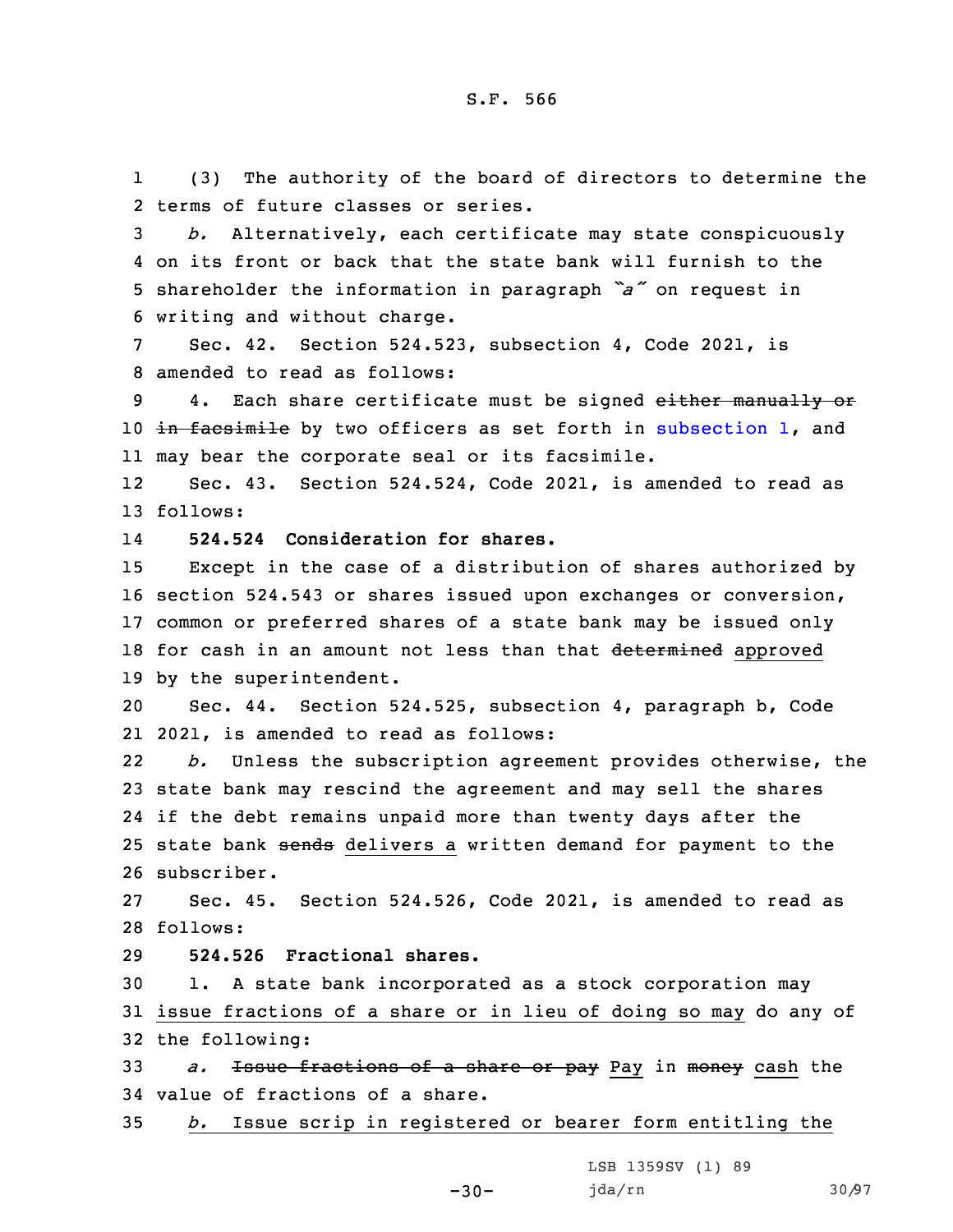(3) The authority of the board of directors to determine the terms of future classes or series.

*b.* Alternatively, each certificate may state conspicuously on its front or back that the state bank will furnish to the shareholder the information in paragraph *"a"* on request in writing and without charge.

Sec. 42. Section 524.523, subsection 4, Code 2021, is amended to read as follows:

4. Each share certificate must be signed ~~either manually or in facsimile~~ by two officers as set forth in subsection 1, and may bear the corporate seal or its facsimile.

Sec. 43. Section 524.524, Code 2021, is amended to read as follows:

**524.524 Consideration for shares.**

Except in the case of a distribution of shares authorized by section 524.543 or shares issued upon exchanges or conversion, common or preferred shares of a state bank may be issued only for cash in an amount not less than that ~~determined~~ approved by the superintendent.

Sec. 44. Section 524.525, subsection 4, paragraph b, Code 2021, is amended to read as follows:

*b.* Unless the subscription agreement provides otherwise, the state bank may rescind the agreement and may sell the shares if the debt remains unpaid more than twenty days after the state bank ~~sends~~ delivers a written demand for payment to the subscriber.

Sec. 45. Section 524.526, Code 2021, is amended to read as follows:

**524.526 Fractional shares.**

1. A state bank incorporated as a stock corporation may issue fractions of a share or in lieu of doing so may do any of the following:

*a.* ~~Issue fractions of a share or pay~~ Pay in ~~money~~ cash the value of fractions of a share.

*b.* Issue scrip in registered or bearer form entitling the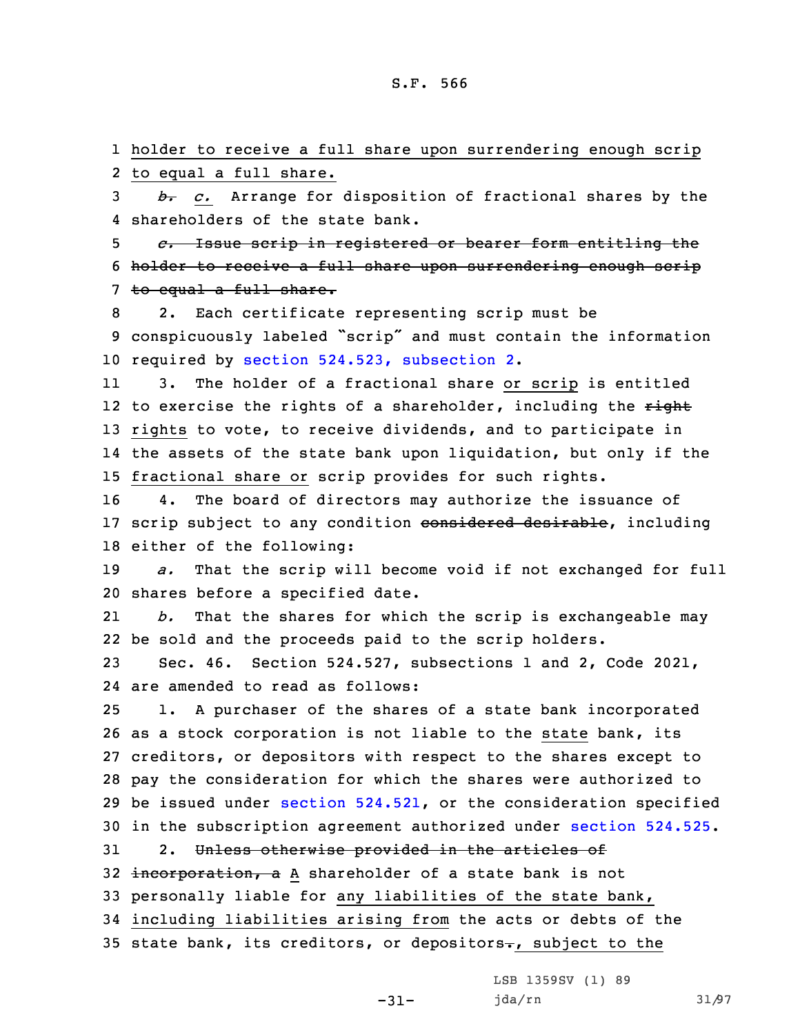holder to receive a full share upon surrendering enough scrip to equal a full share.

~~*b.*~~ *c.* Arrange for disposition of fractional shares by the shareholders of the state bank.

~~*c.* Issue scrip in registered or bearer form entitling the holder to receive a full share upon surrendering enough scrip to equal a full share.~~

2. Each certificate representing scrip must be conspicuously labeled "scrip" and must contain the information required by section 524.523, subsection 2.

3. The holder of a fractional share or scrip is entitled to exercise the rights of a shareholder, including the ~~right~~ rights to vote, to receive dividends, and to participate in the assets of the state bank upon liquidation, but only if the fractional share or scrip provides for such rights.

4. The board of directors may authorize the issuance of scrip subject to any condition ~~considered desirable~~, including either of the following:

*a.* That the scrip will become void if not exchanged for full shares before a specified date.

*b.* That the shares for which the scrip is exchangeable may be sold and the proceeds paid to the scrip holders.

Sec. 46. Section 524.527, subsections 1 and 2, Code 2021, are amended to read as follows:

1. A purchaser of the shares of a state bank incorporated as a stock corporation is not liable to the state bank, its creditors, or depositors with respect to the shares except to pay the consideration for which the shares were authorized to be issued under section 524.521, or the consideration specified in the subscription agreement authorized under section 524.525.

2. ~~Unless otherwise provided in the articles of incorporation, a~~ A shareholder of a state bank is not personally liable for any liabilities of the state bank, including liabilities arising from the acts or debts of the state bank, its creditors, or depositors~~.~~, subject to the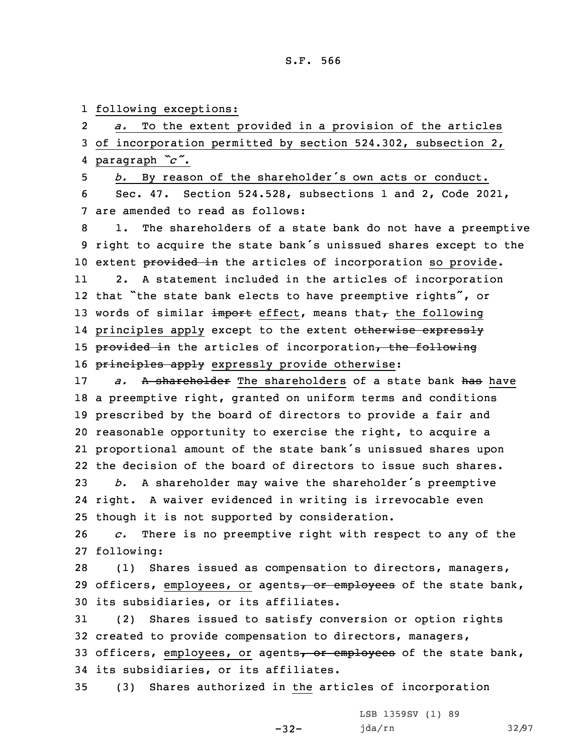following exceptions:

*a.* To the extent provided in a provision of the articles of incorporation permitted by section 524.302, subsection 2, paragraph "*c*".

*b.* By reason of the shareholder's own acts or conduct.

Sec. 47. Section 524.528, subsections 1 and 2, Code 2021, are amended to read as follows:

1. The shareholders of a state bank do not have a preemptive right to acquire the state bank's unissued shares except to the extent ~~provided in~~ the articles of incorporation so provide.

2. A statement included in the articles of incorporation that "the state bank elects to have preemptive rights", or words of similar ~~import~~ effect, means that~~,~~ the following principles apply except to the extent ~~otherwise expressly provided in~~ the articles of incorporation~~, the following principles apply~~ expressly provide otherwise:

*a.* ~~A shareholder~~ The shareholders of a state bank ~~has~~ have a preemptive right, granted on uniform terms and conditions prescribed by the board of directors to provide a fair and reasonable opportunity to exercise the right, to acquire a proportional amount of the state bank's unissued shares upon the decision of the board of directors to issue such shares.

*b.* A shareholder may waive the shareholder's preemptive right. A waiver evidenced in writing is irrevocable even though it is not supported by consideration.

*c.* There is no preemptive right with respect to any of the following:

(1) Shares issued as compensation to directors, managers, officers, employees, or agents~~, or employees~~ of the state bank, its subsidiaries, or its affiliates.

(2) Shares issued to satisfy conversion or option rights created to provide compensation to directors, managers, officers, employees, or agents~~, or employees~~ of the state bank, its subsidiaries, or its affiliates.

(3) Shares authorized in the articles of incorporation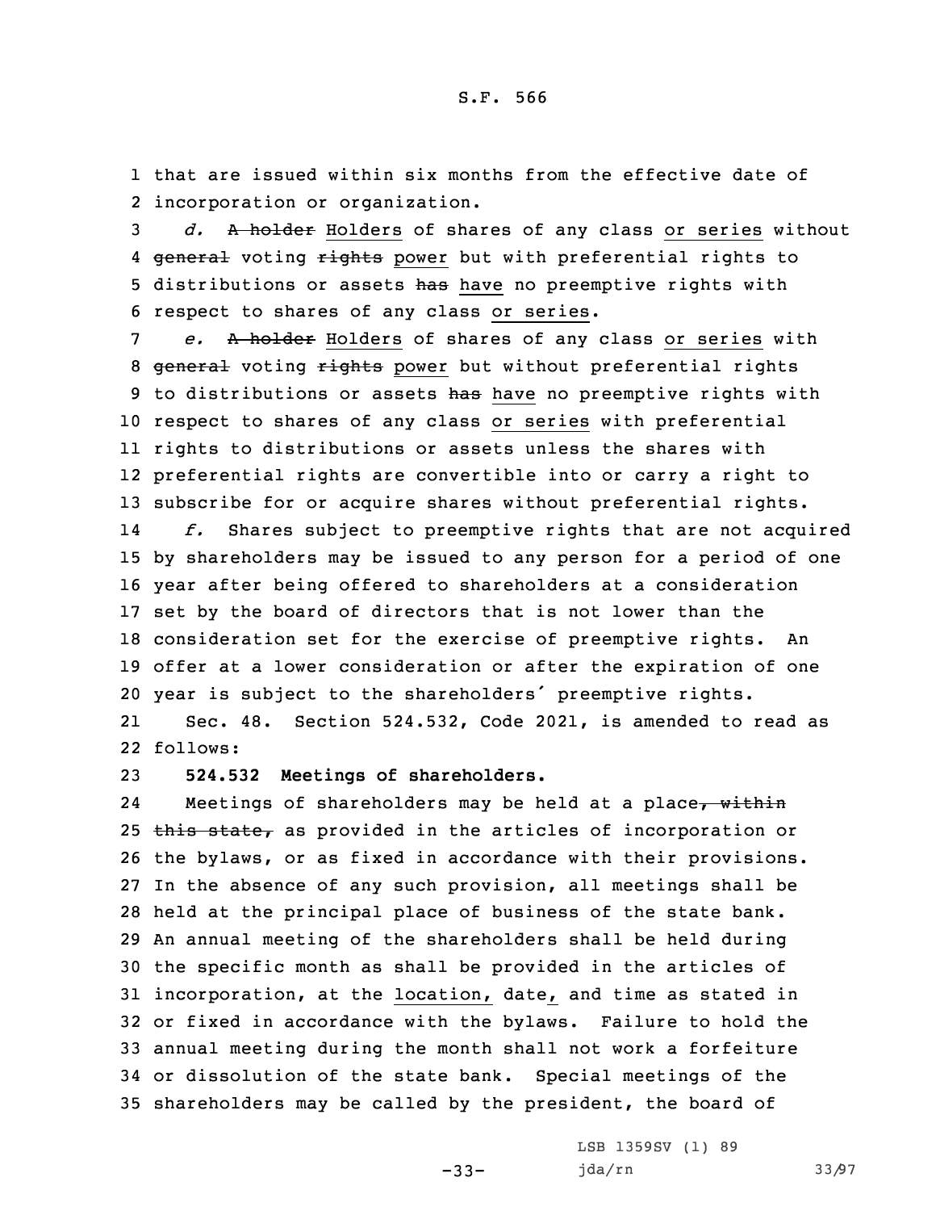that are issued within six months from the effective date of incorporation or organization.

*d.* ~~A holder~~ Holders of shares of any class or series without ~~general~~ voting ~~rights~~ power but with preferential rights to distributions or assets ~~has~~ have no preemptive rights with respect to shares of any class or series.

*e.* ~~A holder~~ Holders of shares of any class or series with ~~general~~ voting ~~rights~~ power but without preferential rights to distributions or assets ~~has~~ have no preemptive rights with respect to shares of any class or series with preferential rights to distributions or assets unless the shares with preferential rights are convertible into or carry a right to subscribe for or acquire shares without preferential rights.

*f.* Shares subject to preemptive rights that are not acquired by shareholders may be issued to any person for a period of one year after being offered to shareholders at a consideration set by the board of directors that is not lower than the consideration set for the exercise of preemptive rights. An offer at a lower consideration or after the expiration of one year is subject to the shareholders' preemptive rights.

Sec. 48. Section 524.532, Code 2021, is amended to read as follows:

**524.532 Meetings of shareholders.**

Meetings of shareholders may be held at a place~~, within this state,~~ as provided in the articles of incorporation or the bylaws, or as fixed in accordance with their provisions. In the absence of any such provision, all meetings shall be held at the principal place of business of the state bank. An annual meeting of the shareholders shall be held during the specific month as shall be provided in the articles of incorporation, at the location, date, and time as stated in or fixed in accordance with the bylaws. Failure to hold the annual meeting during the month shall not work a forfeiture or dissolution of the state bank. Special meetings of the shareholders may be called by the president, the board of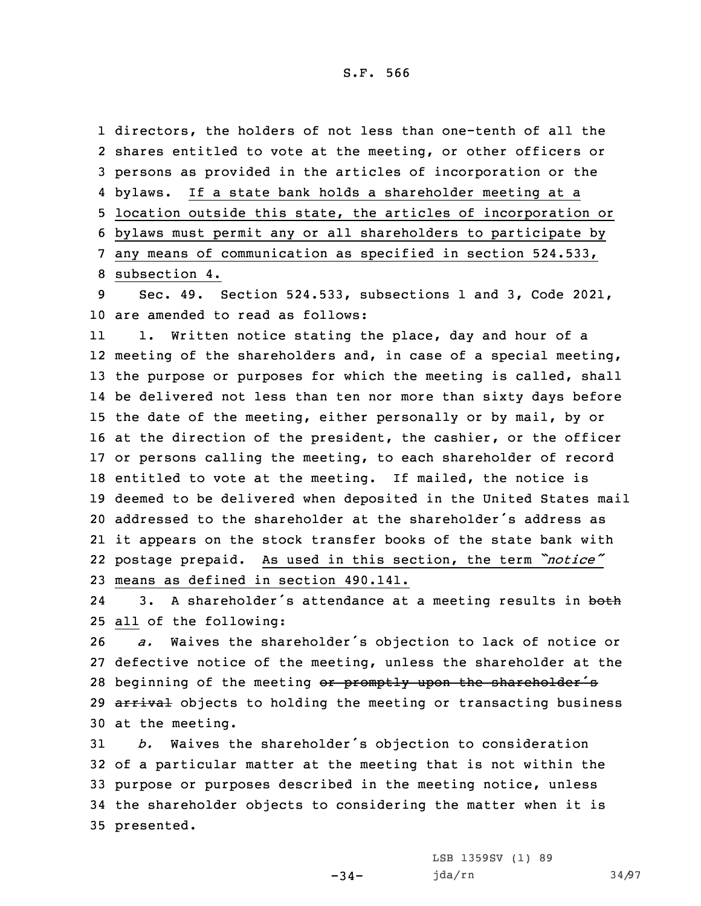directors, the holders of not less than one-tenth of all the shares entitled to vote at the meeting, or other officers or persons as provided in the articles of incorporation or the bylaws. If a state bank holds a shareholder meeting at a location outside this state, the articles of incorporation or bylaws must permit any or all shareholders to participate by any means of communication as specified in section 524.533, subsection 4.

Sec. 49. Section 524.533, subsections 1 and 3, Code 2021, are amended to read as follows:

1. Written notice stating the place, day and hour of a meeting of the shareholders and, in case of a special meeting, the purpose or purposes for which the meeting is called, shall be delivered not less than ten nor more than sixty days before the date of the meeting, either personally or by mail, by or at the direction of the president, the cashier, or the officer or persons calling the meeting, to each shareholder of record entitled to vote at the meeting. If mailed, the notice is deemed to be delivered when deposited in the United States mail addressed to the shareholder at the shareholder's address as it appears on the stock transfer books of the state bank with postage prepaid. As used in this section, the term *"notice"* means as defined in section 490.141.

3. A shareholder's attendance at a meeting results in ~~both~~ all of the following:

*a.* Waives the shareholder's objection to lack of notice or defective notice of the meeting, unless the shareholder at the beginning of the meeting ~~or promptly upon the shareholder's arrival~~ objects to holding the meeting or transacting business at the meeting.

*b.* Waives the shareholder's objection to consideration of a particular matter at the meeting that is not within the purpose or purposes described in the meeting notice, unless the shareholder objects to considering the matter when it is presented.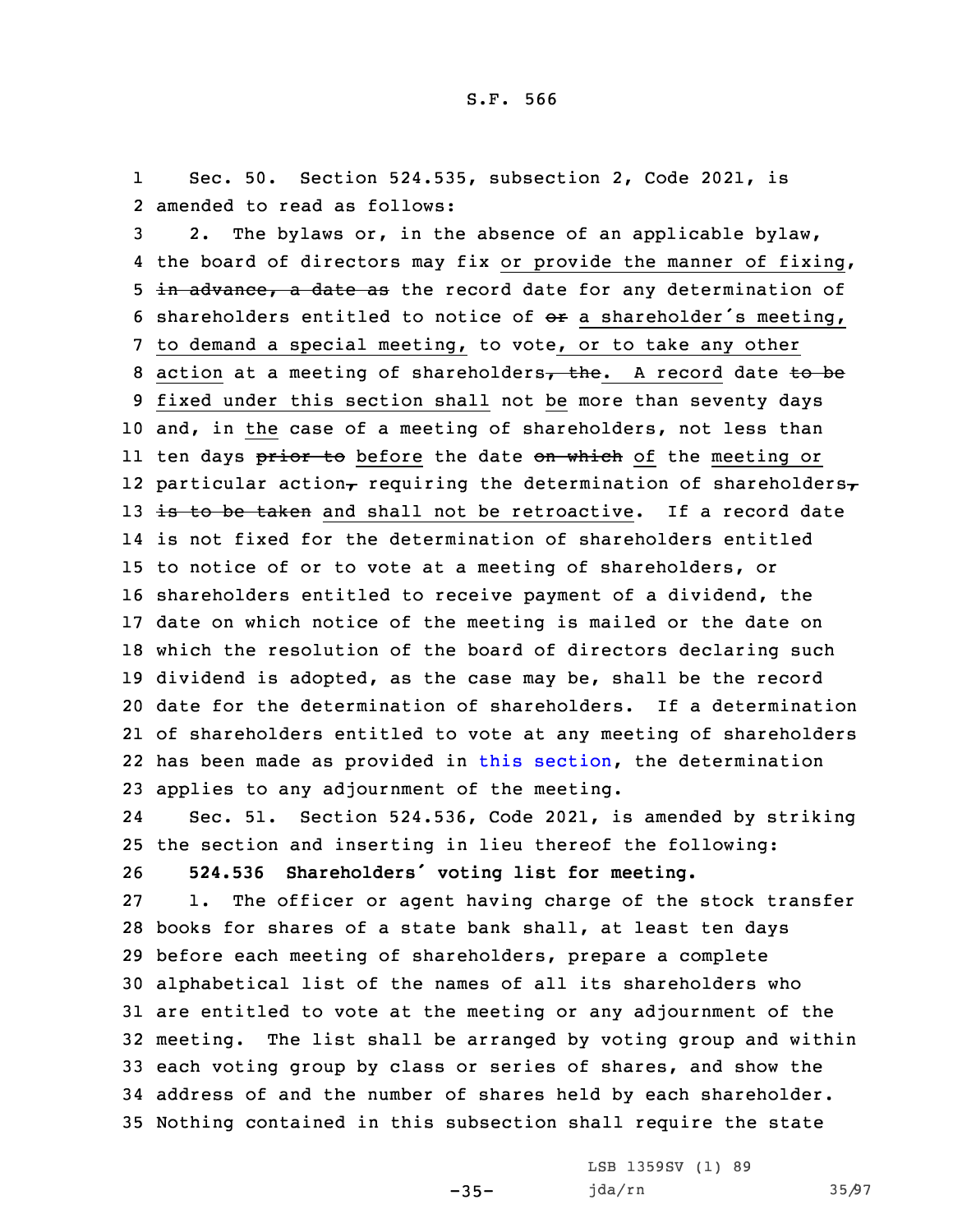Sec. 50. Section 524.535, subsection 2, Code 2021, is amended to read as follows:

2. The bylaws or, in the absence of an applicable bylaw, the board of directors may fix or provide the manner of fixing, ~~in advance, a date as~~ the record date for any determination of shareholders entitled to notice of ~~or~~ a shareholder's meeting, to demand a special meeting, to vote, or to take any other action at a meeting of shareholders~~, the~~. A record date ~~to be~~ fixed under this section shall not be more than seventy days and, in the case of a meeting of shareholders, not less than ten days ~~prior to~~ before the date ~~on which~~ of the meeting or particular action~~,~~ requiring the determination of shareholders~~,~~ ~~is to be taken~~ and shall not be retroactive. If a record date is not fixed for the determination of shareholders entitled to notice of or to vote at a meeting of shareholders, or shareholders entitled to receive payment of a dividend, the date on which notice of the meeting is mailed or the date on which the resolution of the board of directors declaring such dividend is adopted, as the case may be, shall be the record date for the determination of shareholders. If a determination of shareholders entitled to vote at any meeting of shareholders has been made as provided in this section, the determination applies to any adjournment of the meeting.

Sec. 51. Section 524.536, Code 2021, is amended by striking the section and inserting in lieu thereof the following:

**524.536 Shareholders' voting list for meeting.**

1. The officer or agent having charge of the stock transfer books for shares of a state bank shall, at least ten days before each meeting of shareholders, prepare a complete alphabetical list of the names of all its shareholders who are entitled to vote at the meeting or any adjournment of the meeting. The list shall be arranged by voting group and within each voting group by class or series of shares, and show the address of and the number of shares held by each shareholder. Nothing contained in this subsection shall require the state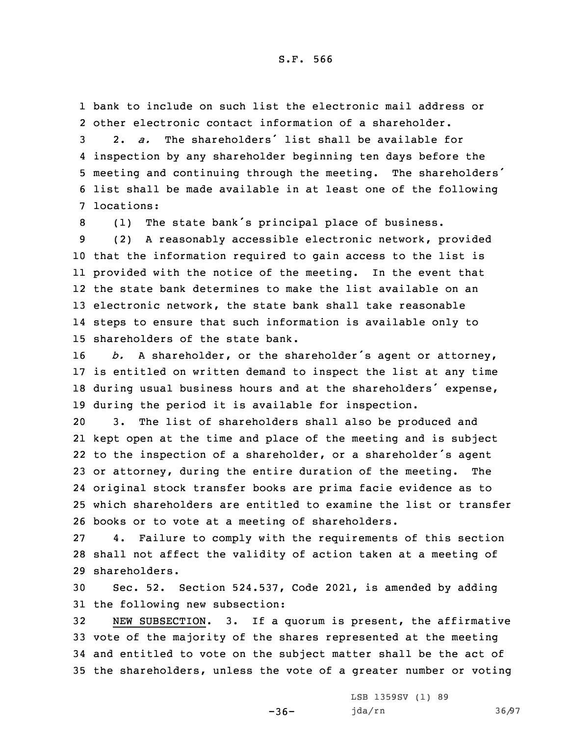bank to include on such list the electronic mail address or other electronic contact information of a shareholder.

2. *a.* The shareholders' list shall be available for inspection by any shareholder beginning ten days before the meeting and continuing through the meeting. The shareholders' list shall be made available in at least one of the following locations:

(1) The state bank's principal place of business.

(2) A reasonably accessible electronic network, provided that the information required to gain access to the list is provided with the notice of the meeting. In the event that the state bank determines to make the list available on an electronic network, the state bank shall take reasonable steps to ensure that such information is available only to shareholders of the state bank.

*b.* A shareholder, or the shareholder's agent or attorney, is entitled on written demand to inspect the list at any time during usual business hours and at the shareholders' expense, during the period it is available for inspection.

3. The list of shareholders shall also be produced and kept open at the time and place of the meeting and is subject to the inspection of a shareholder, or a shareholder's agent or attorney, during the entire duration of the meeting. The original stock transfer books are prima facie evidence as to which shareholders are entitled to examine the list or transfer books or to vote at a meeting of shareholders.

4. Failure to comply with the requirements of this section shall not affect the validity of action taken at a meeting of shareholders.

Sec. 52. Section 524.537, Code 2021, is amended by adding the following new subsection:

NEW SUBSECTION. 3. If a quorum is present, the affirmative vote of the majority of the shares represented at the meeting and entitled to vote on the subject matter shall be the act of the shareholders, unless the vote of a greater number or voting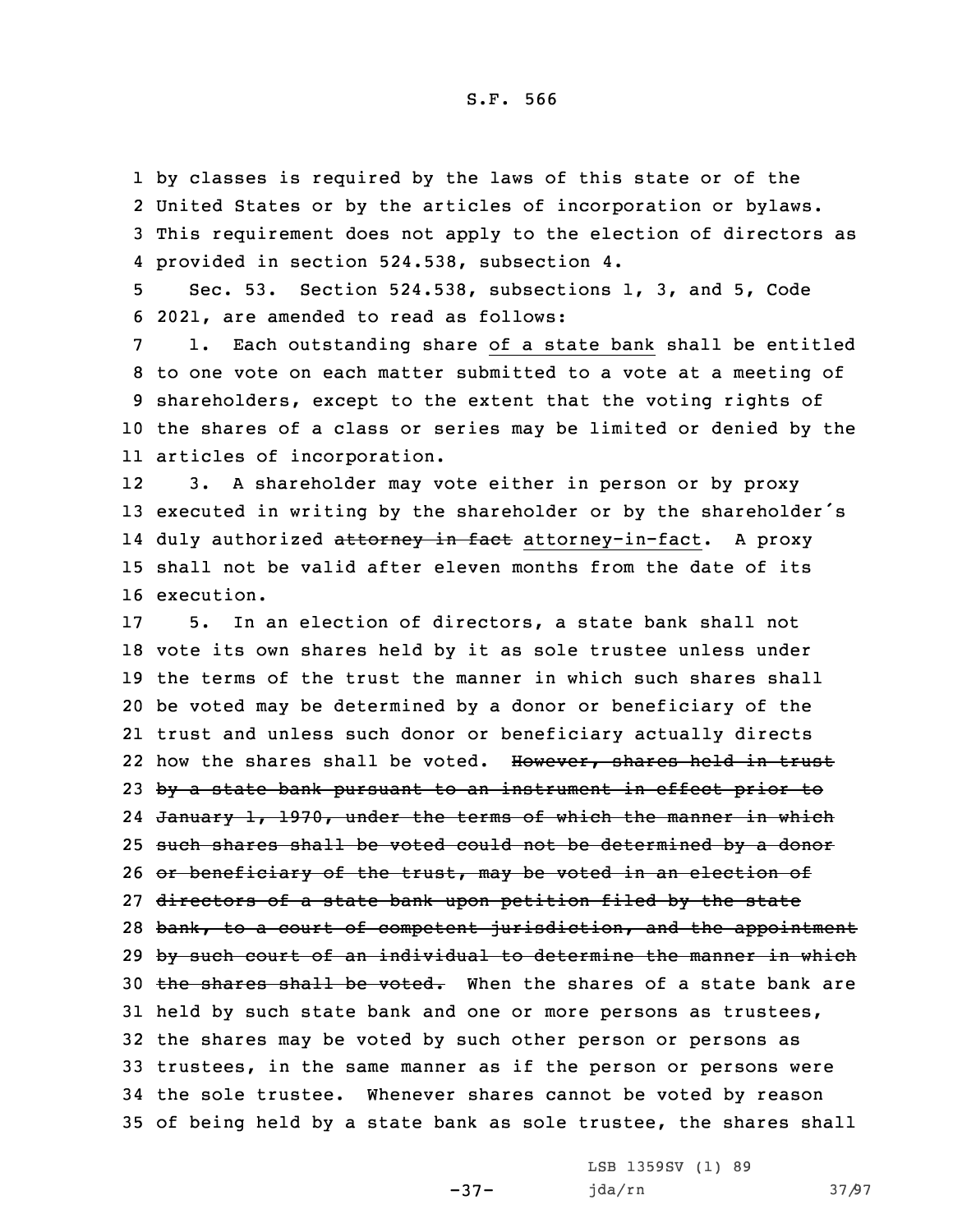by classes is required by the laws of this state or of the United States or by the articles of incorporation or bylaws. This requirement does not apply to the election of directors as provided in section 524.538, subsection 4.

Sec. 53. Section 524.538, subsections 1, 3, and 5, Code 2021, are amended to read as follows:

1. Each outstanding share of a state bank shall be entitled to one vote on each matter submitted to a vote at a meeting of shareholders, except to the extent that the voting rights of the shares of a class or series may be limited or denied by the articles of incorporation.

3. A shareholder may vote either in person or by proxy executed in writing by the shareholder or by the shareholder's duly authorized ~~attorney in fact~~ attorney-in-fact. A proxy shall not be valid after eleven months from the date of its execution.

5. In an election of directors, a state bank shall not vote its own shares held by it as sole trustee unless under the terms of the trust the manner in which such shares shall be voted may be determined by a donor or beneficiary of the trust and unless such donor or beneficiary actually directs how the shares shall be voted. ~~However, shares held in trust by a state bank pursuant to an instrument in effect prior to January 1, 1970, under the terms of which the manner in which such shares shall be voted could not be determined by a donor or beneficiary of the trust, may be voted in an election of directors of a state bank upon petition filed by the state bank, to a court of competent jurisdiction, and the appointment by such court of an individual to determine the manner in which the shares shall be voted.~~ When the shares of a state bank are held by such state bank and one or more persons as trustees, the shares may be voted by such other person or persons as trustees, in the same manner as if the person or persons were the sole trustee. Whenever shares cannot be voted by reason of being held by a state bank as sole trustee, the shares shall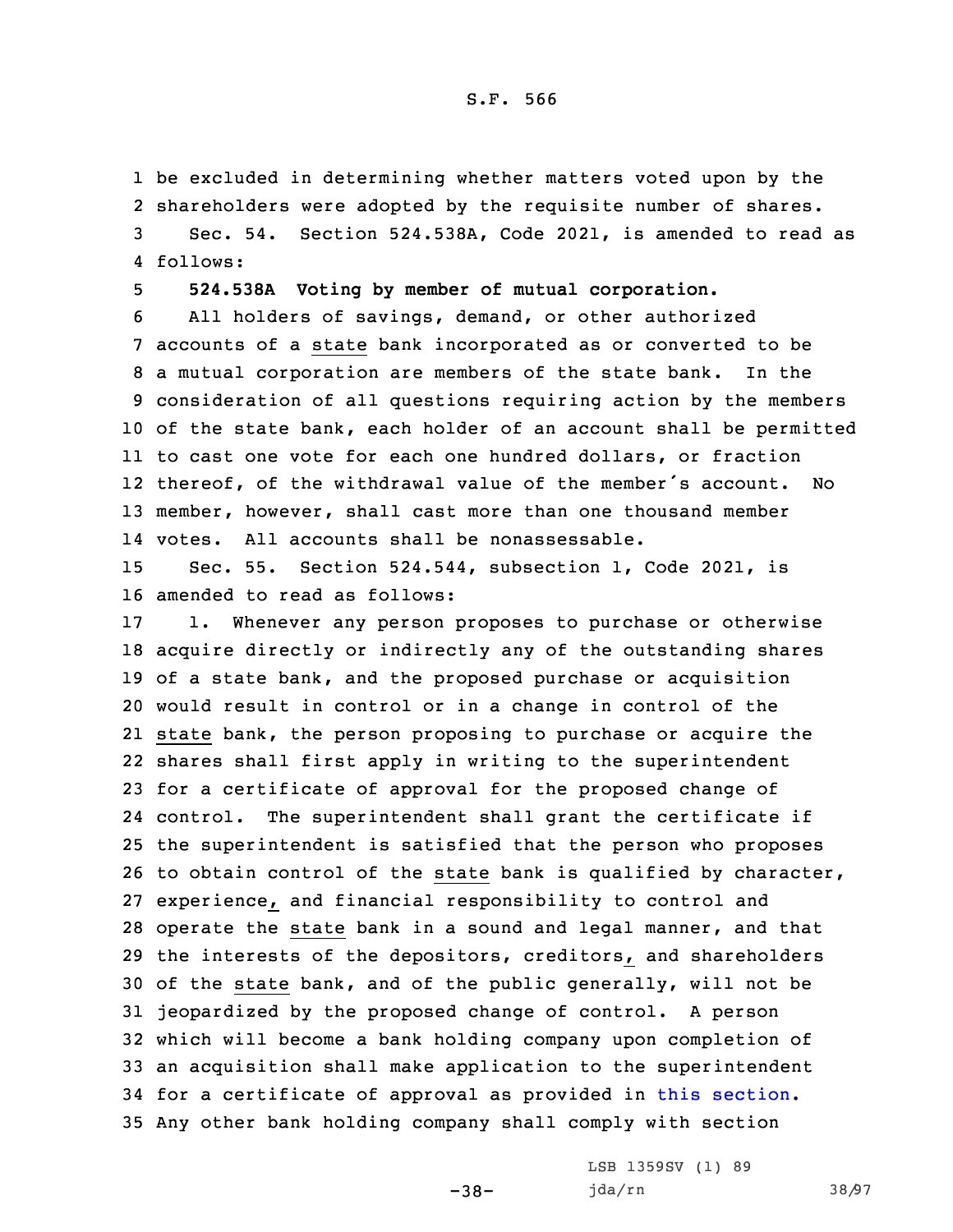be excluded in determining whether matters voted upon by the shareholders were adopted by the requisite number of shares.

Sec. 54. Section 524.538A, Code 2021, is amended to read as follows:

**524.538A Voting by member of mutual corporation.**

All holders of savings, demand, or other authorized accounts of a state bank incorporated as or converted to be a mutual corporation are members of the state bank. In the consideration of all questions requiring action by the members of the state bank, each holder of an account shall be permitted to cast one vote for each one hundred dollars, or fraction thereof, of the withdrawal value of the member's account. No member, however, shall cast more than one thousand member votes. All accounts shall be nonassessable.

Sec. 55. Section 524.544, subsection 1, Code 2021, is amended to read as follows:

1. Whenever any person proposes to purchase or otherwise acquire directly or indirectly any of the outstanding shares of a state bank, and the proposed purchase or acquisition would result in control or in a change in control of the state bank, the person proposing to purchase or acquire the shares shall first apply in writing to the superintendent for a certificate of approval for the proposed change of control. The superintendent shall grant the certificate if the superintendent is satisfied that the person who proposes to obtain control of the state bank is qualified by character, experience, and financial responsibility to control and operate the state bank in a sound and legal manner, and that the interests of the depositors, creditors, and shareholders of the state bank, and of the public generally, will not be jeopardized by the proposed change of control. A person which will become a bank holding company upon completion of an acquisition shall make application to the superintendent for a certificate of approval as provided in this section. Any other bank holding company shall comply with section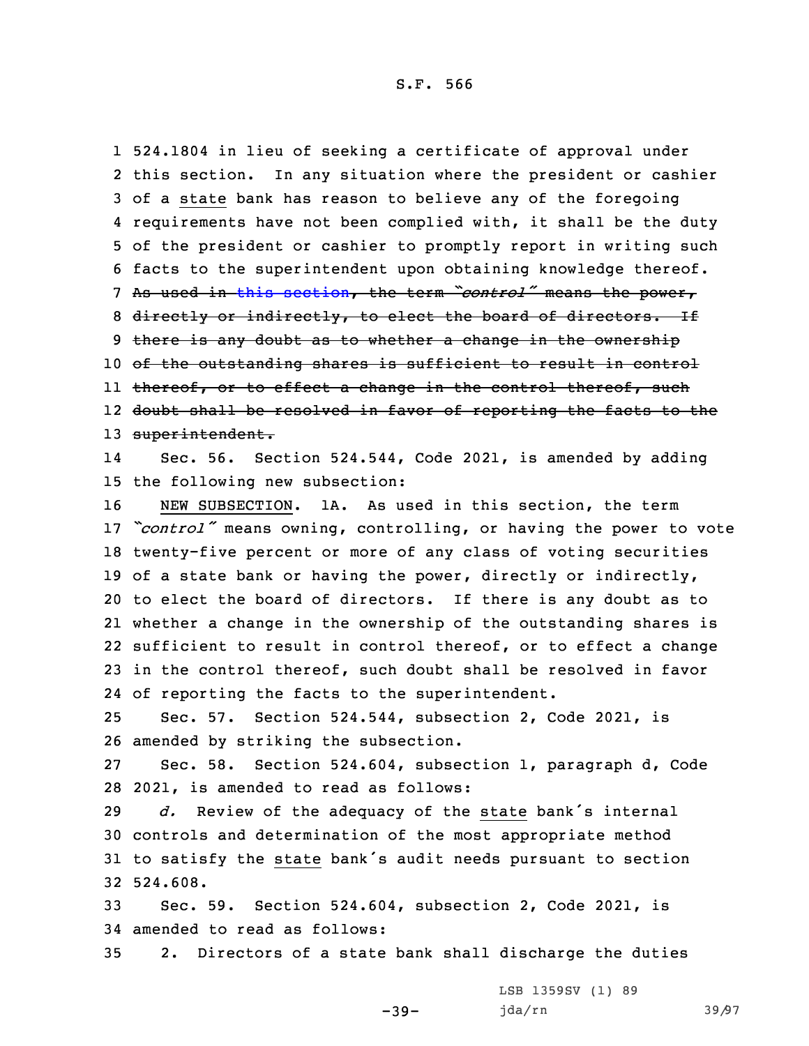524.1804 in lieu of seeking a certificate of approval under this section. In any situation where the president or cashier of a state bank has reason to believe any of the foregoing requirements have not been complied with, it shall be the duty of the president or cashier to promptly report in writing such facts to the superintendent upon obtaining knowledge thereof. ~~As used in this section, the term *"control"* means the power, directly or indirectly, to elect the board of directors. If there is any doubt as to whether a change in the ownership of the outstanding shares is sufficient to result in control thereof, or to effect a change in the control thereof, such doubt shall be resolved in favor of reporting the facts to the superintendent.~~

Sec. 56. Section 524.544, Code 2021, is amended by adding the following new subsection:

NEW SUBSECTION. 1A. As used in this section, the term *"control"* means owning, controlling, or having the power to vote twenty-five percent or more of any class of voting securities of a state bank or having the power, directly or indirectly, to elect the board of directors. If there is any doubt as to whether a change in the ownership of the outstanding shares is sufficient to result in control thereof, or to effect a change in the control thereof, such doubt shall be resolved in favor of reporting the facts to the superintendent.

Sec. 57. Section 524.544, subsection 2, Code 2021, is amended by striking the subsection.

Sec. 58. Section 524.604, subsection 1, paragraph d, Code 2021, is amended to read as follows:

*d.* Review of the adequacy of the state bank's internal controls and determination of the most appropriate method to satisfy the state bank's audit needs pursuant to section 524.608.

Sec. 59. Section 524.604, subsection 2, Code 2021, is amended to read as follows:

2. Directors of a state bank shall discharge the duties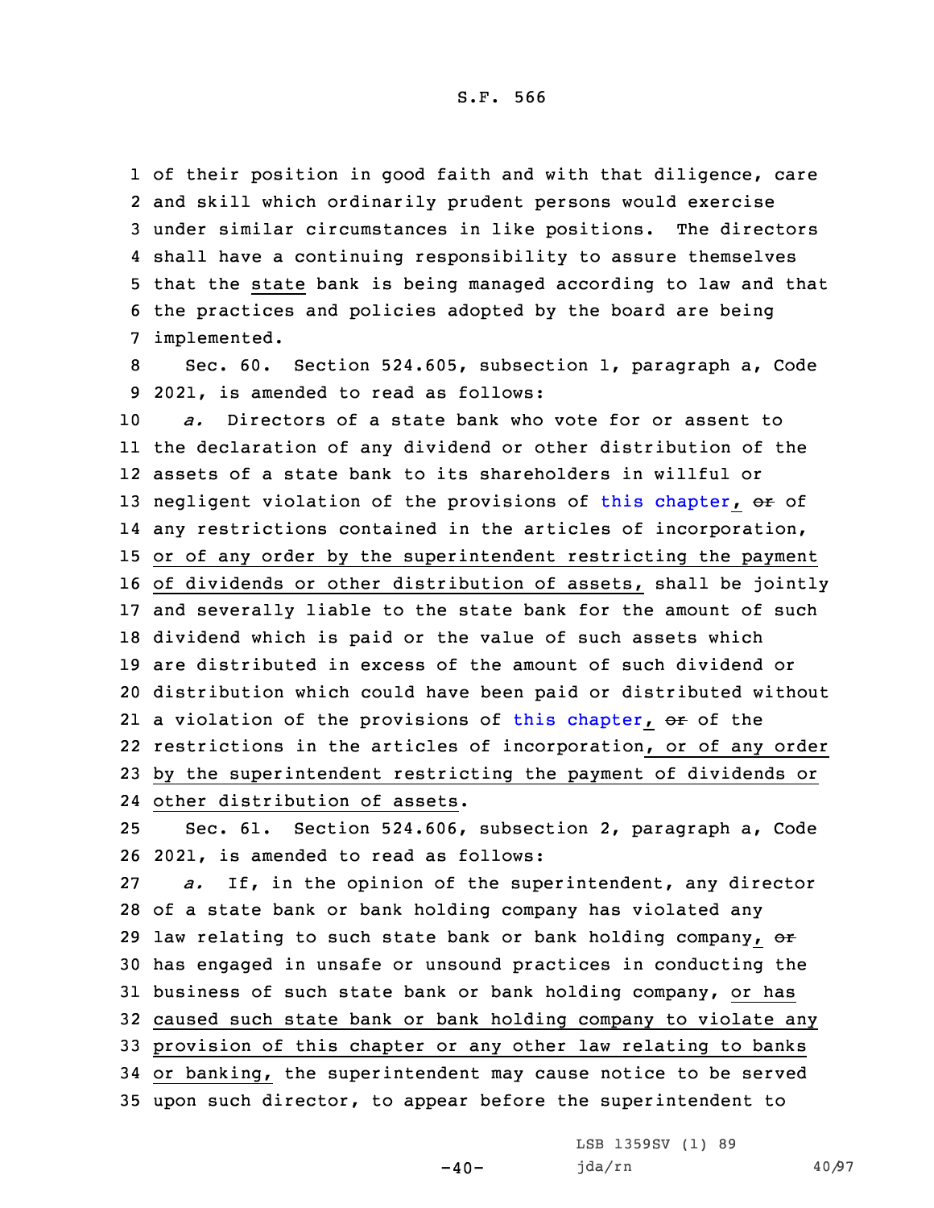of their position in good faith and with that diligence, care and skill which ordinarily prudent persons would exercise under similar circumstances in like positions. The directors shall have a continuing responsibility to assure themselves that the state bank is being managed according to law and that the practices and policies adopted by the board are being implemented.

Sec. 60. Section 524.605, subsection 1, paragraph a, Code 2021, is amended to read as follows:

*a.* Directors of a state bank who vote for or assent to the declaration of any dividend or other distribution of the assets of a state bank to its shareholders in willful or negligent violation of the provisions of this chapter, ~~or~~ of any restrictions contained in the articles of incorporation, or of any order by the superintendent restricting the payment of dividends or other distribution of assets, shall be jointly and severally liable to the state bank for the amount of such dividend which is paid or the value of such assets which are distributed in excess of the amount of such dividend or distribution which could have been paid or distributed without a violation of the provisions of this chapter, ~~or~~ of the restrictions in the articles of incorporation, or of any order by the superintendent restricting the payment of dividends or other distribution of assets.

Sec. 61. Section 524.606, subsection 2, paragraph a, Code 2021, is amended to read as follows:

*a.* If, in the opinion of the superintendent, any director of a state bank or bank holding company has violated any law relating to such state bank or bank holding company, ~~or~~ has engaged in unsafe or unsound practices in conducting the business of such state bank or bank holding company, or has caused such state bank or bank holding company to violate any provision of this chapter or any other law relating to banks or banking, the superintendent may cause notice to be served upon such director, to appear before the superintendent to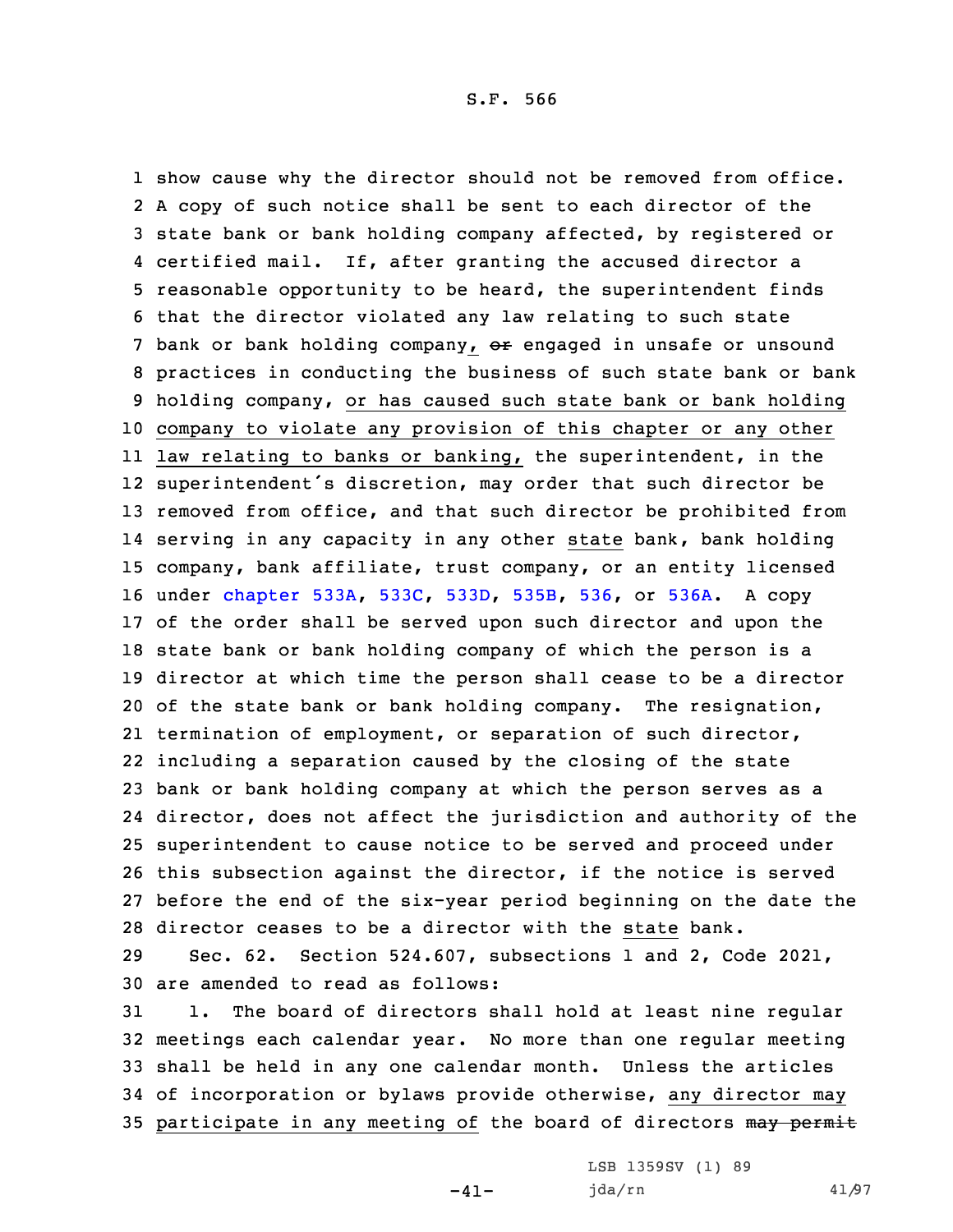show cause why the director should not be removed from office. A copy of such notice shall be sent to each director of the state bank or bank holding company affected, by registered or certified mail. If, after granting the accused director a reasonable opportunity to be heard, the superintendent finds that the director violated any law relating to such state bank or bank holding company, ~~or~~ engaged in unsafe or unsound practices in conducting the business of such state bank or bank holding company, or has caused such state bank or bank holding company to violate any provision of this chapter or any other law relating to banks or banking, the superintendent, in the superintendent's discretion, may order that such director be removed from office, and that such director be prohibited from serving in any capacity in any other state bank, bank holding company, bank affiliate, trust company, or an entity licensed under chapter 533A, 533C, 533D, 535B, 536, or 536A. A copy of the order shall be served upon such director and upon the state bank or bank holding company of which the person is a director at which time the person shall cease to be a director of the state bank or bank holding company. The resignation, termination of employment, or separation of such director, including a separation caused by the closing of the state bank or bank holding company at which the person serves as a director, does not affect the jurisdiction and authority of the superintendent to cause notice to be served and proceed under this subsection against the director, if the notice is served before the end of the six-year period beginning on the date the director ceases to be a director with the state bank.

Sec. 62. Section 524.607, subsections 1 and 2, Code 2021, are amended to read as follows:

1. The board of directors shall hold at least nine regular meetings each calendar year. No more than one regular meeting shall be held in any one calendar month. Unless the articles of incorporation or bylaws provide otherwise, any director may participate in any meeting of the board of directors ~~may permit~~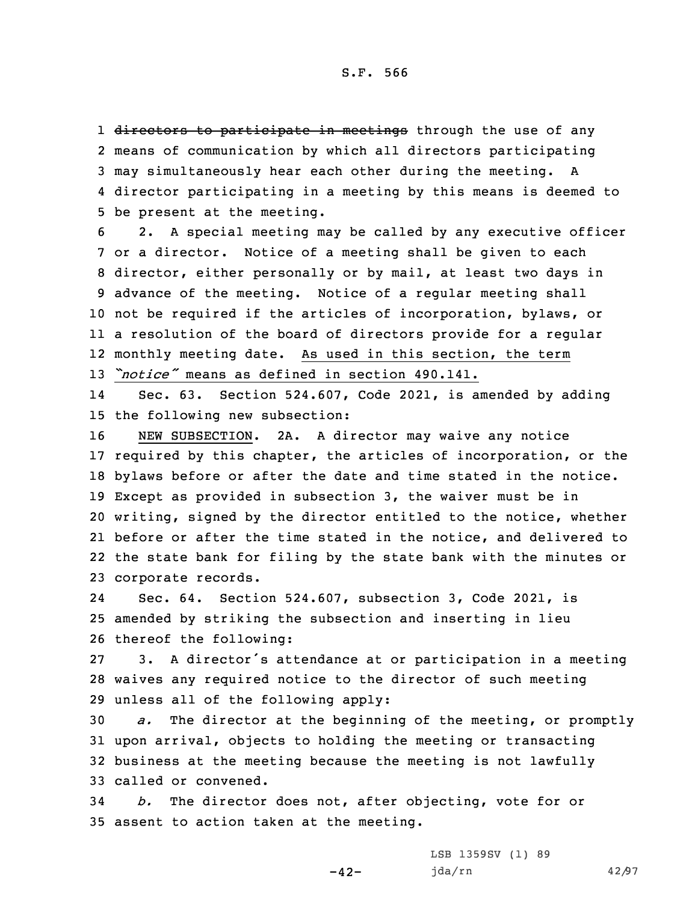~~directors to participate in meetings~~ through the use of any means of communication by which all directors participating may simultaneously hear each other during the meeting. A director participating in a meeting by this means is deemed to be present at the meeting.

2. A special meeting may be called by any executive officer or a director. Notice of a meeting shall be given to each director, either personally or by mail, at least two days in advance of the meeting. Notice of a regular meeting shall not be required if the articles of incorporation, bylaws, or a resolution of the board of directors provide for a regular monthly meeting date. <u>As used in this section, the term "*notice*" means as defined in section 490.141.</u>

Sec. 63. Section 524.607, Code 2021, is amended by adding the following new subsection:

<u>NEW SUBSECTION</u>. 2A. A director may waive any notice required by this chapter, the articles of incorporation, or the bylaws before or after the date and time stated in the notice. Except as provided in subsection 3, the waiver must be in writing, signed by the director entitled to the notice, whether before or after the time stated in the notice, and delivered to the state bank for filing by the state bank with the minutes or corporate records.

Sec. 64. Section 524.607, subsection 3, Code 2021, is amended by striking the subsection and inserting in lieu thereof the following:

3. A director's attendance at or participation in a meeting waives any required notice to the director of such meeting unless all of the following apply:

*a.* The director at the beginning of the meeting, or promptly upon arrival, objects to holding the meeting or transacting business at the meeting because the meeting is not lawfully called or convened.

*b.* The director does not, after objecting, vote for or assent to action taken at the meeting.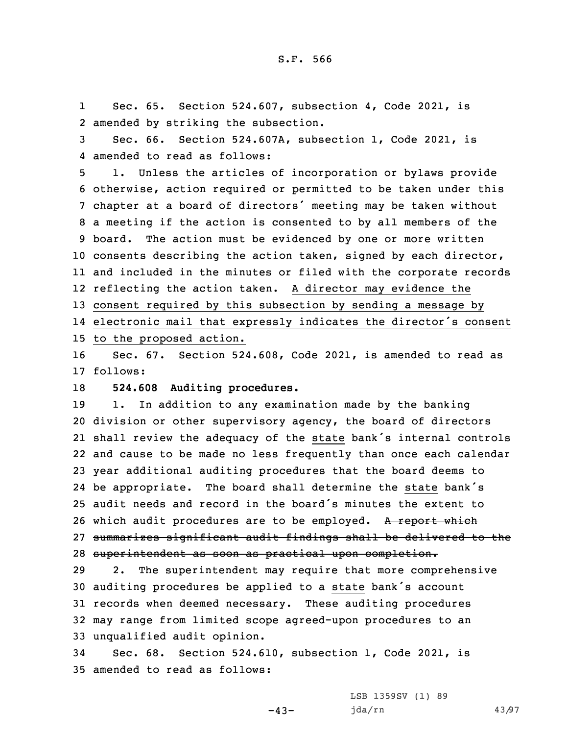Sec. 65. Section 524.607, subsection 4, Code 2021, is amended by striking the subsection.

Sec. 66. Section 524.607A, subsection 1, Code 2021, is amended to read as follows:

1. Unless the articles of incorporation or bylaws provide otherwise, action required or permitted to be taken under this chapter at a board of directors' meeting may be taken without a meeting if the action is consented to by all members of the board. The action must be evidenced by one or more written consents describing the action taken, signed by each director, and included in the minutes or filed with the corporate records reflecting the action taken. <u>A director may evidence the consent required by this subsection by sending a message by electronic mail that expressly indicates the director's consent to the proposed action.</u>

Sec. 67. Section 524.608, Code 2021, is amended to read as follows:

**524.608 Auditing procedures.**

1. In addition to any examination made by the banking division or other supervisory agency, the board of directors shall review the adequacy of the <u>state</u> bank's internal controls and cause to be made no less frequently than once each calendar year additional auditing procedures that the board deems to be appropriate. The board shall determine the <u>state</u> bank's audit needs and record in the board's minutes the extent to which audit procedures are to be employed. ~~A report which summarizes significant audit findings shall be delivered to the superintendent as soon as practical upon completion.~~

2. The superintendent may require that more comprehensive auditing procedures be applied to a <u>state</u> bank's account records when deemed necessary. These auditing procedures may range from limited scope agreed-upon procedures to an unqualified audit opinion.

Sec. 68. Section 524.610, subsection 1, Code 2021, is amended to read as follows: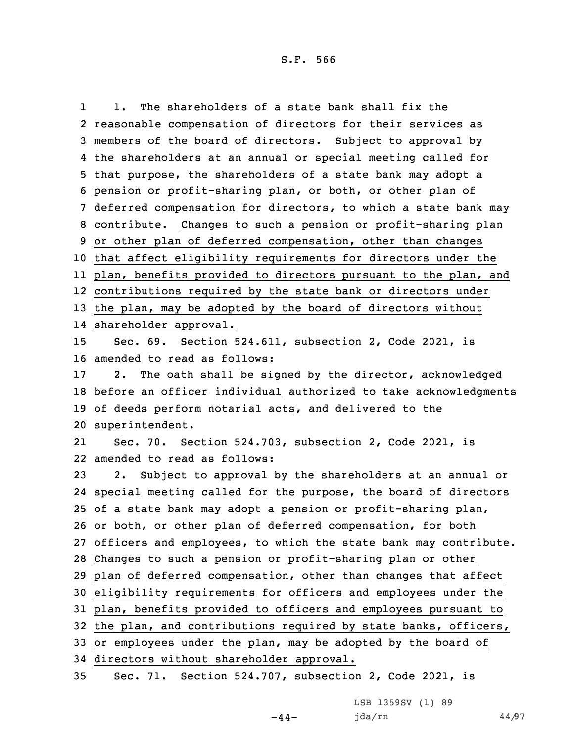1. The shareholders of a state bank shall fix the reasonable compensation of directors for their services as members of the board of directors. Subject to approval by the shareholders at an annual or special meeting called for that purpose, the shareholders of a state bank may adopt a pension or profit-sharing plan, or both, or other plan of deferred compensation for directors, to which a state bank may contribute. Changes to such a pension or profit-sharing plan or other plan of deferred compensation, other than changes that affect eligibility requirements for directors under the plan, benefits provided to directors pursuant to the plan, and contributions required by the state bank or directors under the plan, may be adopted by the board of directors without shareholder approval.

Sec. 69. Section 524.611, subsection 2, Code 2021, is amended to read as follows:

2. The oath shall be signed by the director, acknowledged before an ~~officer~~ individual authorized to ~~take acknowledgments of deeds~~ perform notarial acts, and delivered to the superintendent.

Sec. 70. Section 524.703, subsection 2, Code 2021, is amended to read as follows:

2. Subject to approval by the shareholders at an annual or special meeting called for the purpose, the board of directors of a state bank may adopt a pension or profit-sharing plan, or both, or other plan of deferred compensation, for both officers and employees, to which the state bank may contribute. Changes to such a pension or profit-sharing plan or other plan of deferred compensation, other than changes that affect eligibility requirements for officers and employees under the plan, benefits provided to officers and employees pursuant to the plan, and contributions required by state banks, officers, or employees under the plan, may be adopted by the board of directors without shareholder approval.

Sec. 71. Section 524.707, subsection 2, Code 2021, is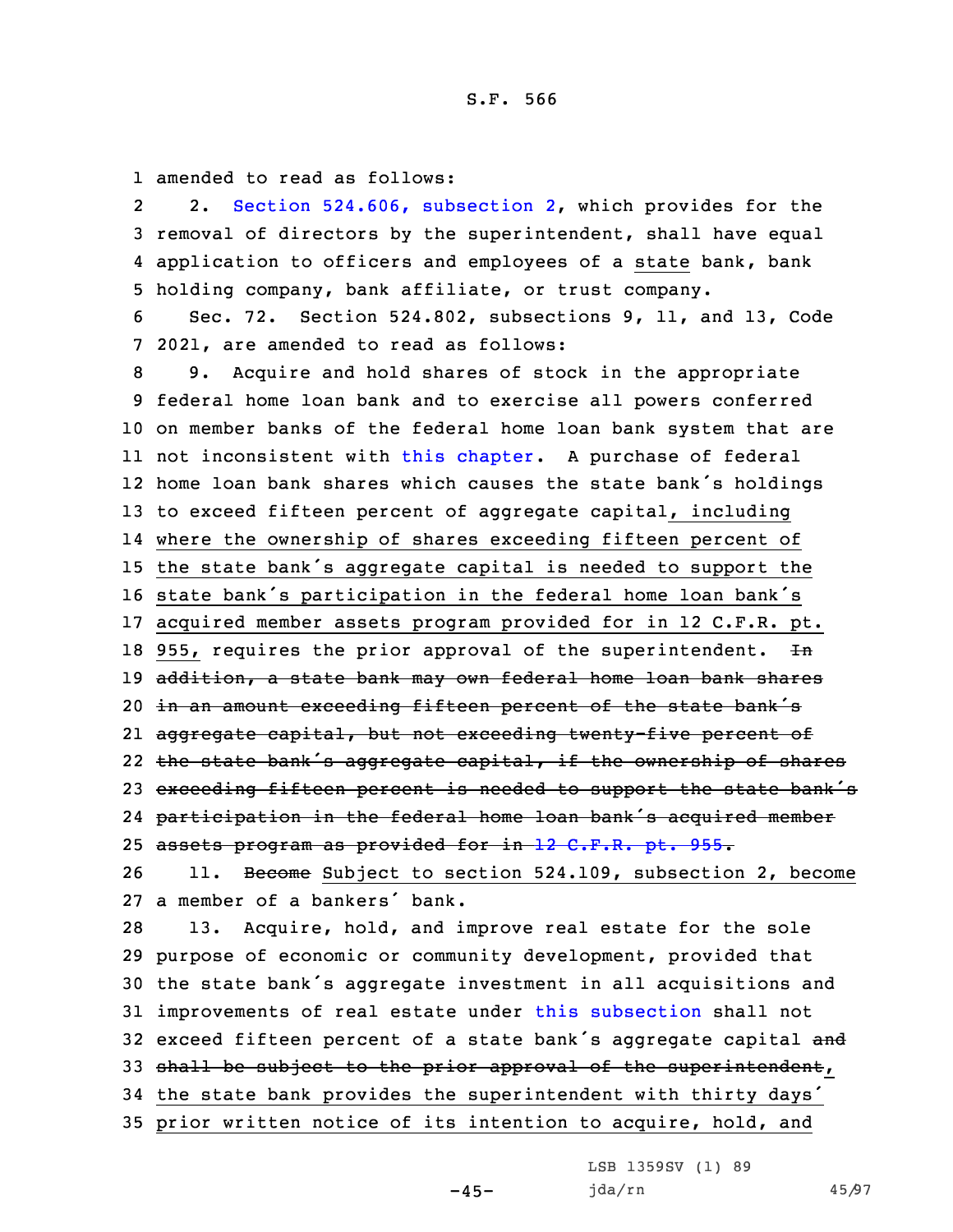amended to read as follows:

2. Section 524.606, subsection 2, which provides for the removal of directors by the superintendent, shall have equal application to officers and employees of a state bank, bank holding company, bank affiliate, or trust company.

Sec. 72. Section 524.802, subsections 9, 11, and 13, Code 2021, are amended to read as follows:

9. Acquire and hold shares of stock in the appropriate federal home loan bank and to exercise all powers conferred on member banks of the federal home loan bank system that are not inconsistent with this chapter. A purchase of federal home loan bank shares which causes the state bank's holdings to exceed fifteen percent of aggregate capital, including where the ownership of shares exceeding fifteen percent of the state bank's aggregate capital is needed to support the state bank's participation in the federal home loan bank's acquired member assets program provided for in 12 C.F.R. pt. 955, requires the prior approval of the superintendent. ~~In addition, a state bank may own federal home loan bank shares in an amount exceeding fifteen percent of the state bank's aggregate capital, but not exceeding twenty-five percent of the state bank's aggregate capital, if the ownership of shares exceeding fifteen percent is needed to support the state bank's participation in the federal home loan bank's acquired member assets program as provided for in 12 C.F.R. pt. 955.~~

11. ~~Become~~ Subject to section 524.109, subsection 2, become a member of a bankers' bank.

13. Acquire, hold, and improve real estate for the sole purpose of economic or community development, provided that the state bank's aggregate investment in all acquisitions and improvements of real estate under this subsection shall not exceed fifteen percent of a state bank's aggregate capital ~~and shall be subject to the prior approval of the superintendent~~, the state bank provides the superintendent with thirty days' prior written notice of its intention to acquire, hold, and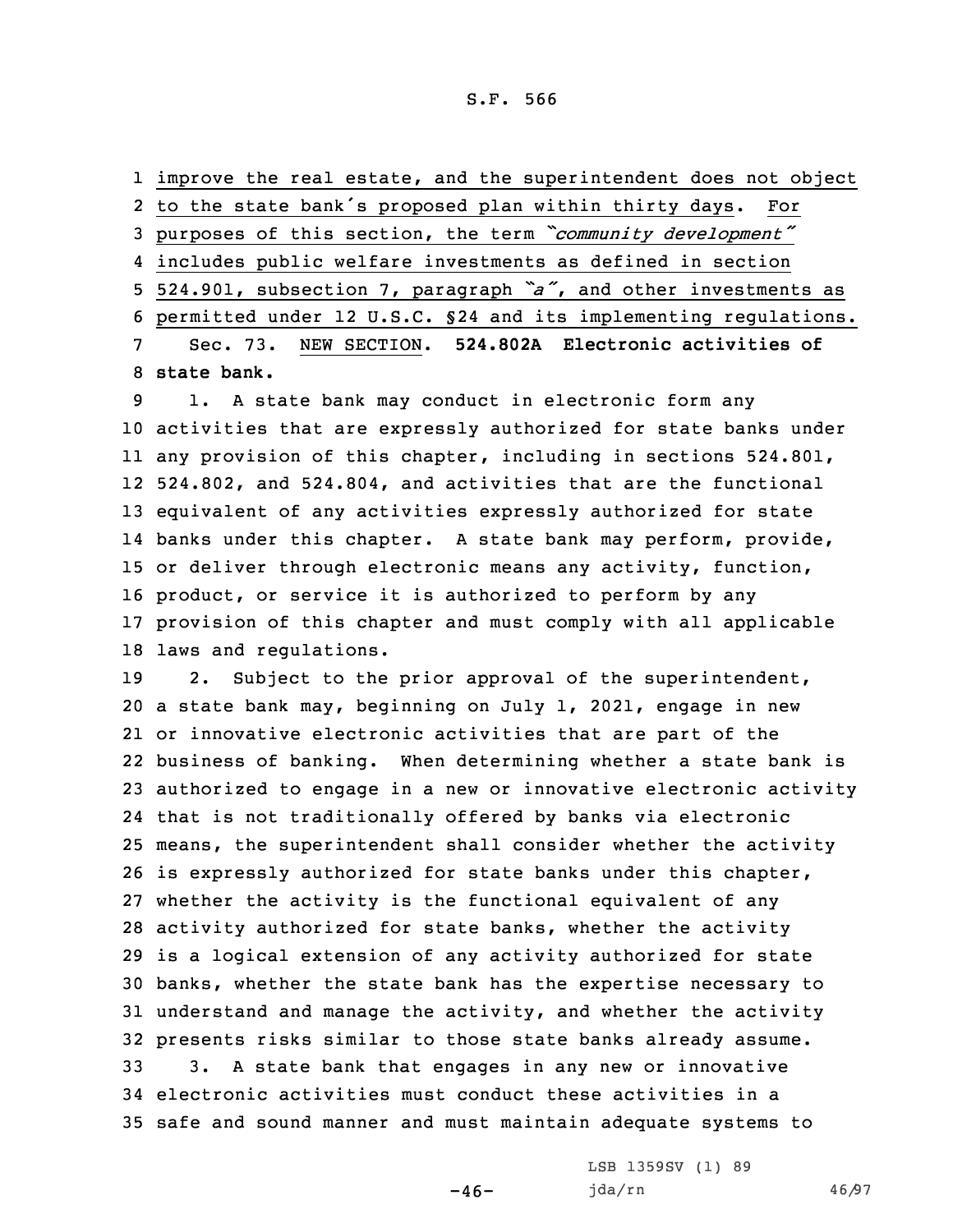improve the real estate, and the superintendent does not object to the state bank's proposed plan within thirty days. For purposes of this section, the term *"community development"* includes public welfare investments as defined in section 524.901, subsection 7, paragraph *"a"*, and other investments as permitted under 12 U.S.C. §24 and its implementing regulations.

Sec. 73. NEW SECTION. **524.802A Electronic activities of state bank.**

1. A state bank may conduct in electronic form any activities that are expressly authorized for state banks under any provision of this chapter, including in sections 524.801, 524.802, and 524.804, and activities that are the functional equivalent of any activities expressly authorized for state banks under this chapter. A state bank may perform, provide, or deliver through electronic means any activity, function, product, or service it is authorized to perform by any provision of this chapter and must comply with all applicable laws and regulations.

2. Subject to the prior approval of the superintendent, a state bank may, beginning on July 1, 2021, engage in new or innovative electronic activities that are part of the business of banking. When determining whether a state bank is authorized to engage in a new or innovative electronic activity that is not traditionally offered by banks via electronic means, the superintendent shall consider whether the activity is expressly authorized for state banks under this chapter, whether the activity is the functional equivalent of any activity authorized for state banks, whether the activity is a logical extension of any activity authorized for state banks, whether the state bank has the expertise necessary to understand and manage the activity, and whether the activity presents risks similar to those state banks already assume.

3. A state bank that engages in any new or innovative electronic activities must conduct these activities in a safe and sound manner and must maintain adequate systems to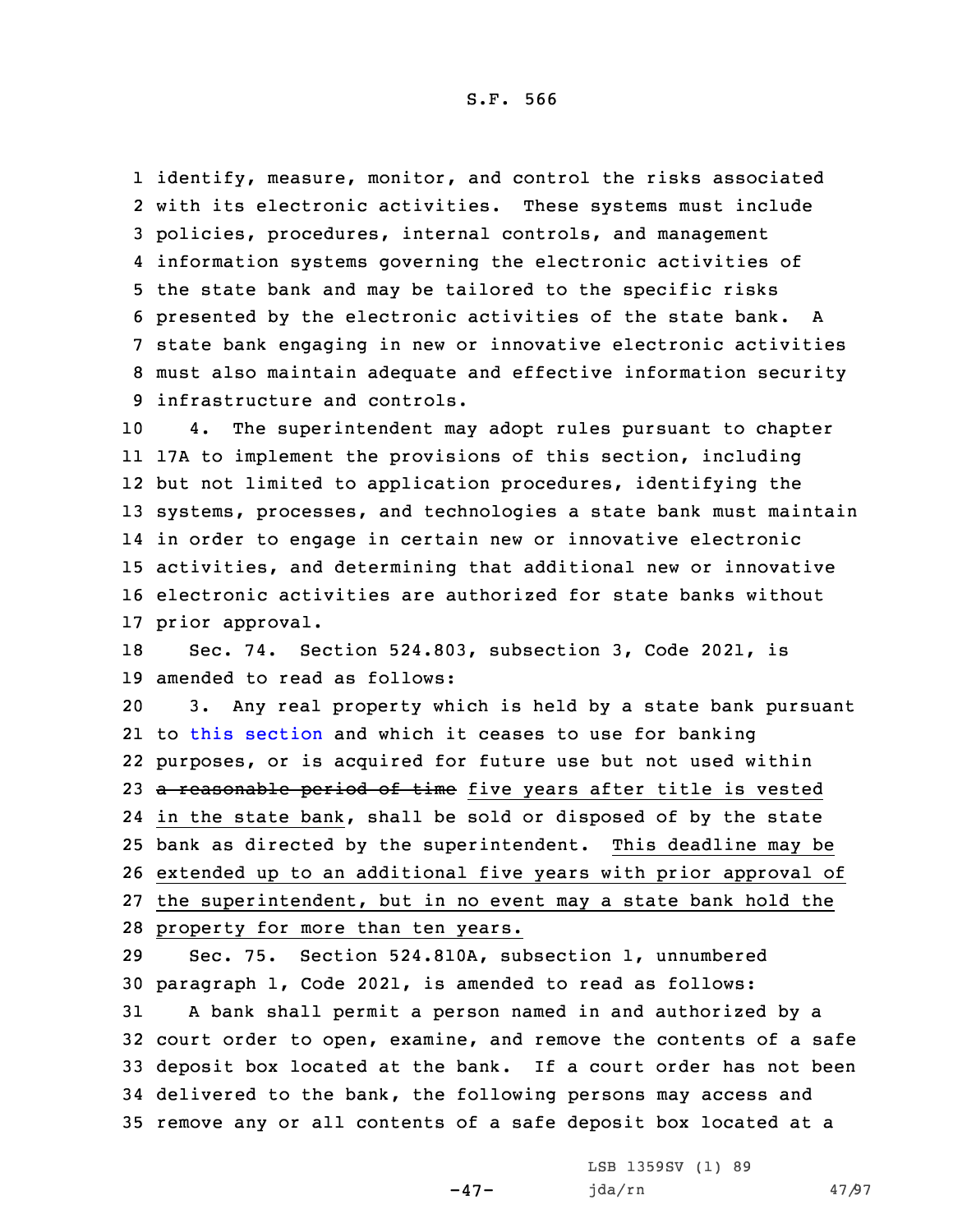identify, measure, monitor, and control the risks associated with its electronic activities. These systems must include policies, procedures, internal controls, and management information systems governing the electronic activities of the state bank and may be tailored to the specific risks presented by the electronic activities of the state bank. A state bank engaging in new or innovative electronic activities must also maintain adequate and effective information security infrastructure and controls.

4. The superintendent may adopt rules pursuant to chapter 17A to implement the provisions of this section, including but not limited to application procedures, identifying the systems, processes, and technologies a state bank must maintain in order to engage in certain new or innovative electronic activities, and determining that additional new or innovative electronic activities are authorized for state banks without prior approval.

Sec. 74. Section 524.803, subsection 3, Code 2021, is amended to read as follows:

3. Any real property which is held by a state bank pursuant to this section and which it ceases to use for banking purposes, or is acquired for future use but not used within ~~a reasonable period of time~~ five years after title is vested in the state bank, shall be sold or disposed of by the state bank as directed by the superintendent. This deadline may be extended up to an additional five years with prior approval of the superintendent, but in no event may a state bank hold the property for more than ten years.

Sec. 75. Section 524.810A, subsection 1, unnumbered paragraph 1, Code 2021, is amended to read as follows:

A bank shall permit a person named in and authorized by a court order to open, examine, and remove the contents of a safe deposit box located at the bank. If a court order has not been delivered to the bank, the following persons may access and remove any or all contents of a safe deposit box located at a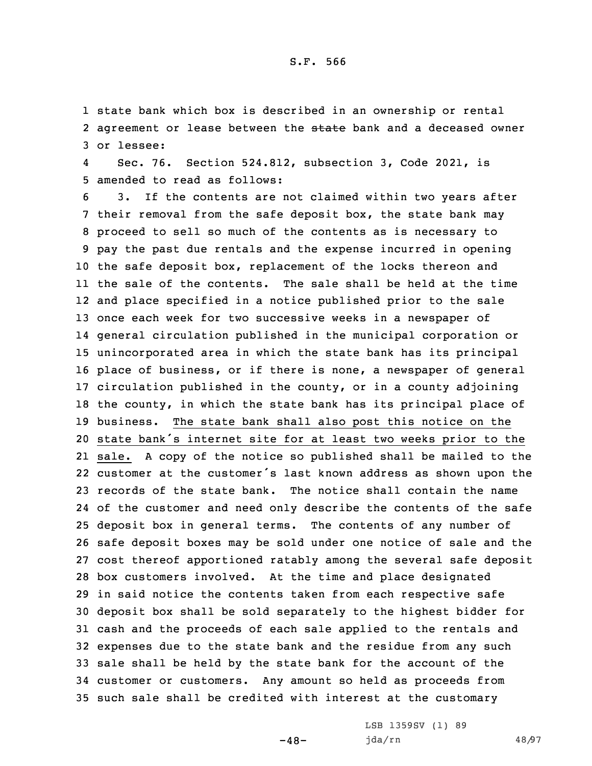state bank which box is described in an ownership or rental agreement or lease between the ~~state~~ bank and a deceased owner or lessee:

Sec. 76. Section 524.812, subsection 3, Code 2021, is amended to read as follows:

3. If the contents are not claimed within two years after their removal from the safe deposit box, the state bank may proceed to sell so much of the contents as is necessary to pay the past due rentals and the expense incurred in opening the safe deposit box, replacement of the locks thereon and the sale of the contents. The sale shall be held at the time and place specified in a notice published prior to the sale once each week for two successive weeks in a newspaper of general circulation published in the municipal corporation or unincorporated area in which the state bank has its principal place of business, or if there is none, a newspaper of general circulation published in the county, or in a county adjoining the county, in which the state bank has its principal place of business. The state bank shall also post this notice on the state bank's internet site for at least two weeks prior to the sale. A copy of the notice so published shall be mailed to the customer at the customer's last known address as shown upon the records of the state bank. The notice shall contain the name of the customer and need only describe the contents of the safe deposit box in general terms. The contents of any number of safe deposit boxes may be sold under one notice of sale and the cost thereof apportioned ratably among the several safe deposit box customers involved. At the time and place designated in said notice the contents taken from each respective safe deposit box shall be sold separately to the highest bidder for cash and the proceeds of each sale applied to the rentals and expenses due to the state bank and the residue from any such sale shall be held by the state bank for the account of the customer or customers. Any amount so held as proceeds from such sale shall be credited with interest at the customary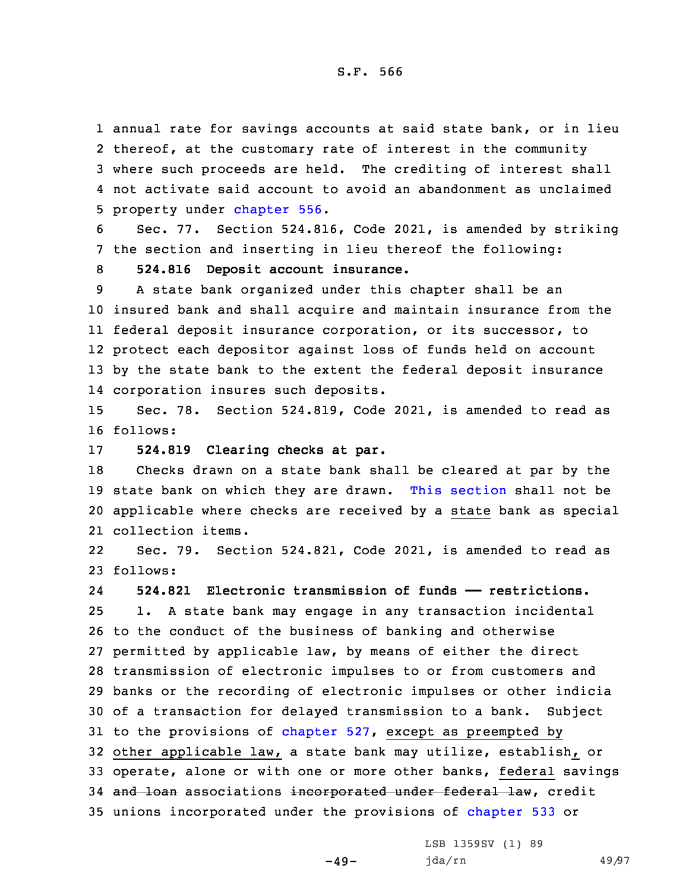annual rate for savings accounts at said state bank, or in lieu thereof, at the customary rate of interest in the community where such proceeds are held. The crediting of interest shall not activate said account to avoid an abandonment as unclaimed property under chapter 556.

Sec. 77. Section 524.816, Code 2021, is amended by striking the section and inserting in lieu thereof the following:

**524.816 Deposit account insurance.**

A state bank organized under this chapter shall be an insured bank and shall acquire and maintain insurance from the federal deposit insurance corporation, or its successor, to protect each depositor against loss of funds held on account by the state bank to the extent the federal deposit insurance corporation insures such deposits.

Sec. 78. Section 524.819, Code 2021, is amended to read as follows:

**524.819 Clearing checks at par.**

Checks drawn on a state bank shall be cleared at par by the state bank on which they are drawn. This section shall not be applicable where checks are received by a state bank as special collection items.

Sec. 79. Section 524.821, Code 2021, is amended to read as follows:

**524.821 Electronic transmission of funds — restrictions.**

1. A state bank may engage in any transaction incidental to the conduct of the business of banking and otherwise permitted by applicable law, by means of either the direct transmission of electronic impulses to or from customers and banks or the recording of electronic impulses or other indicia of a transaction for delayed transmission to a bank. Subject to the provisions of chapter 527, except as preempted by other applicable law, a state bank may utilize, establish, or operate, alone or with one or more other banks, federal savings ~~and loan~~ associations ~~incorporated under federal law~~, credit unions incorporated under the provisions of chapter 533 or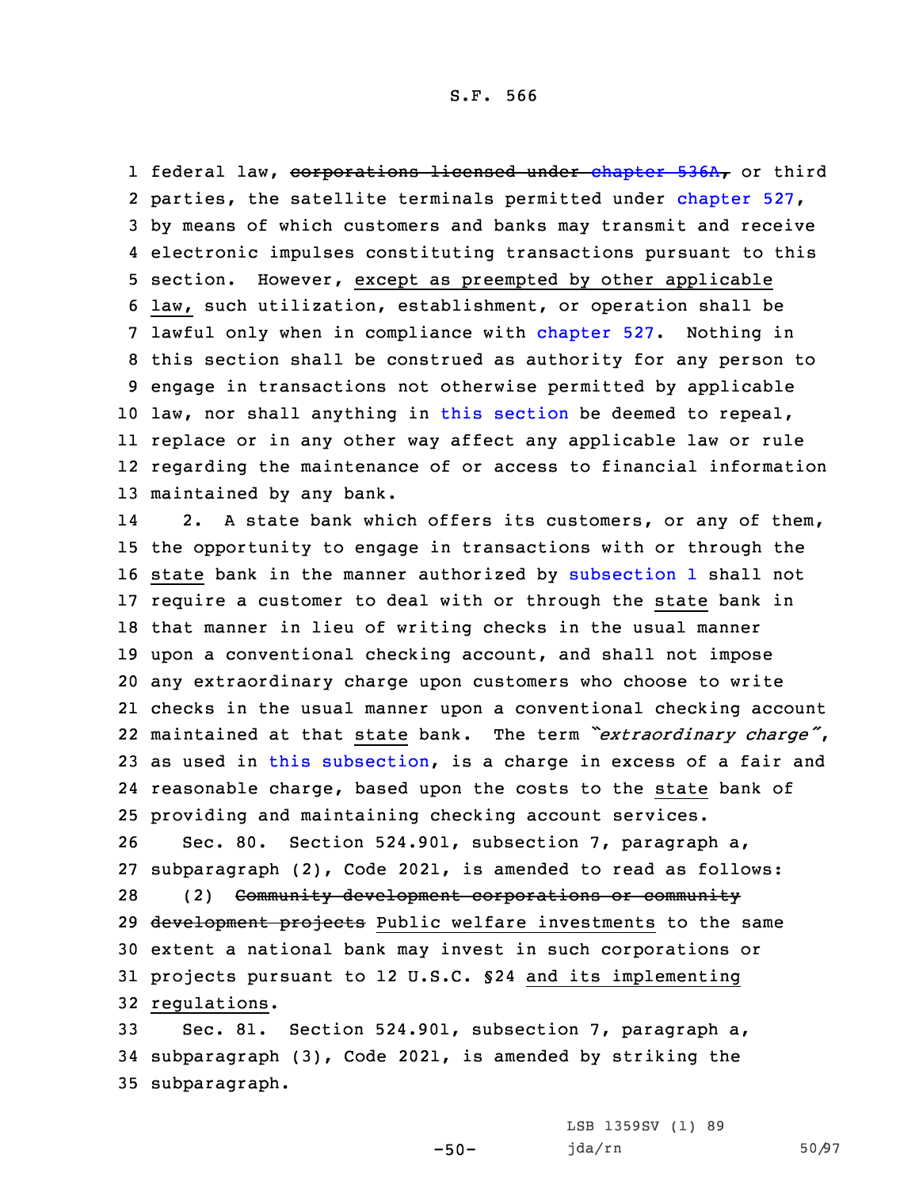federal law, ~~corporations licensed under chapter 536A,~~ or third parties, the satellite terminals permitted under chapter 527, by means of which customers and banks may transmit and receive electronic impulses constituting transactions pursuant to this section. However, except as preempted by other applicable law, such utilization, establishment, or operation shall be lawful only when in compliance with chapter 527. Nothing in this section shall be construed as authority for any person to engage in transactions not otherwise permitted by applicable law, nor shall anything in this section be deemed to repeal, replace or in any other way affect any applicable law or rule regarding the maintenance of or access to financial information maintained by any bank.

2. A state bank which offers its customers, or any of them, the opportunity to engage in transactions with or through the state bank in the manner authorized by subsection 1 shall not require a customer to deal with or through the state bank in that manner in lieu of writing checks in the usual manner upon a conventional checking account, and shall not impose any extraordinary charge upon customers who choose to write checks in the usual manner upon a conventional checking account maintained at that state bank. The term *"extraordinary charge"*, as used in this subsection, is a charge in excess of a fair and reasonable charge, based upon the costs to the state bank of providing and maintaining checking account services.

Sec. 80. Section 524.901, subsection 7, paragraph a, subparagraph (2), Code 2021, is amended to read as follows:

(2) ~~Community development corporations or community development projects~~ Public welfare investments to the same extent a national bank may invest in such corporations or projects pursuant to 12 U.S.C. §24 and its implementing regulations.

Sec. 81. Section 524.901, subsection 7, paragraph a, subparagraph (3), Code 2021, is amended by striking the subparagraph.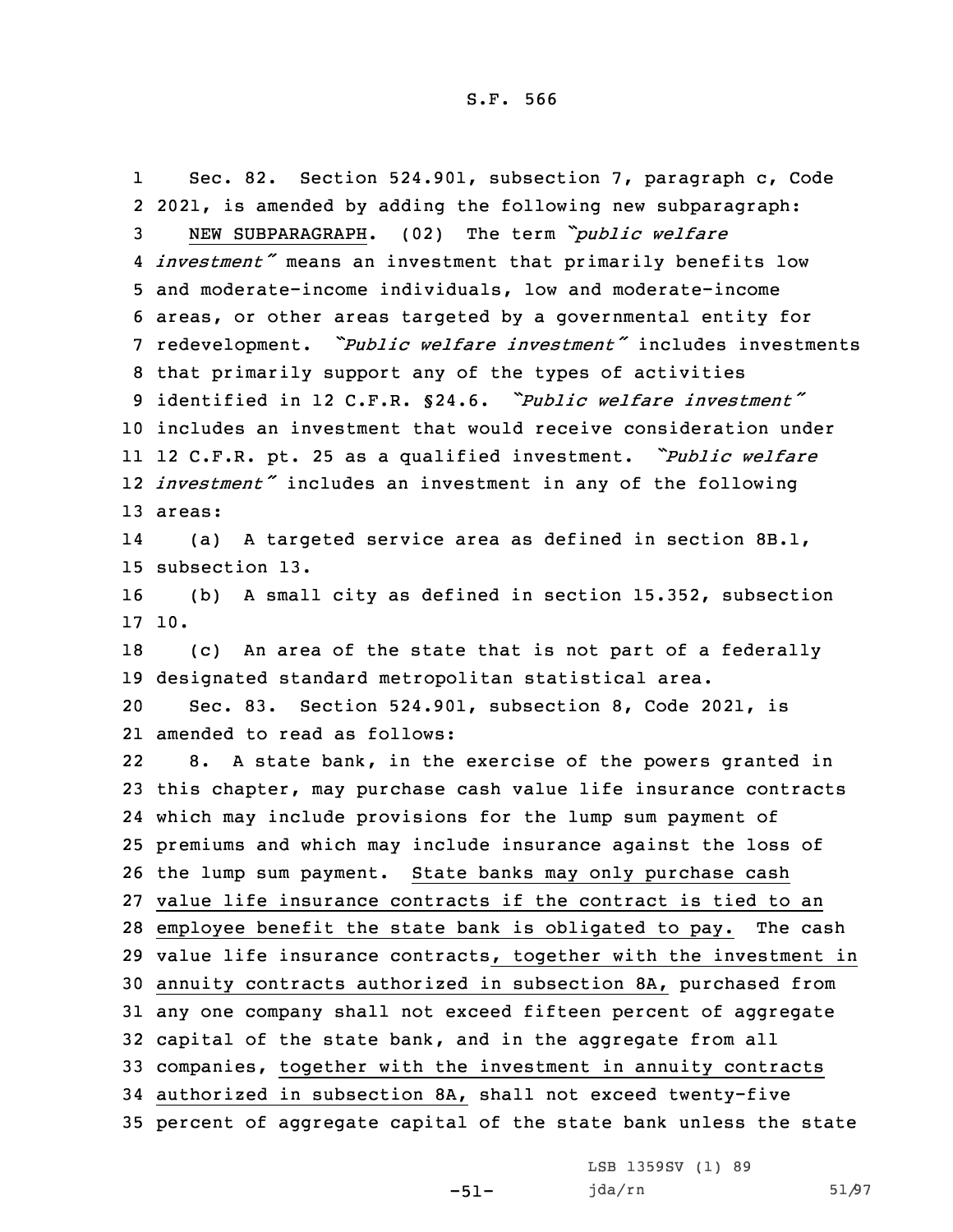Sec. 82. Section 524.901, subsection 7, paragraph c, Code 2021, is amended by adding the following new subparagraph:

NEW SUBPARAGRAPH. (02) The term *"public welfare investment"* means an investment that primarily benefits low and moderate-income individuals, low and moderate-income areas, or other areas targeted by a governmental entity for redevelopment. *"Public welfare investment"* includes investments that primarily support any of the types of activities identified in 12 C.F.R. §24.6. *"Public welfare investment"* includes an investment that would receive consideration under 12 C.F.R. pt. 25 as a qualified investment. *"Public welfare investment"* includes an investment in any of the following areas:

(a) A targeted service area as defined in section 8B.1, subsection 13.

(b) A small city as defined in section 15.352, subsection 10.

(c) An area of the state that is not part of a federally designated standard metropolitan statistical area.

Sec. 83. Section 524.901, subsection 8, Code 2021, is amended to read as follows:

8. A state bank, in the exercise of the powers granted in this chapter, may purchase cash value life insurance contracts which may include provisions for the lump sum payment of premiums and which may include insurance against the loss of the lump sum payment. State banks may only purchase cash value life insurance contracts if the contract is tied to an employee benefit the state bank is obligated to pay. The cash value life insurance contracts, together with the investment in annuity contracts authorized in subsection 8A, purchased from any one company shall not exceed fifteen percent of aggregate capital of the state bank, and in the aggregate from all companies, together with the investment in annuity contracts authorized in subsection 8A, shall not exceed twenty-five percent of aggregate capital of the state bank unless the state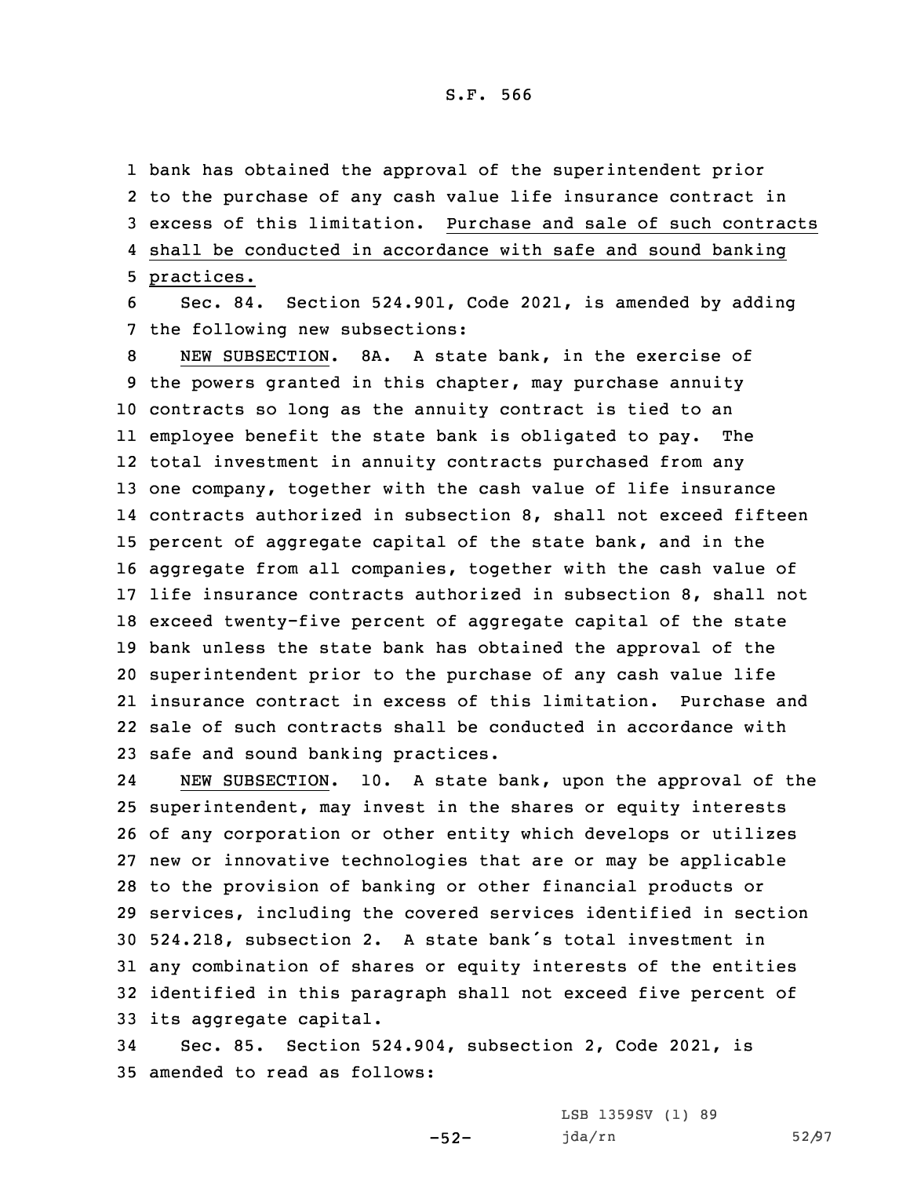bank has obtained the approval of the superintendent prior to the purchase of any cash value life insurance contract in excess of this limitation. Purchase and sale of such contracts shall be conducted in accordance with safe and sound banking practices.

Sec. 84. Section 524.901, Code 2021, is amended by adding the following new subsections:

NEW SUBSECTION. 8A. A state bank, in the exercise of the powers granted in this chapter, may purchase annuity contracts so long as the annuity contract is tied to an employee benefit the state bank is obligated to pay. The total investment in annuity contracts purchased from any one company, together with the cash value of life insurance contracts authorized in subsection 8, shall not exceed fifteen percent of aggregate capital of the state bank, and in the aggregate from all companies, together with the cash value of life insurance contracts authorized in subsection 8, shall not exceed twenty-five percent of aggregate capital of the state bank unless the state bank has obtained the approval of the superintendent prior to the purchase of any cash value life insurance contract in excess of this limitation. Purchase and sale of such contracts shall be conducted in accordance with safe and sound banking practices.

NEW SUBSECTION. 10. A state bank, upon the approval of the superintendent, may invest in the shares or equity interests of any corporation or other entity which develops or utilizes new or innovative technologies that are or may be applicable to the provision of banking or other financial products or services, including the covered services identified in section 524.218, subsection 2. A state bank's total investment in any combination of shares or equity interests of the entities identified in this paragraph shall not exceed five percent of its aggregate capital.

Sec. 85. Section 524.904, subsection 2, Code 2021, is amended to read as follows: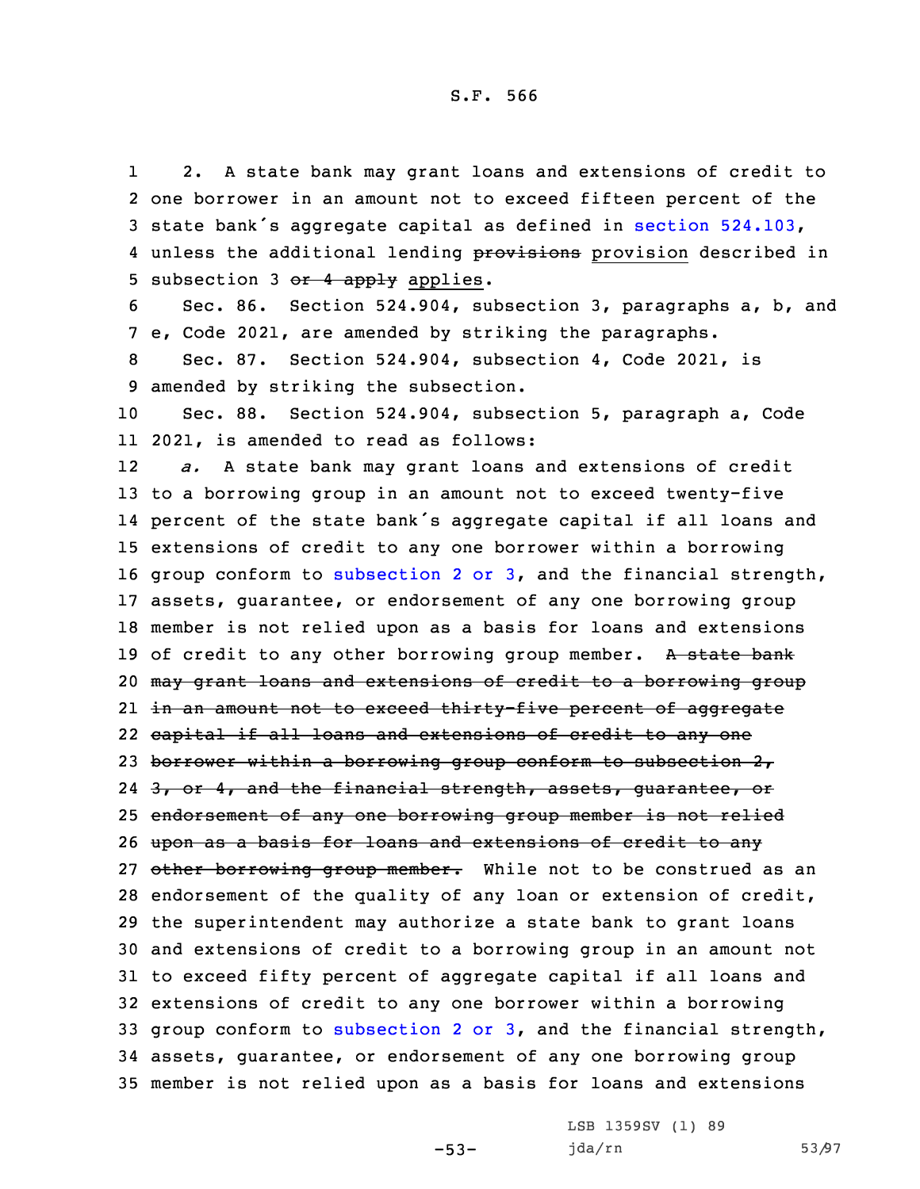2. A state bank may grant loans and extensions of credit to one borrower in an amount not to exceed fifteen percent of the state bank's aggregate capital as defined in section 524.103, unless the additional lending ~~provisions~~ provision described in subsection 3 ~~or 4 apply~~ applies.

Sec. 86. Section 524.904, subsection 3, paragraphs a, b, and e, Code 2021, are amended by striking the paragraphs.

Sec. 87. Section 524.904, subsection 4, Code 2021, is amended by striking the subsection.

Sec. 88. Section 524.904, subsection 5, paragraph a, Code 2021, is amended to read as follows:

*a.* A state bank may grant loans and extensions of credit to a borrowing group in an amount not to exceed twenty-five percent of the state bank's aggregate capital if all loans and extensions of credit to any one borrower within a borrowing group conform to subsection 2 or 3, and the financial strength, assets, guarantee, or endorsement of any one borrowing group member is not relied upon as a basis for loans and extensions of credit to any other borrowing group member. ~~A state bank may grant loans and extensions of credit to a borrowing group in an amount not to exceed thirty-five percent of aggregate capital if all loans and extensions of credit to any one borrower within a borrowing group conform to subsection 2, 3, or 4, and the financial strength, assets, guarantee, or endorsement of any one borrowing group member is not relied upon as a basis for loans and extensions of credit to any other borrowing group member.~~ While not to be construed as an endorsement of the quality of any loan or extension of credit, the superintendent may authorize a state bank to grant loans and extensions of credit to a borrowing group in an amount not to exceed fifty percent of aggregate capital if all loans and extensions of credit to any one borrower within a borrowing group conform to subsection 2 or 3, and the financial strength, assets, guarantee, or endorsement of any one borrowing group member is not relied upon as a basis for loans and extensions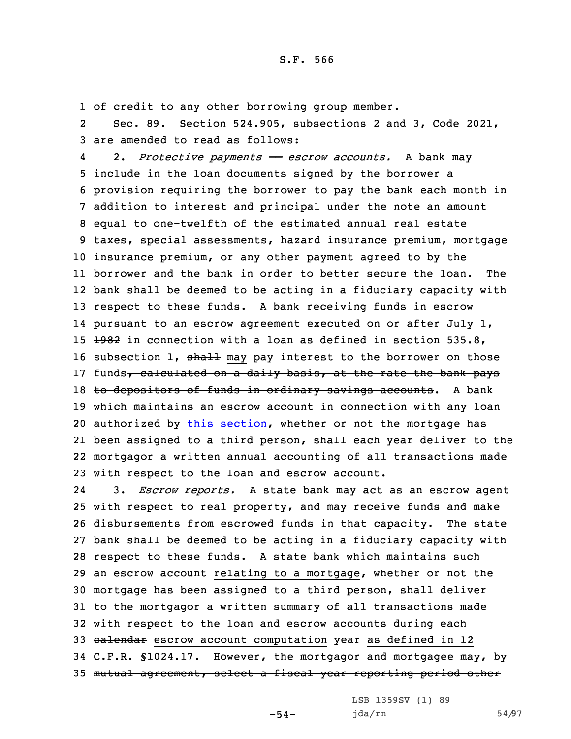of credit to any other borrowing group member.

Sec. 89. Section 524.905, subsections 2 and 3, Code 2021, are amended to read as follows:

2. *Protective payments —— escrow accounts.* A bank may include in the loan documents signed by the borrower a provision requiring the borrower to pay the bank each month in addition to interest and principal under the note an amount equal to one-twelfth of the estimated annual real estate taxes, special assessments, hazard insurance premium, mortgage insurance premium, or any other payment agreed to by the borrower and the bank in order to better secure the loan. The bank shall be deemed to be acting in a fiduciary capacity with respect to these funds. A bank receiving funds in escrow pursuant to an escrow agreement executed ~~on or after July 1, 1982~~ in connection with a loan as defined in section 535.8, subsection 1, ~~shall~~ may pay interest to the borrower on those funds~~, calculated on a daily basis, at the rate the bank pays to depositors of funds in ordinary savings accounts~~. A bank which maintains an escrow account in connection with any loan authorized by this section, whether or not the mortgage has been assigned to a third person, shall each year deliver to the mortgagor a written annual accounting of all transactions made with respect to the loan and escrow account.

3. *Escrow reports.* A state bank may act as an escrow agent with respect to real property, and may receive funds and make disbursements from escrowed funds in that capacity. The state bank shall be deemed to be acting in a fiduciary capacity with respect to these funds. A state bank which maintains such an escrow account relating to a mortgage, whether or not the mortgage has been assigned to a third person, shall deliver to the mortgagor a written summary of all transactions made with respect to the loan and escrow accounts during each ~~calendar~~ escrow account computation year as defined in 12 C.F.R. §1024.17. ~~However, the mortgagor and mortgagee may, by mutual agreement, select a fiscal year reporting period other~~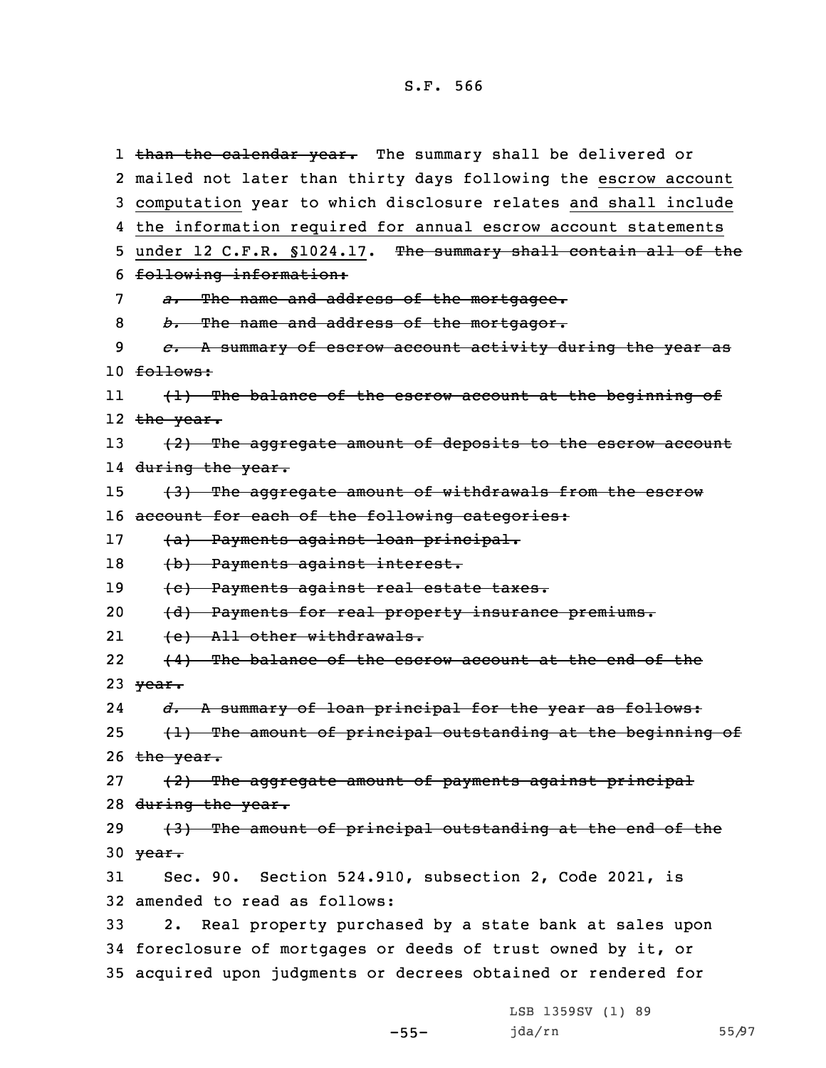~~than the calendar year.~~ The summary shall be delivered or mailed not later than thirty days following the escrow account computation year to which disclosure relates and shall include the information required for annual escrow account statements under 12 C.F.R. §1024.17. ~~The summary shall contain all of the following information:~~

~~*a.* The name and address of the mortgagee.~~

~~*b.* The name and address of the mortgagor.~~

~~*c.* A summary of escrow account activity during the year as follows:~~

~~(1) The balance of the escrow account at the beginning of the year.~~

~~(2) The aggregate amount of deposits to the escrow account during the year.~~

~~(3) The aggregate amount of withdrawals from the escrow account for each of the following categories:~~

~~(a) Payments against loan principal.~~

~~(b) Payments against interest.~~

~~(c) Payments against real estate taxes.~~

~~(d) Payments for real property insurance premiums.~~

~~(e) All other withdrawals.~~

~~(4) The balance of the escrow account at the end of the year.~~

~~*d.* A summary of loan principal for the year as follows:~~

~~(1) The amount of principal outstanding at the beginning of the year.~~

~~(2) The aggregate amount of payments against principal during the year.~~

~~(3) The amount of principal outstanding at the end of the year.~~

Sec. 90. Section 524.910, subsection 2, Code 2021, is amended to read as follows:

2. Real property purchased by a state bank at sales upon foreclosure of mortgages or deeds of trust owned by it, or acquired upon judgments or decrees obtained or rendered for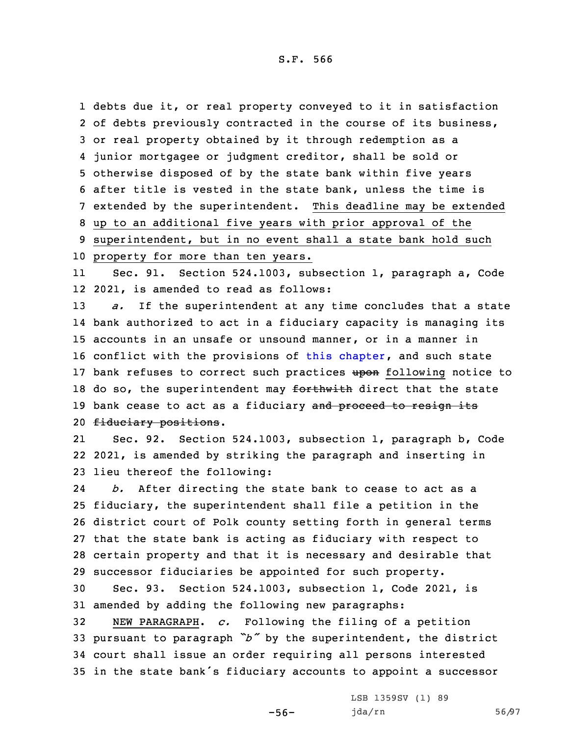debts due it, or real property conveyed to it in satisfaction of debts previously contracted in the course of its business, or real property obtained by it through redemption as a junior mortgagee or judgment creditor, shall be sold or otherwise disposed of by the state bank within five years after title is vested in the state bank, unless the time is extended by the superintendent. This deadline may be extended up to an additional five years with prior approval of the superintendent, but in no event shall a state bank hold such property for more than ten years.

Sec. 91. Section 524.1003, subsection 1, paragraph a, Code 2021, is amended to read as follows:

*a.* If the superintendent at any time concludes that a state bank authorized to act in a fiduciary capacity is managing its accounts in an unsafe or unsound manner, or in a manner in conflict with the provisions of this chapter, and such state bank refuses to correct such practices ~~upon~~ following notice to do so, the superintendent may ~~forthwith~~ direct that the state bank cease to act as a fiduciary ~~and proceed to resign its fiduciary positions~~.

Sec. 92. Section 524.1003, subsection 1, paragraph b, Code 2021, is amended by striking the paragraph and inserting in lieu thereof the following:

*b.* After directing the state bank to cease to act as a fiduciary, the superintendent shall file a petition in the district court of Polk county setting forth in general terms that the state bank is acting as fiduciary with respect to certain property and that it is necessary and desirable that successor fiduciaries be appointed for such property.

Sec. 93. Section 524.1003, subsection 1, Code 2021, is amended by adding the following new paragraphs:

NEW PARAGRAPH. *c.* Following the filing of a petition pursuant to paragraph *"b"* by the superintendent, the district court shall issue an order requiring all persons interested in the state bank's fiduciary accounts to appoint a successor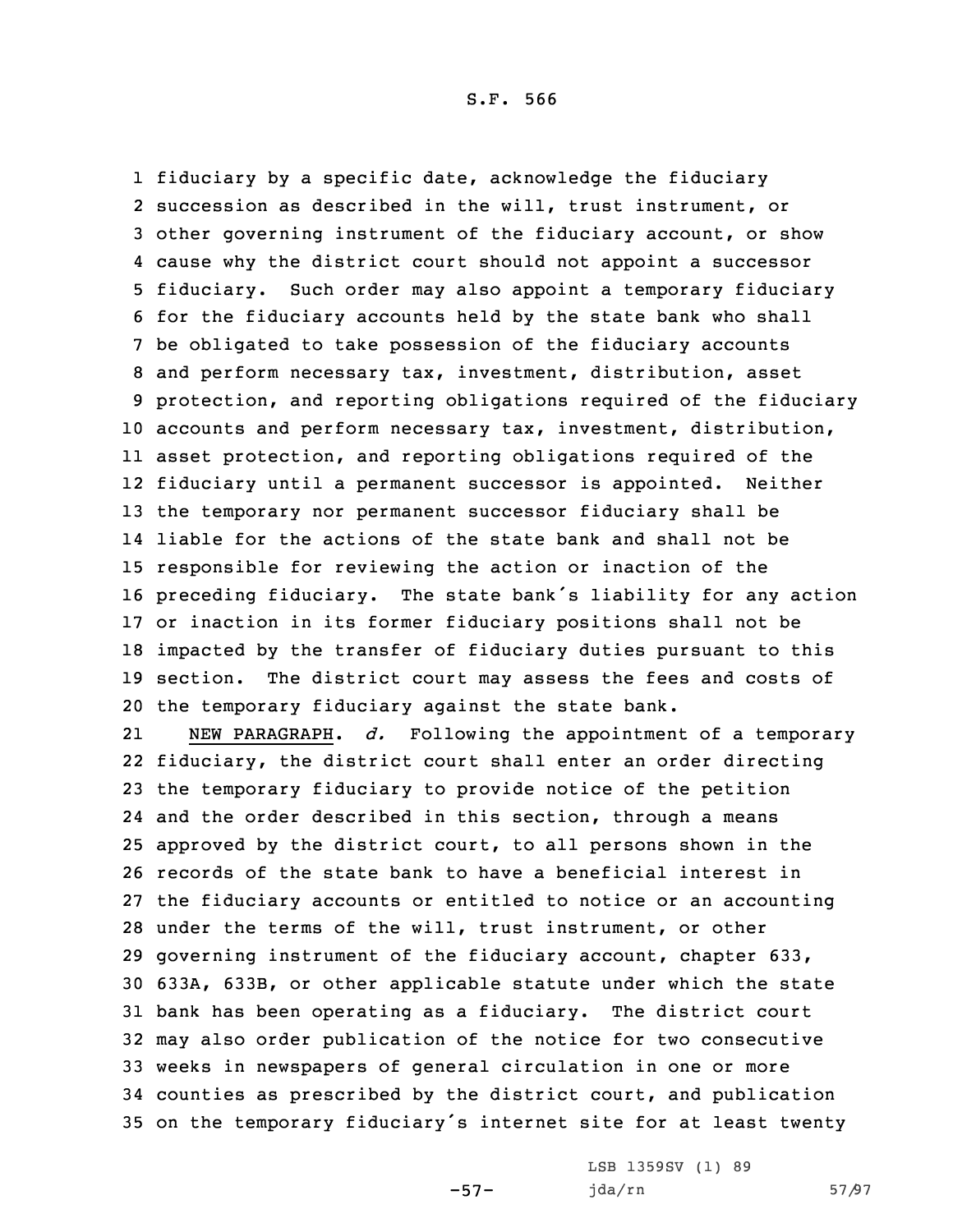fiduciary by a specific date, acknowledge the fiduciary succession as described in the will, trust instrument, or other governing instrument of the fiduciary account, or show cause why the district court should not appoint a successor fiduciary. Such order may also appoint a temporary fiduciary for the fiduciary accounts held by the state bank who shall be obligated to take possession of the fiduciary accounts and perform necessary tax, investment, distribution, asset protection, and reporting obligations required of the fiduciary accounts and perform necessary tax, investment, distribution, asset protection, and reporting obligations required of the fiduciary until a permanent successor is appointed. Neither the temporary nor permanent successor fiduciary shall be liable for the actions of the state bank and shall not be responsible for reviewing the action or inaction of the preceding fiduciary. The state bank's liability for any action or inaction in its former fiduciary positions shall not be impacted by the transfer of fiduciary duties pursuant to this section. The district court may assess the fees and costs of the temporary fiduciary against the state bank.

NEW PARAGRAPH. *d.* Following the appointment of a temporary fiduciary, the district court shall enter an order directing the temporary fiduciary to provide notice of the petition and the order described in this section, through a means approved by the district court, to all persons shown in the records of the state bank to have a beneficial interest in the fiduciary accounts or entitled to notice or an accounting under the terms of the will, trust instrument, or other governing instrument of the fiduciary account, chapter 633, 633A, 633B, or other applicable statute under which the state bank has been operating as a fiduciary. The district court may also order publication of the notice for two consecutive weeks in newspapers of general circulation in one or more counties as prescribed by the district court, and publication on the temporary fiduciary's internet site for at least twenty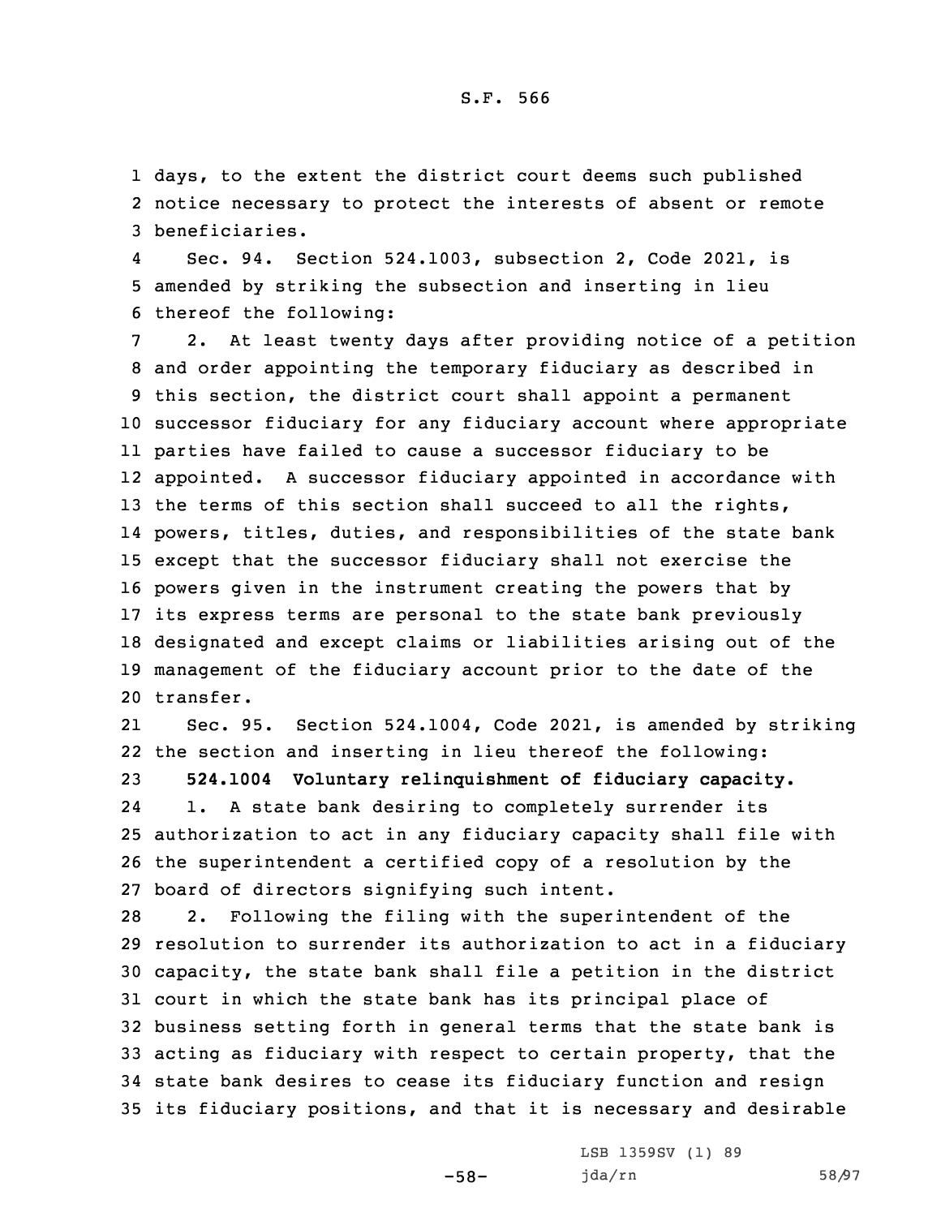days, to the extent the district court deems such published notice necessary to protect the interests of absent or remote beneficiaries.

Sec. 94. Section 524.1003, subsection 2, Code 2021, is amended by striking the subsection and inserting in lieu thereof the following:

2. At least twenty days after providing notice of a petition and order appointing the temporary fiduciary as described in this section, the district court shall appoint a permanent successor fiduciary for any fiduciary account where appropriate parties have failed to cause a successor fiduciary to be appointed. A successor fiduciary appointed in accordance with the terms of this section shall succeed to all the rights, powers, titles, duties, and responsibilities of the state bank except that the successor fiduciary shall not exercise the powers given in the instrument creating the powers that by its express terms are personal to the state bank previously designated and except claims or liabilities arising out of the management of the fiduciary account prior to the date of the transfer.

Sec. 95. Section 524.1004, Code 2021, is amended by striking the section and inserting in lieu thereof the following:

**524.1004 Voluntary relinquishment of fiduciary capacity.**

1. A state bank desiring to completely surrender its authorization to act in any fiduciary capacity shall file with the superintendent a certified copy of a resolution by the board of directors signifying such intent.

2. Following the filing with the superintendent of the resolution to surrender its authorization to act in a fiduciary capacity, the state bank shall file a petition in the district court in which the state bank has its principal place of business setting forth in general terms that the state bank is acting as fiduciary with respect to certain property, that the state bank desires to cease its fiduciary function and resign its fiduciary positions, and that it is necessary and desirable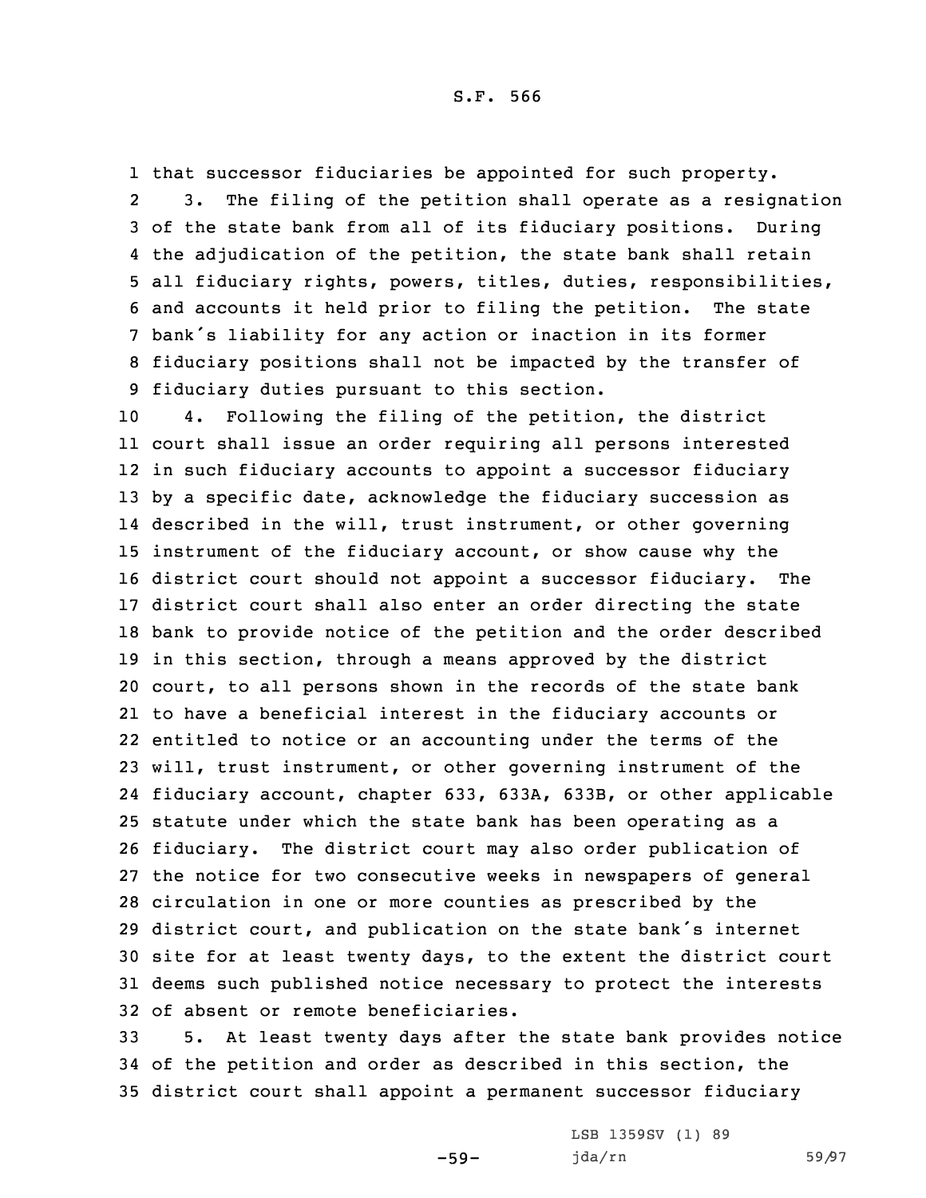that successor fiduciaries be appointed for such property.

3. The filing of the petition shall operate as a resignation of the state bank from all of its fiduciary positions. During the adjudication of the petition, the state bank shall retain all fiduciary rights, powers, titles, duties, responsibilities, and accounts it held prior to filing the petition. The state bank's liability for any action or inaction in its former fiduciary positions shall not be impacted by the transfer of fiduciary duties pursuant to this section.

4. Following the filing of the petition, the district court shall issue an order requiring all persons interested in such fiduciary accounts to appoint a successor fiduciary by a specific date, acknowledge the fiduciary succession as described in the will, trust instrument, or other governing instrument of the fiduciary account, or show cause why the district court should not appoint a successor fiduciary. The district court shall also enter an order directing the state bank to provide notice of the petition and the order described in this section, through a means approved by the district court, to all persons shown in the records of the state bank to have a beneficial interest in the fiduciary accounts or entitled to notice or an accounting under the terms of the will, trust instrument, or other governing instrument of the fiduciary account, chapter 633, 633A, 633B, or other applicable statute under which the state bank has been operating as a fiduciary. The district court may also order publication of the notice for two consecutive weeks in newspapers of general circulation in one or more counties as prescribed by the district court, and publication on the state bank's internet site for at least twenty days, to the extent the district court deems such published notice necessary to protect the interests of absent or remote beneficiaries.

5. At least twenty days after the state bank provides notice of the petition and order as described in this section, the district court shall appoint a permanent successor fiduciary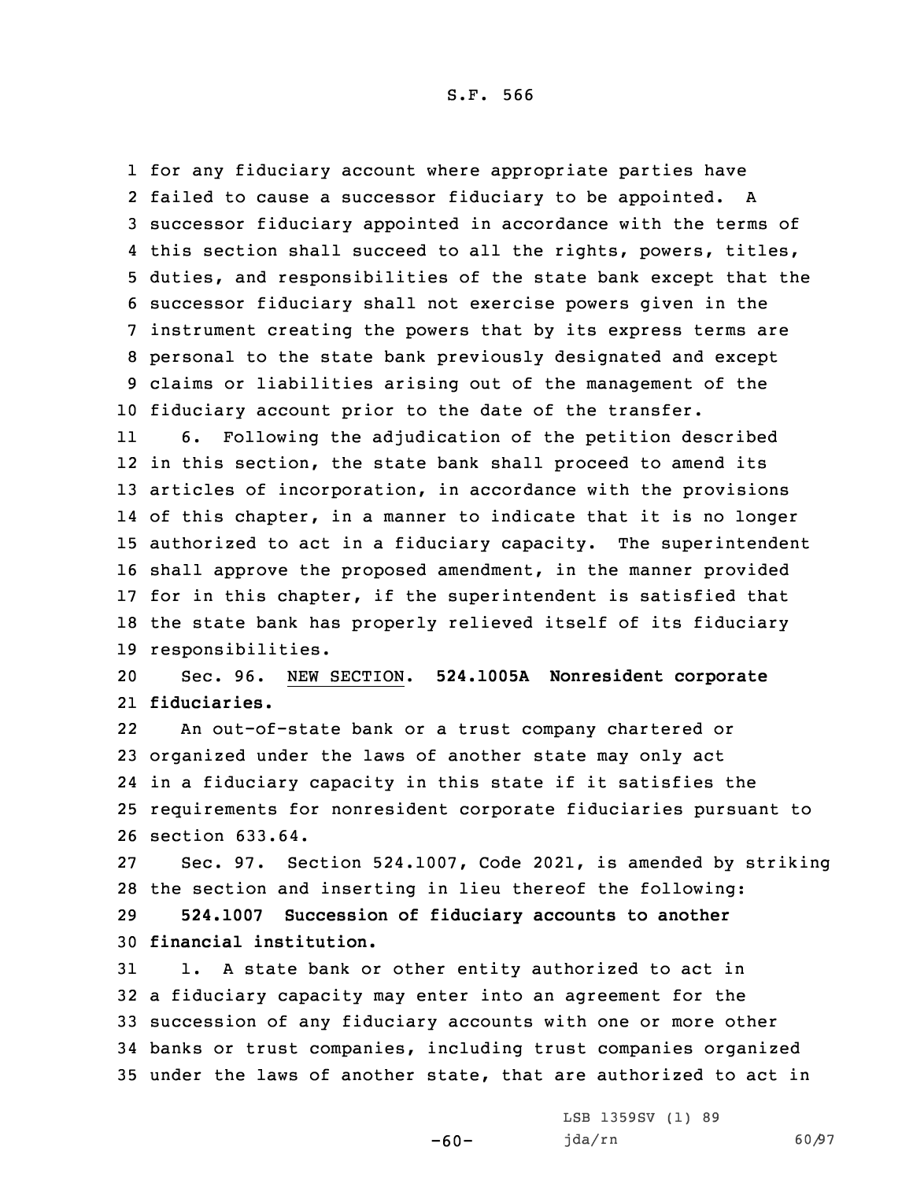for any fiduciary account where appropriate parties have failed to cause a successor fiduciary to be appointed. A successor fiduciary appointed in accordance with the terms of this section shall succeed to all the rights, powers, titles, duties, and responsibilities of the state bank except that the successor fiduciary shall not exercise powers given in the instrument creating the powers that by its express terms are personal to the state bank previously designated and except claims or liabilities arising out of the management of the fiduciary account prior to the date of the transfer.

6. Following the adjudication of the petition described in this section, the state bank shall proceed to amend its articles of incorporation, in accordance with the provisions of this chapter, in a manner to indicate that it is no longer authorized to act in a fiduciary capacity. The superintendent shall approve the proposed amendment, in the manner provided for in this chapter, if the superintendent is satisfied that the state bank has properly relieved itself of its fiduciary responsibilities.

Sec. 96. NEW SECTION. **524.1005A Nonresident corporate fiduciaries.**

An out-of-state bank or a trust company chartered or organized under the laws of another state may only act in a fiduciary capacity in this state if it satisfies the requirements for nonresident corporate fiduciaries pursuant to section 633.64.

Sec. 97. Section 524.1007, Code 2021, is amended by striking the section and inserting in lieu thereof the following:

**524.1007 Succession of fiduciary accounts to another financial institution.**

1. A state bank or other entity authorized to act in a fiduciary capacity may enter into an agreement for the succession of any fiduciary accounts with one or more other banks or trust companies, including trust companies organized under the laws of another state, that are authorized to act in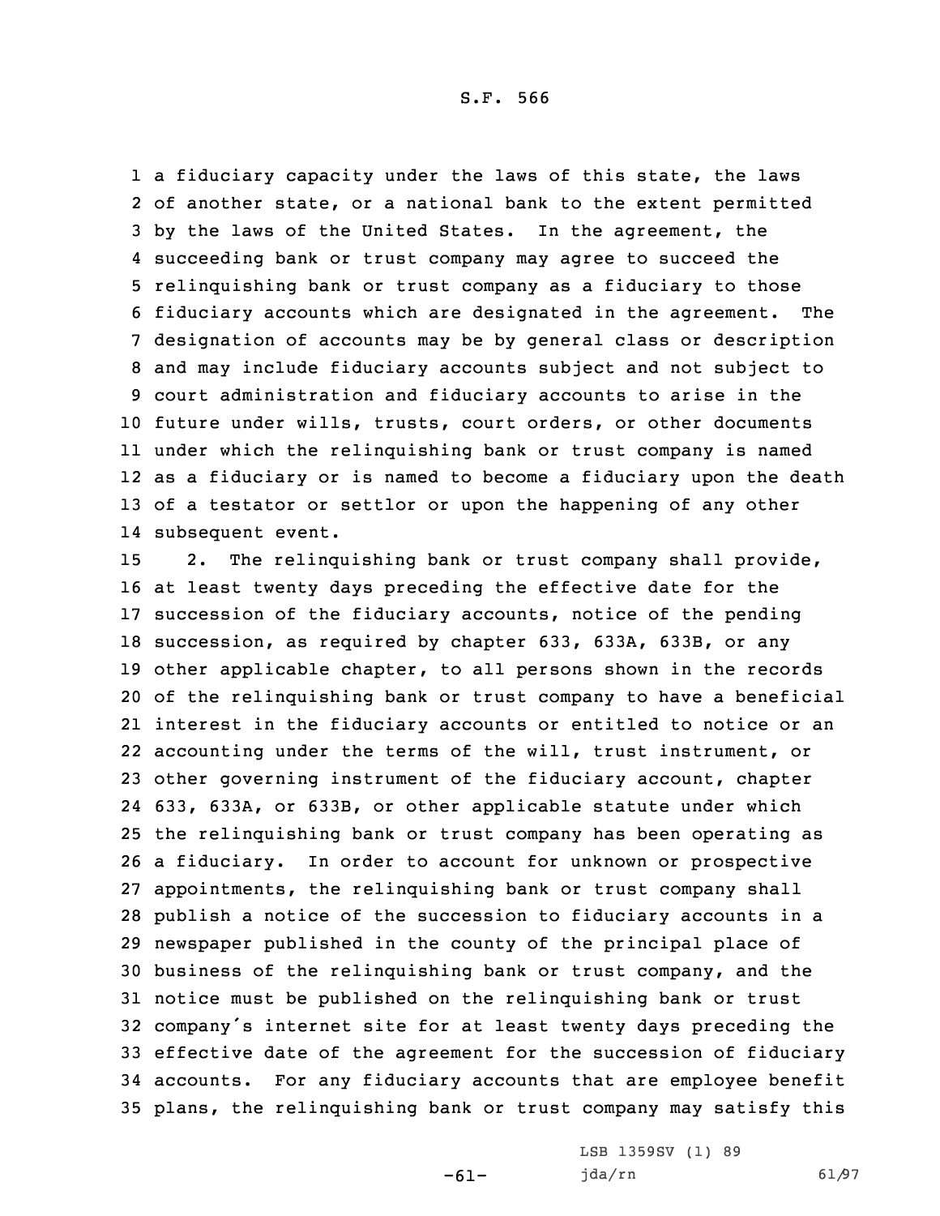a fiduciary capacity under the laws of this state, the laws of another state, or a national bank to the extent permitted by the laws of the United States. In the agreement, the succeeding bank or trust company may agree to succeed the relinquishing bank or trust company as a fiduciary to those fiduciary accounts which are designated in the agreement. The designation of accounts may be by general class or description and may include fiduciary accounts subject and not subject to court administration and fiduciary accounts to arise in the future under wills, trusts, court orders, or other documents under which the relinquishing bank or trust company is named as a fiduciary or is named to become a fiduciary upon the death of a testator or settlor or upon the happening of any other subsequent event.

2. The relinquishing bank or trust company shall provide, at least twenty days preceding the effective date for the succession of the fiduciary accounts, notice of the pending succession, as required by chapter 633, 633A, 633B, or any other applicable chapter, to all persons shown in the records of the relinquishing bank or trust company to have a beneficial interest in the fiduciary accounts or entitled to notice or an accounting under the terms of the will, trust instrument, or other governing instrument of the fiduciary account, chapter 633, 633A, or 633B, or other applicable statute under which the relinquishing bank or trust company has been operating as a fiduciary. In order to account for unknown or prospective appointments, the relinquishing bank or trust company shall publish a notice of the succession to fiduciary accounts in a newspaper published in the county of the principal place of business of the relinquishing bank or trust company, and the notice must be published on the relinquishing bank or trust company's internet site for at least twenty days preceding the effective date of the agreement for the succession of fiduciary accounts. For any fiduciary accounts that are employee benefit plans, the relinquishing bank or trust company may satisfy this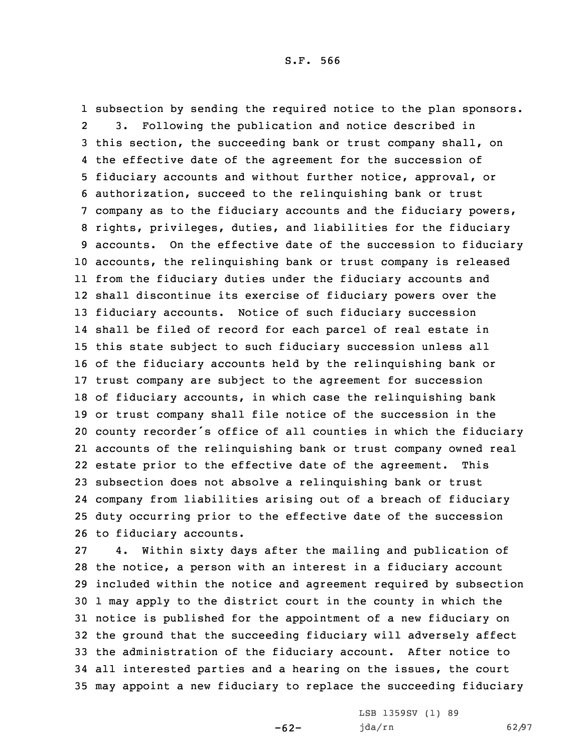subsection by sending the required notice to the plan sponsors.

3. Following the publication and notice described in this section, the succeeding bank or trust company shall, on the effective date of the agreement for the succession of fiduciary accounts and without further notice, approval, or authorization, succeed to the relinquishing bank or trust company as to the fiduciary accounts and the fiduciary powers, rights, privileges, duties, and liabilities for the fiduciary accounts. On the effective date of the succession to fiduciary accounts, the relinquishing bank or trust company is released from the fiduciary duties under the fiduciary accounts and shall discontinue its exercise of fiduciary powers over the fiduciary accounts. Notice of such fiduciary succession shall be filed of record for each parcel of real estate in this state subject to such fiduciary succession unless all of the fiduciary accounts held by the relinquishing bank or trust company are subject to the agreement for succession of fiduciary accounts, in which case the relinquishing bank or trust company shall file notice of the succession in the county recorder's office of all counties in which the fiduciary accounts of the relinquishing bank or trust company owned real estate prior to the effective date of the agreement. This subsection does not absolve a relinquishing bank or trust company from liabilities arising out of a breach of fiduciary duty occurring prior to the effective date of the succession to fiduciary accounts.

4. Within sixty days after the mailing and publication of the notice, a person with an interest in a fiduciary account included within the notice and agreement required by subsection 1 may apply to the district court in the county in which the notice is published for the appointment of a new fiduciary on the ground that the succeeding fiduciary will adversely affect the administration of the fiduciary account. After notice to all interested parties and a hearing on the issues, the court may appoint a new fiduciary to replace the succeeding fiduciary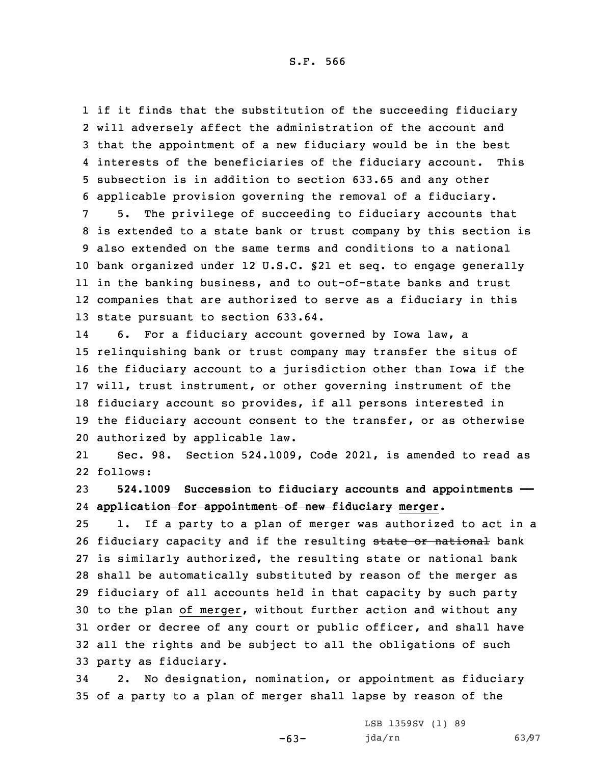if it finds that the substitution of the succeeding fiduciary will adversely affect the administration of the account and that the appointment of a new fiduciary would be in the best interests of the beneficiaries of the fiduciary account. This subsection is in addition to section 633.65 and any other applicable provision governing the removal of a fiduciary.

5. The privilege of succeeding to fiduciary accounts that is extended to a state bank or trust company by this section is also extended on the same terms and conditions to a national bank organized under 12 U.S.C. §21 et seq. to engage generally in the banking business, and to out-of-state banks and trust companies that are authorized to serve as a fiduciary in this state pursuant to section 633.64.

6. For a fiduciary account governed by Iowa law, a relinquishing bank or trust company may transfer the situs of the fiduciary account to a jurisdiction other than Iowa if the will, trust instrument, or other governing instrument of the fiduciary account so provides, if all persons interested in the fiduciary account consent to the transfer, or as otherwise authorized by applicable law.

Sec. 98. Section 524.1009, Code 2021, is amended to read as follows:

**524.1009 Succession to fiduciary accounts and appointments — ~~application for appointment of new fiduciary~~ merger.**

1. If a party to a plan of merger was authorized to act in a fiduciary capacity and if the resulting ~~state or national~~ bank is similarly authorized, the resulting state or national bank shall be automatically substituted by reason of the merger as fiduciary of all accounts held in that capacity by such party to the plan of merger, without further action and without any order or decree of any court or public officer, and shall have all the rights and be subject to all the obligations of such party as fiduciary.

2. No designation, nomination, or appointment as fiduciary of a party to a plan of merger shall lapse by reason of the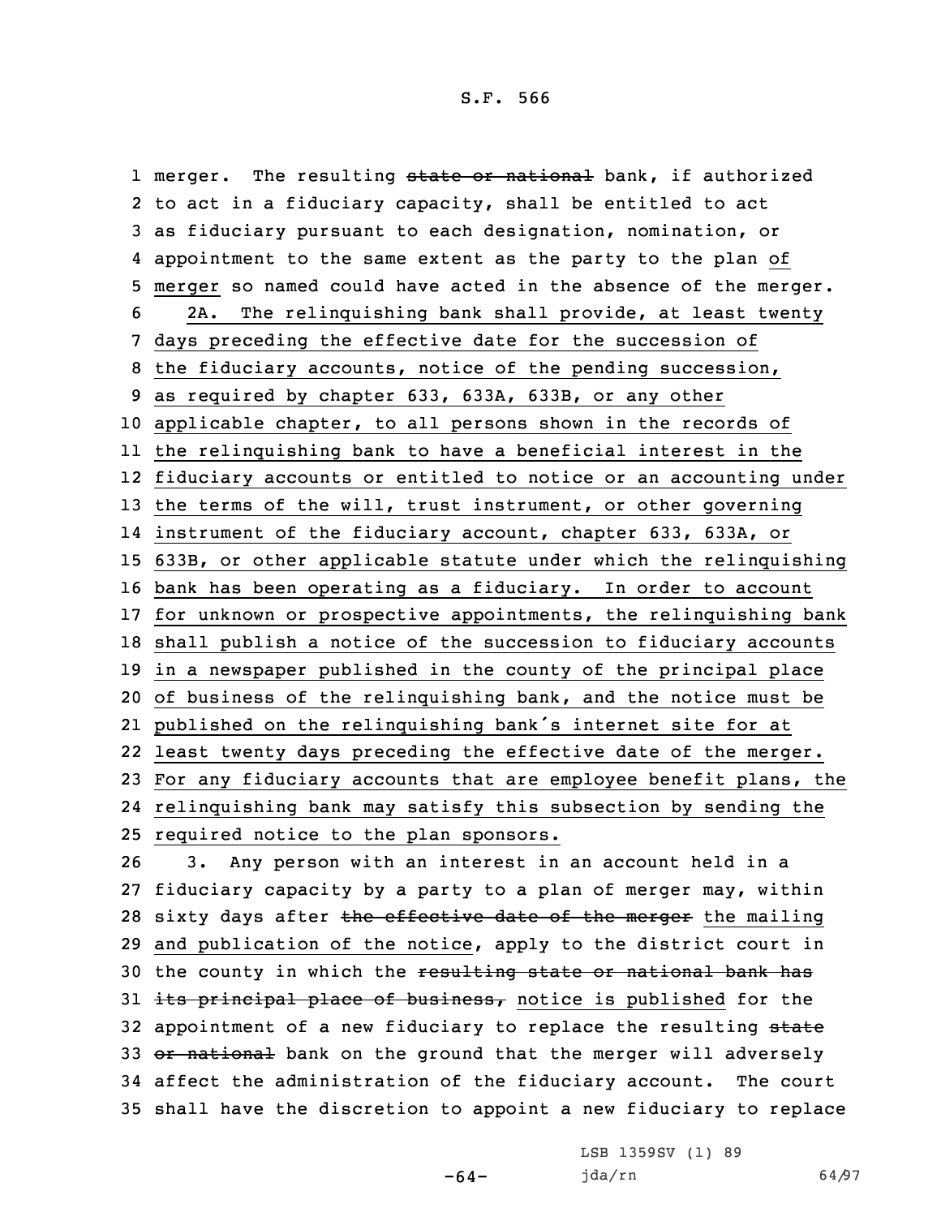merger. The resulting ~~state or national~~ bank, if authorized to act in a fiduciary capacity, shall be entitled to act as fiduciary pursuant to each designation, nomination, or appointment to the same extent as the party to the plan of merger so named could have acted in the absence of the merger.

2A. The relinquishing bank shall provide, at least twenty days preceding the effective date for the succession of the fiduciary accounts, notice of the pending succession, as required by chapter 633, 633A, 633B, or any other applicable chapter, to all persons shown in the records of the relinquishing bank to have a beneficial interest in the fiduciary accounts or entitled to notice or an accounting under the terms of the will, trust instrument, or other governing instrument of the fiduciary account, chapter 633, 633A, or 633B, or other applicable statute under which the relinquishing bank has been operating as a fiduciary. In order to account for unknown or prospective appointments, the relinquishing bank shall publish a notice of the succession to fiduciary accounts in a newspaper published in the county of the principal place of business of the relinquishing bank, and the notice must be published on the relinquishing bank's internet site for at least twenty days preceding the effective date of the merger. For any fiduciary accounts that are employee benefit plans, the relinquishing bank may satisfy this subsection by sending the required notice to the plan sponsors.

3. Any person with an interest in an account held in a fiduciary capacity by a party to a plan of merger may, within sixty days after ~~the effective date of the merger~~ the mailing and publication of the notice, apply to the district court in the county in which the ~~resulting state or national bank has its principal place of business,~~ notice is published for the appointment of a new fiduciary to replace the resulting ~~state or national~~ bank on the ground that the merger will adversely affect the administration of the fiduciary account. The court shall have the discretion to appoint a new fiduciary to replace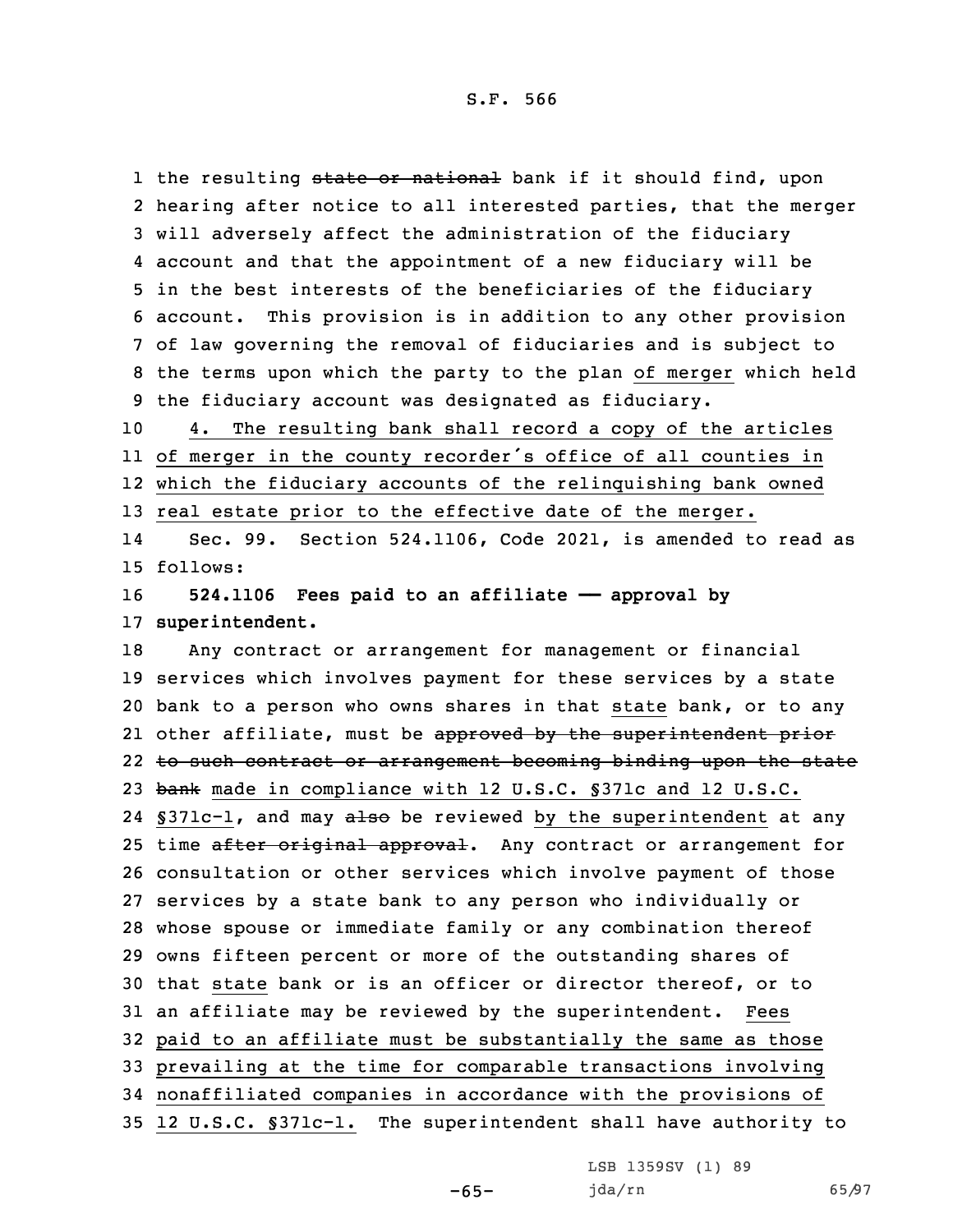the resulting ~~state or national~~ bank if it should find, upon hearing after notice to all interested parties, that the merger will adversely affect the administration of the fiduciary account and that the appointment of a new fiduciary will be in the best interests of the beneficiaries of the fiduciary account. This provision is in addition to any other provision of law governing the removal of fiduciaries and is subject to the terms upon which the party to the plan of merger which held the fiduciary account was designated as fiduciary.

4. The resulting bank shall record a copy of the articles of merger in the county recorder's office of all counties in which the fiduciary accounts of the relinquishing bank owned real estate prior to the effective date of the merger.

Sec. 99. Section 524.1106, Code 2021, is amended to read as follows:

**524.1106 Fees paid to an affiliate — approval by superintendent.**

Any contract or arrangement for management or financial services which involves payment for these services by a state bank to a person who owns shares in that state bank, or to any other affiliate, must be ~~approved by the superintendent prior to such contract or arrangement becoming binding upon the state bank~~ made in compliance with 12 U.S.C. §371c and 12 U.S.C. §371c-1, and may ~~also~~ be reviewed by the superintendent at any time ~~after original approval~~. Any contract or arrangement for consultation or other services which involve payment of those services by a state bank to any person who individually or whose spouse or immediate family or any combination thereof owns fifteen percent or more of the outstanding shares of that state bank or is an officer or director thereof, or to an affiliate may be reviewed by the superintendent. Fees paid to an affiliate must be substantially the same as those prevailing at the time for comparable transactions involving nonaffiliated companies in accordance with the provisions of 12 U.S.C. §371c-1. The superintendent shall have authority to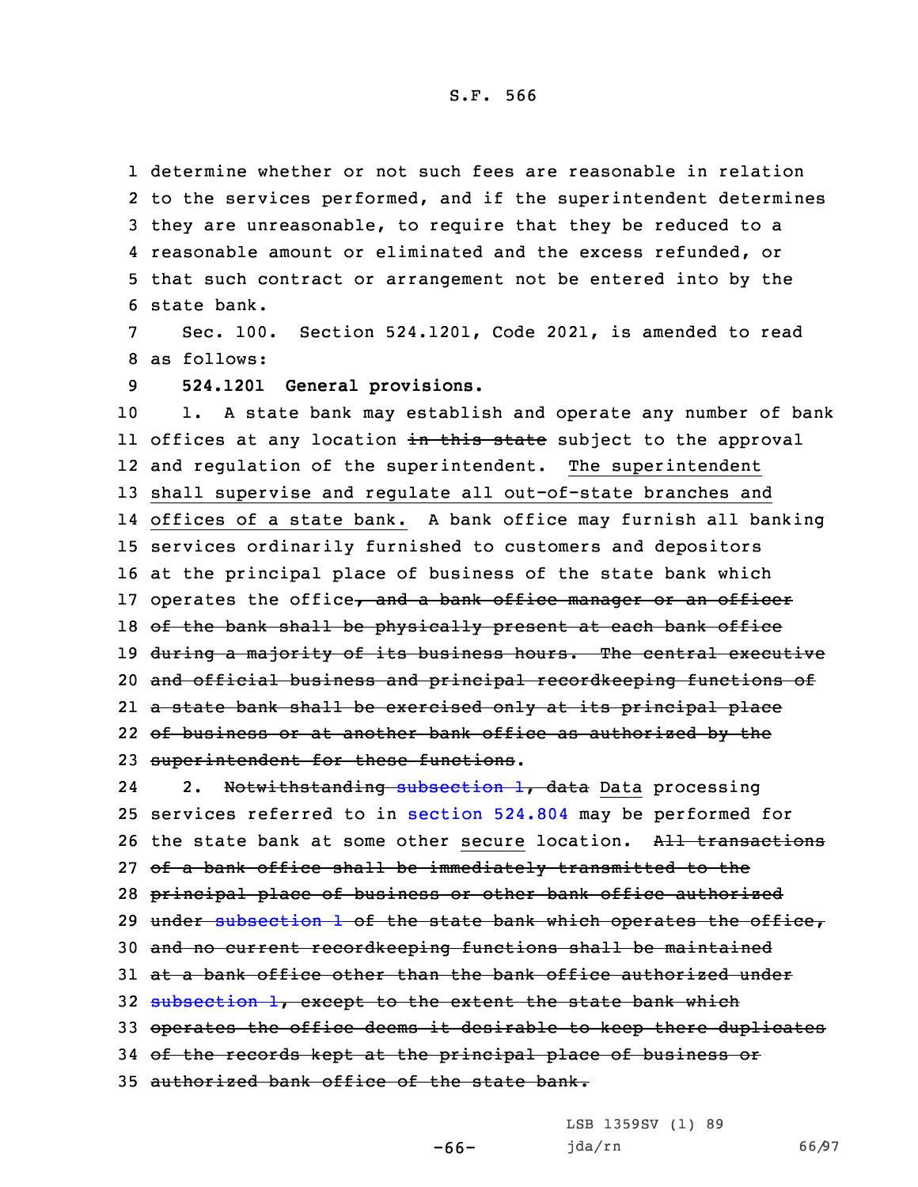determine whether or not such fees are reasonable in relation to the services performed, and if the superintendent determines they are unreasonable, to require that they be reduced to a reasonable amount or eliminated and the excess refunded, or that such contract or arrangement not be entered into by the state bank.

Sec. 100. Section 524.1201, Code 2021, is amended to read as follows:

**524.1201 General provisions.**

1. A state bank may establish and operate any number of bank offices at any location ~~in this state~~ subject to the approval and regulation of the superintendent. The superintendent shall supervise and regulate all out-of-state branches and offices of a state bank. A bank office may furnish all banking services ordinarily furnished to customers and depositors at the principal place of business of the state bank which operates the office~~, and a bank office manager or an officer of the bank shall be physically present at each bank office during a majority of its business hours. The central executive and official business and principal recordkeeping functions of a state bank shall be exercised only at its principal place of business or at another bank office as authorized by the superintendent for these functions~~.

2. ~~Notwithstanding subsection 1, data~~ Data processing services referred to in section 524.804 may be performed for the state bank at some other secure location. ~~All transactions of a bank office shall be immediately transmitted to the principal place of business or other bank office authorized under subsection 1 of the state bank which operates the office, and no current recordkeeping functions shall be maintained at a bank office other than the bank office authorized under subsection 1, except to the extent the state bank which operates the office deems it desirable to keep there duplicates of the records kept at the principal place of business or authorized bank office of the state bank.~~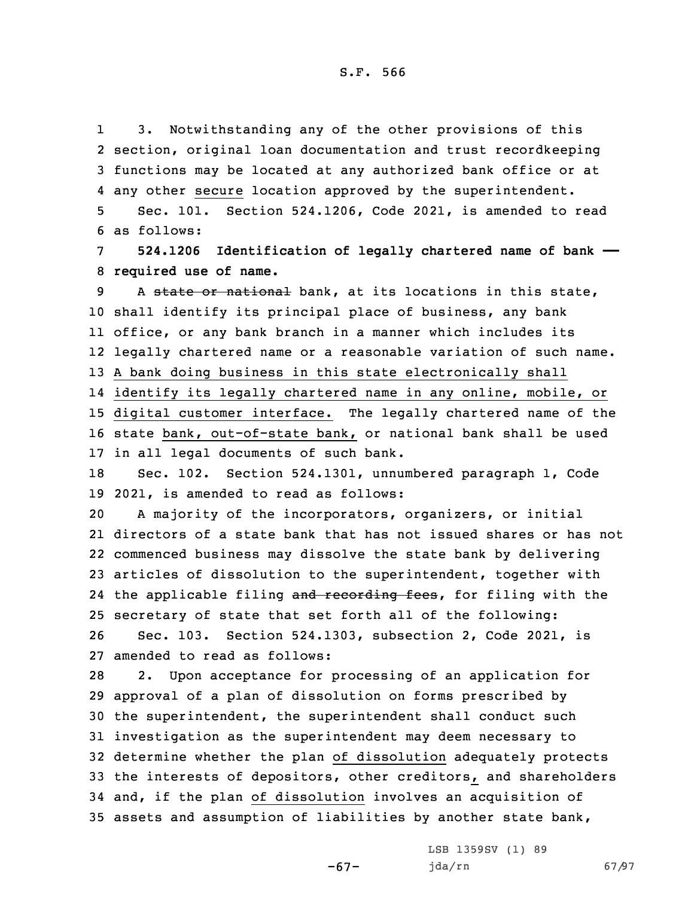3. Notwithstanding any of the other provisions of this section, original loan documentation and trust recordkeeping functions may be located at any authorized bank office or at any other <u>secure</u> location approved by the superintendent.

Sec. 101. Section 524.1206, Code 2021, is amended to read as follows:

**524.1206 Identification of legally chartered name of bank —— required use of name.**

A ~~state or national~~ bank, at its locations in this state, shall identify its principal place of business, any bank office, or any bank branch in a manner which includes its legally chartered name or a reasonable variation of such name. <u>A bank doing business in this state electronically shall identify its legally chartered name in any online, mobile, or digital customer interface.</u> The legally chartered name of the state <u>bank, out-of-state bank,</u> or national bank shall be used in all legal documents of such bank.

Sec. 102. Section 524.1301, unnumbered paragraph 1, Code 2021, is amended to read as follows:

A majority of the incorporators, organizers, or initial directors of a state bank that has not issued shares or has not commenced business may dissolve the state bank by delivering articles of dissolution to the superintendent, together with the applicable filing ~~and recording fees~~, for filing with the secretary of state that set forth all of the following:

Sec. 103. Section 524.1303, subsection 2, Code 2021, is amended to read as follows:

2. Upon acceptance for processing of an application for approval of a plan of dissolution on forms prescribed by the superintendent, the superintendent shall conduct such investigation as the superintendent may deem necessary to determine whether the plan <u>of dissolution</u> adequately protects the interests of depositors, other creditors<u>,</u> and shareholders and, if the plan <u>of dissolution</u> involves an acquisition of assets and assumption of liabilities by another state bank,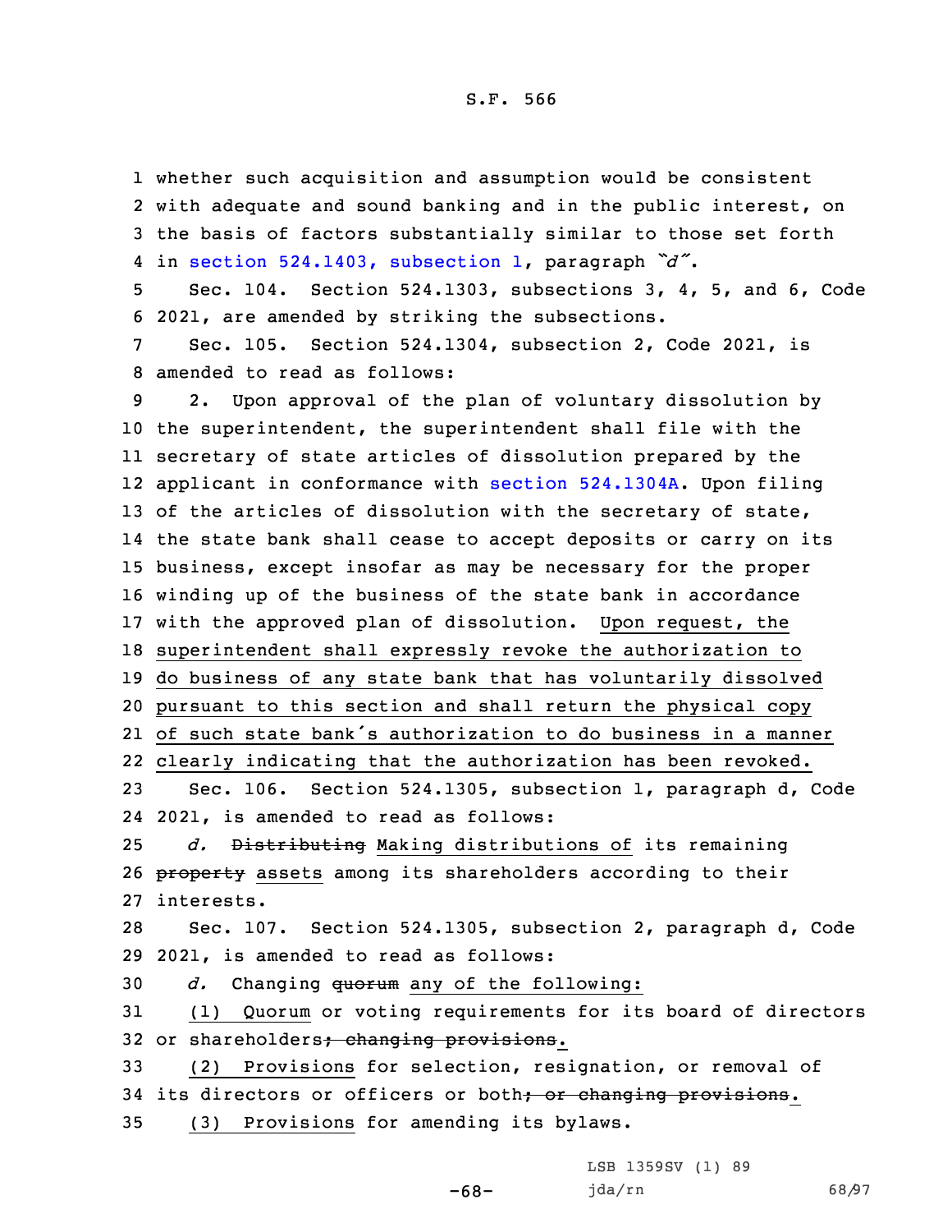whether such acquisition and assumption would be consistent with adequate and sound banking and in the public interest, on the basis of factors substantially similar to those set forth in section 524.1403, subsection 1, paragraph *"d"*.

Sec. 104. Section 524.1303, subsections 3, 4, 5, and 6, Code 2021, are amended by striking the subsections.

Sec. 105. Section 524.1304, subsection 2, Code 2021, is amended to read as follows:

2. Upon approval of the plan of voluntary dissolution by the superintendent, the superintendent shall file with the secretary of state articles of dissolution prepared by the applicant in conformance with section 524.1304A. Upon filing of the articles of dissolution with the secretary of state, the state bank shall cease to accept deposits or carry on its business, except insofar as may be necessary for the proper winding up of the business of the state bank in accordance with the approved plan of dissolution. Upon request, the superintendent shall expressly revoke the authorization to do business of any state bank that has voluntarily dissolved pursuant to this section and shall return the physical copy of such state bank's authorization to do business in a manner clearly indicating that the authorization has been revoked.

Sec. 106. Section 524.1305, subsection 1, paragraph d, Code 2021, is amended to read as follows:

*d.* ~~Distributing~~ Making distributions of its remaining ~~property~~ assets among its shareholders according to their interests.

Sec. 107. Section 524.1305, subsection 2, paragraph d, Code 2021, is amended to read as follows:

*d.* Changing ~~quorum~~ any of the following:

(1) Quorum or voting requirements for its board of directors or shareholders~~; changing provisions~~.

(2) Provisions for selection, resignation, or removal of its directors or officers or both~~; or changing provisions~~.

(3) Provisions for amending its bylaws.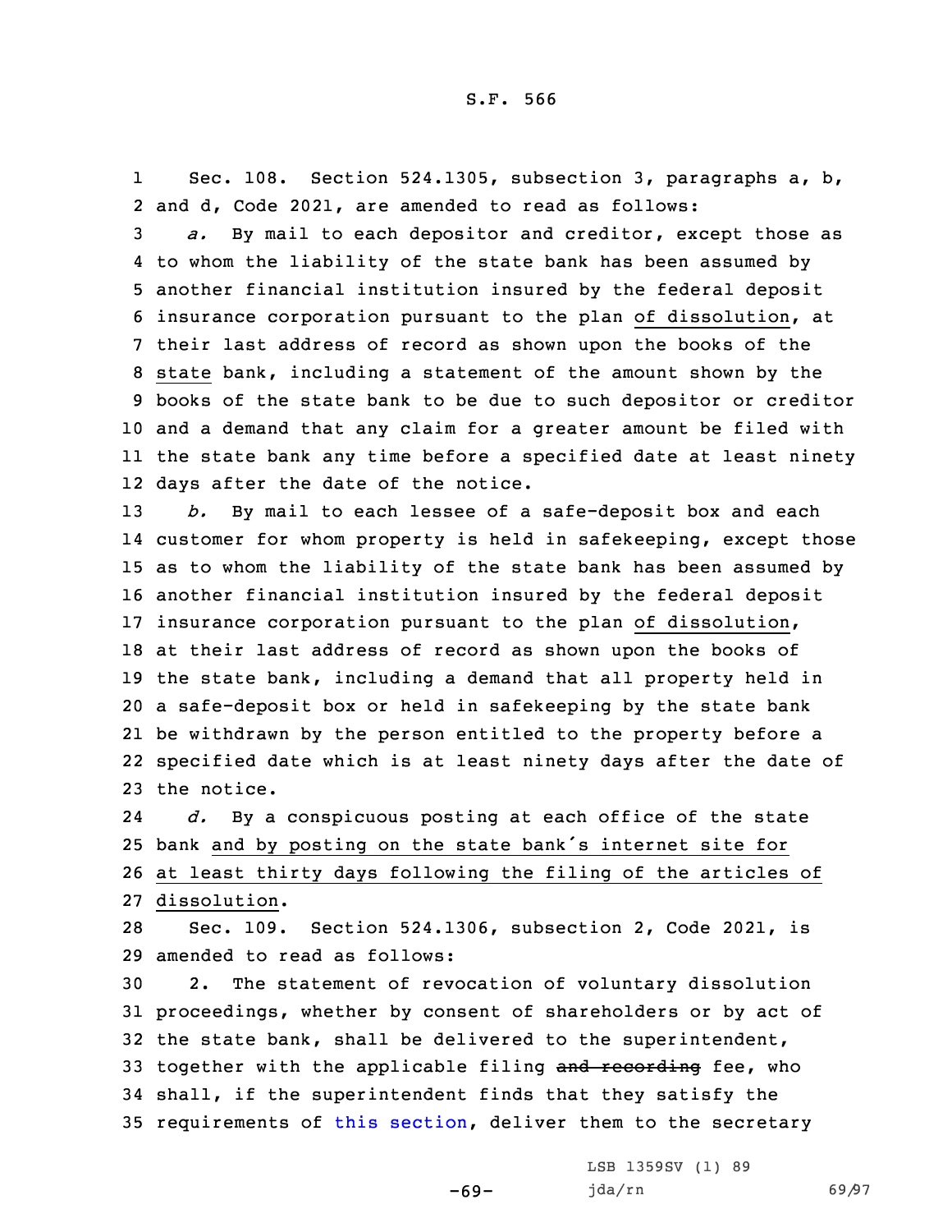Sec. 108. Section 524.1305, subsection 3, paragraphs a, b, and d, Code 2021, are amended to read as follows:

*a.* By mail to each depositor and creditor, except those as to whom the liability of the state bank has been assumed by another financial institution insured by the federal deposit insurance corporation pursuant to the plan of dissolution, at their last address of record as shown upon the books of the state bank, including a statement of the amount shown by the books of the state bank to be due to such depositor or creditor and a demand that any claim for a greater amount be filed with the state bank any time before a specified date at least ninety days after the date of the notice.

*b.* By mail to each lessee of a safe-deposit box and each customer for whom property is held in safekeeping, except those as to whom the liability of the state bank has been assumed by another financial institution insured by the federal deposit insurance corporation pursuant to the plan of dissolution, at their last address of record as shown upon the books of the state bank, including a demand that all property held in a safe-deposit box or held in safekeeping by the state bank be withdrawn by the person entitled to the property before a specified date which is at least ninety days after the date of the notice.

*d.* By a conspicuous posting at each office of the state bank and by posting on the state bank's internet site for at least thirty days following the filing of the articles of dissolution.

Sec. 109. Section 524.1306, subsection 2, Code 2021, is amended to read as follows:

2. The statement of revocation of voluntary dissolution proceedings, whether by consent of shareholders or by act of the state bank, shall be delivered to the superintendent, together with the applicable filing ~~and recording~~ fee, who shall, if the superintendent finds that they satisfy the requirements of this section, deliver them to the secretary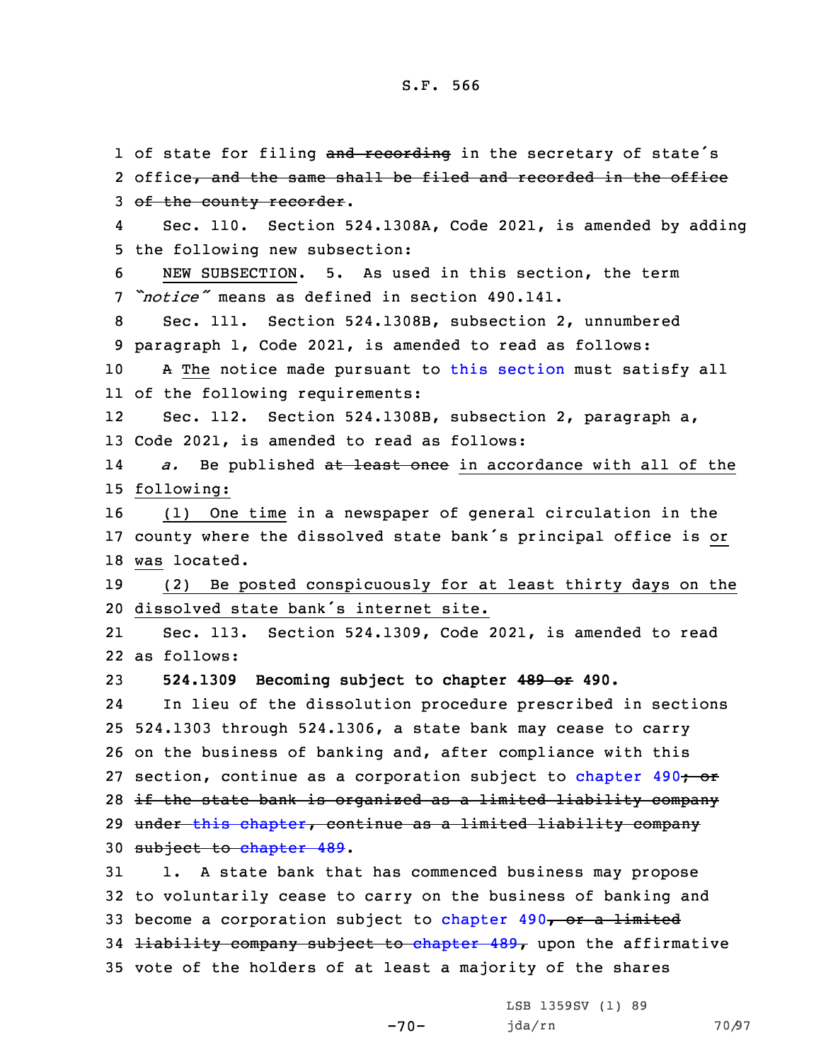1 of state for filing ~~and recording~~ in the secretary of state's
2 office~~, and the same shall be filed and recorded in the office~~
3 ~~of the county recorder~~.

4 Sec. 110. Section 524.1308A, Code 2021, is amended by adding
5 the following new subsection:

6 NEW SUBSECTION. 5. As used in this section, the term
7 *"notice"* means as defined in section 490.141.

8 Sec. 111. Section 524.1308B, subsection 2, unnumbered
9 paragraph 1, Code 2021, is amended to read as follows:

10 ~~A~~ The notice made pursuant to this section must satisfy all
11 of the following requirements:

12 Sec. 112. Section 524.1308B, subsection 2, paragraph a,
13 Code 2021, is amended to read as follows:

14 *a.* Be published ~~at least once~~ in accordance with all of the
15 following:

16 (1) One time in a newspaper of general circulation in the
17 county where the dissolved state bank's principal office is or
18 was located.

19 (2) Be posted conspicuously for at least thirty days on the
20 dissolved state bank's internet site.

21 Sec. 113. Section 524.1309, Code 2021, is amended to read
22 as follows:

23 **524.1309 Becoming subject to chapter ~~489 or~~ 490.**

24 In lieu of the dissolution procedure prescribed in sections
25 524.1303 through 524.1306, a state bank may cease to carry
26 on the business of banking and, after compliance with this
27 section, continue as a corporation subject to chapter 490~~; or~~
28 ~~if the state bank is organized as a limited liability company~~
29 ~~under this chapter, continue as a limited liability company~~
30 ~~subject to chapter 489~~.

31 1. A state bank that has commenced business may propose
32 to voluntarily cease to carry on the business of banking and
33 become a corporation subject to chapter 490~~, or a limited~~
34 ~~liability company subject to chapter 489,~~ upon the affirmative
35 vote of the holders of at least a majority of the shares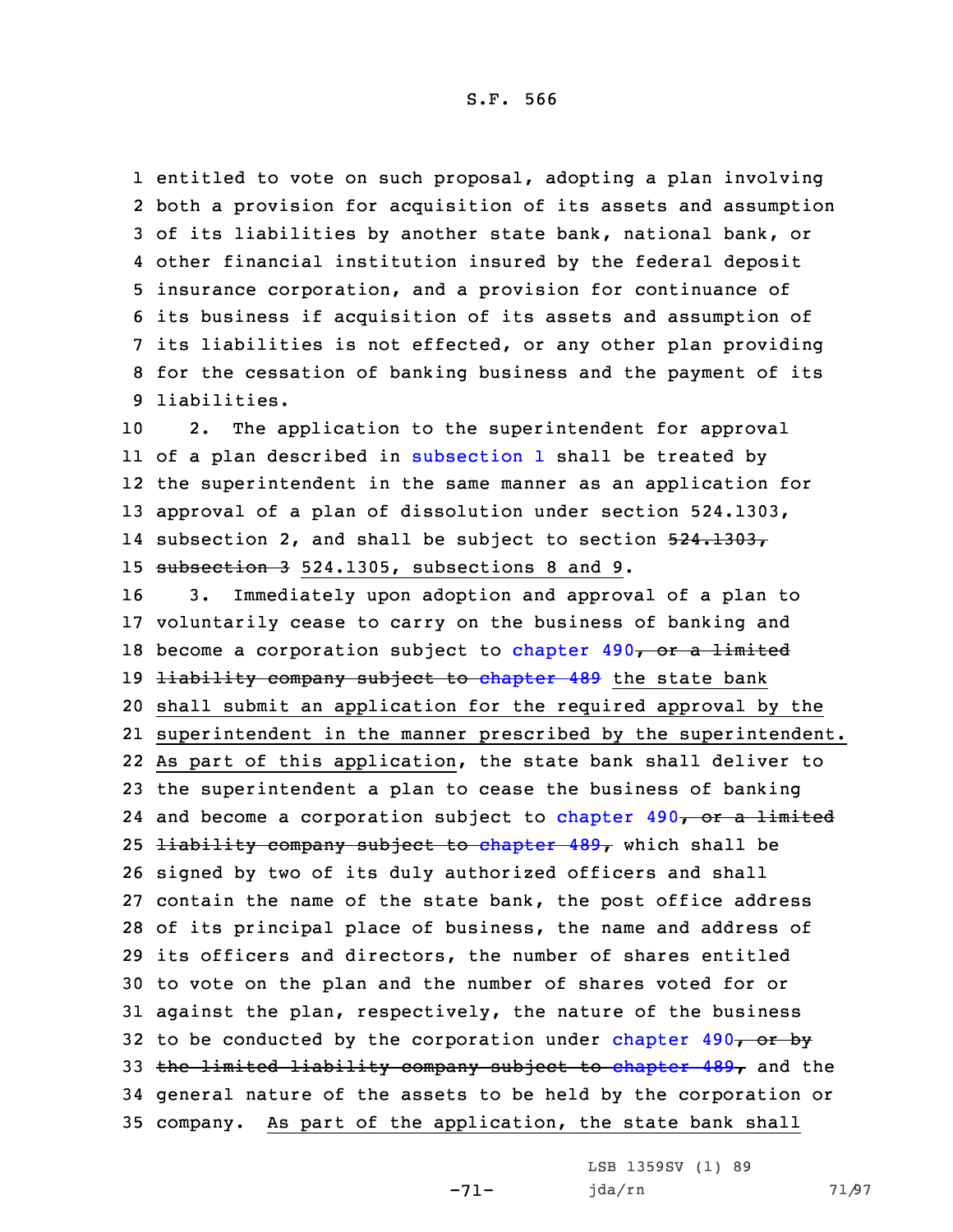entitled to vote on such proposal, adopting a plan involving both a provision for acquisition of its assets and assumption of its liabilities by another state bank, national bank, or other financial institution insured by the federal deposit insurance corporation, and a provision for continuance of its business if acquisition of its assets and assumption of its liabilities is not effected, or any other plan providing for the cessation of banking business and the payment of its liabilities.

2. The application to the superintendent for approval of a plan described in subsection 1 shall be treated by the superintendent in the same manner as an application for approval of a plan of dissolution under section 524.1303, subsection 2, and shall be subject to section ~~524.1303, subsection 3~~ 524.1305, subsections 8 and 9.

3. Immediately upon adoption and approval of a plan to voluntarily cease to carry on the business of banking and become a corporation subject to chapter 490~~, or a limited liability company subject to chapter 489~~ the state bank shall submit an application for the required approval by the superintendent in the manner prescribed by the superintendent. As part of this application, the state bank shall deliver to the superintendent a plan to cease the business of banking and become a corporation subject to chapter 490~~, or a limited liability company subject to chapter 489,~~ which shall be signed by two of its duly authorized officers and shall contain the name of the state bank, the post office address of its principal place of business, the name and address of its officers and directors, the number of shares entitled to vote on the plan and the number of shares voted for or against the plan, respectively, the nature of the business to be conducted by the corporation under chapter 490~~, or by the limited liability company subject to chapter 489,~~ and the general nature of the assets to be held by the corporation or company. As part of the application, the state bank shall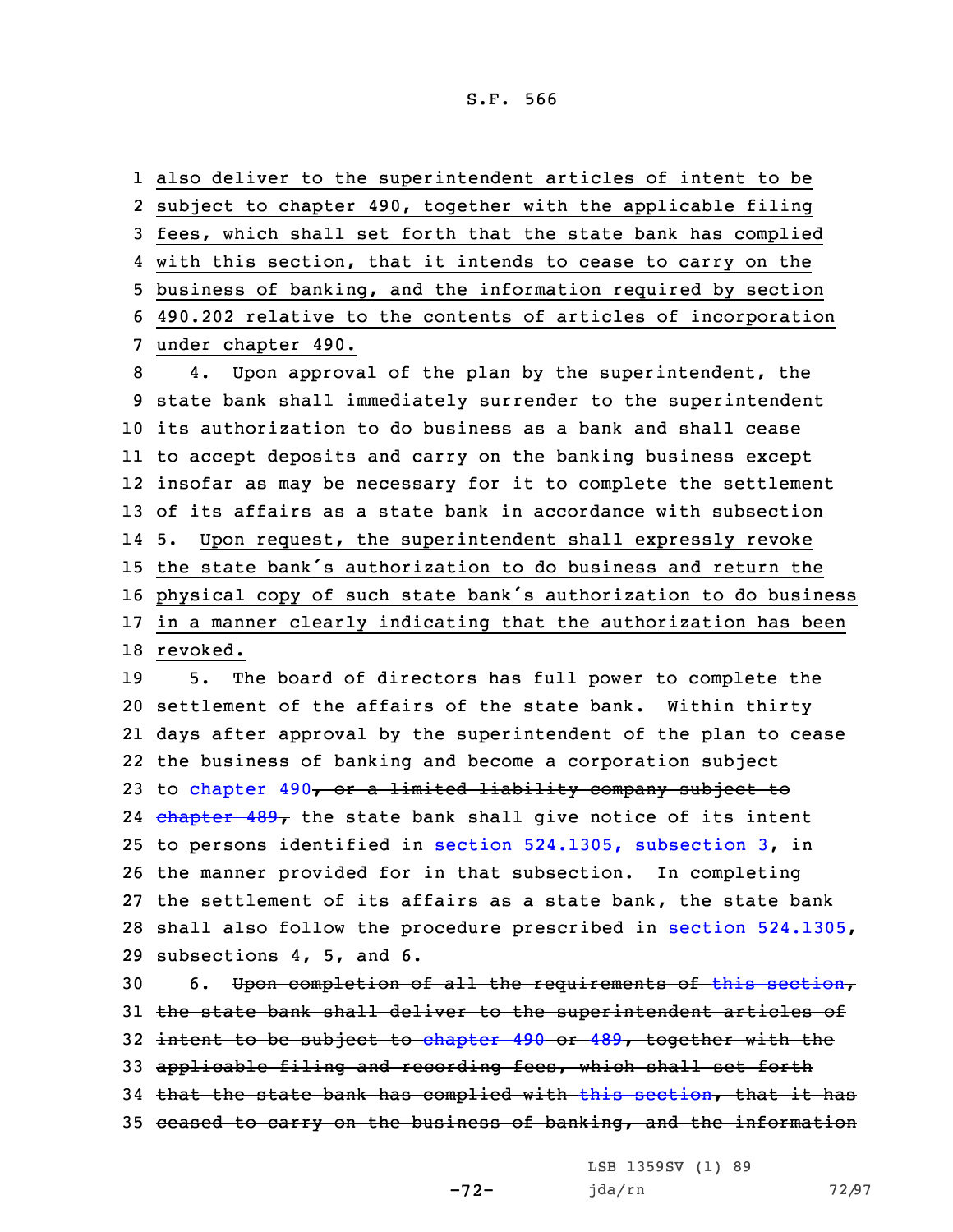also deliver to the superintendent articles of intent to be subject to chapter 490, together with the applicable filing fees, which shall set forth that the state bank has complied with this section, that it intends to cease to carry on the business of banking, and the information required by section 490.202 relative to the contents of articles of incorporation under chapter 490.

4. Upon approval of the plan by the superintendent, the state bank shall immediately surrender to the superintendent its authorization to do business as a bank and shall cease to accept deposits and carry on the banking business except insofar as may be necessary for it to complete the settlement of its affairs as a state bank in accordance with subsection 5. Upon request, the superintendent shall expressly revoke the state bank's authorization to do business and return the physical copy of such state bank's authorization to do business in a manner clearly indicating that the authorization has been revoked.

5. The board of directors has full power to complete the settlement of the affairs of the state bank. Within thirty days after approval by the superintendent of the plan to cease the business of banking and become a corporation subject to chapter 490~~, or a limited liability company subject to chapter 489,~~ the state bank shall give notice of its intent to persons identified in section 524.1305, subsection 3, in the manner provided for in that subsection. In completing the settlement of its affairs as a state bank, the state bank shall also follow the procedure prescribed in section 524.1305, subsections 4, 5, and 6.

6. ~~Upon completion of all the requirements of this section, the state bank shall deliver to the superintendent articles of intent to be subject to chapter 490 or 489, together with the applicable filing and recording fees, which shall set forth that the state bank has complied with this section, that it has ceased to carry on the business of banking, and the information~~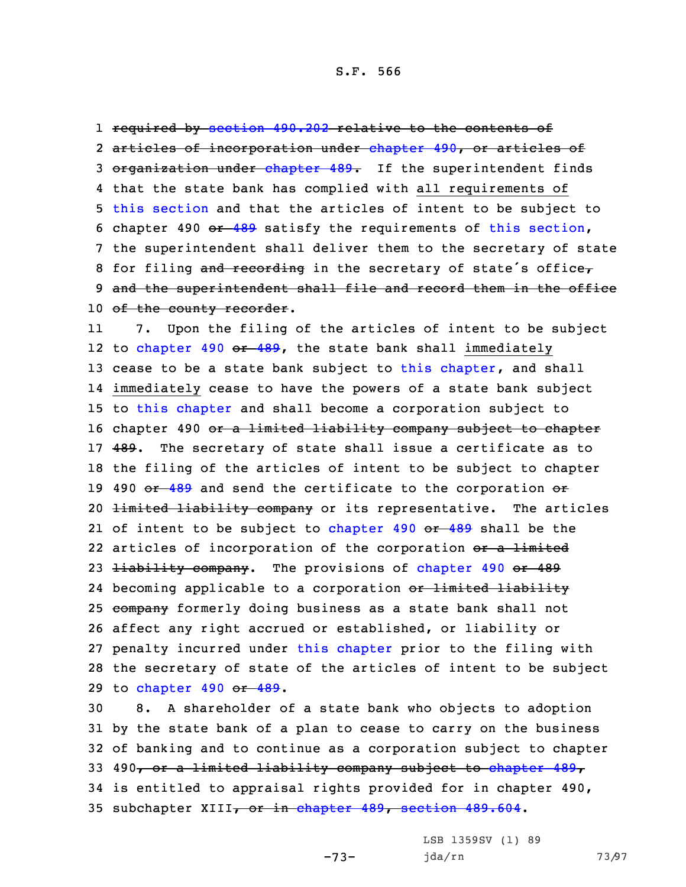required by section 490.202 relative to the contents of articles of incorporation under chapter 490, or articles of organization under chapter 489. If the superintendent finds that the state bank has complied with all requirements of this section and that the articles of intent to be subject to chapter 490 or 489 satisfy the requirements of this section, the superintendent shall deliver them to the secretary of state for filing and recording in the secretary of state's office, and the superintendent shall file and record them in the office of the county recorder.

7. Upon the filing of the articles of intent to be subject to chapter 490 or 489, the state bank shall immediately cease to be a state bank subject to this chapter, and shall immediately cease to have the powers of a state bank subject to this chapter and shall become a corporation subject to chapter 490 or a limited liability company subject to chapter 489. The secretary of state shall issue a certificate as to the filing of the articles of intent to be subject to chapter 490 or 489 and send the certificate to the corporation or limited liability company or its representative. The articles of intent to be subject to chapter 490 or 489 shall be the articles of incorporation of the corporation or a limited liability company. The provisions of chapter 490 or 489 becoming applicable to a corporation or limited liability company formerly doing business as a state bank shall not affect any right accrued or established, or liability or penalty incurred under this chapter prior to the filing with the secretary of state of the articles of intent to be subject to chapter 490 or 489.

8. A shareholder of a state bank who objects to adoption by the state bank of a plan to cease to carry on the business of banking and to continue as a corporation subject to chapter 490, or a limited liability company subject to chapter 489, is entitled to appraisal rights provided for in chapter 490, subchapter XIII, or in chapter 489, section 489.604.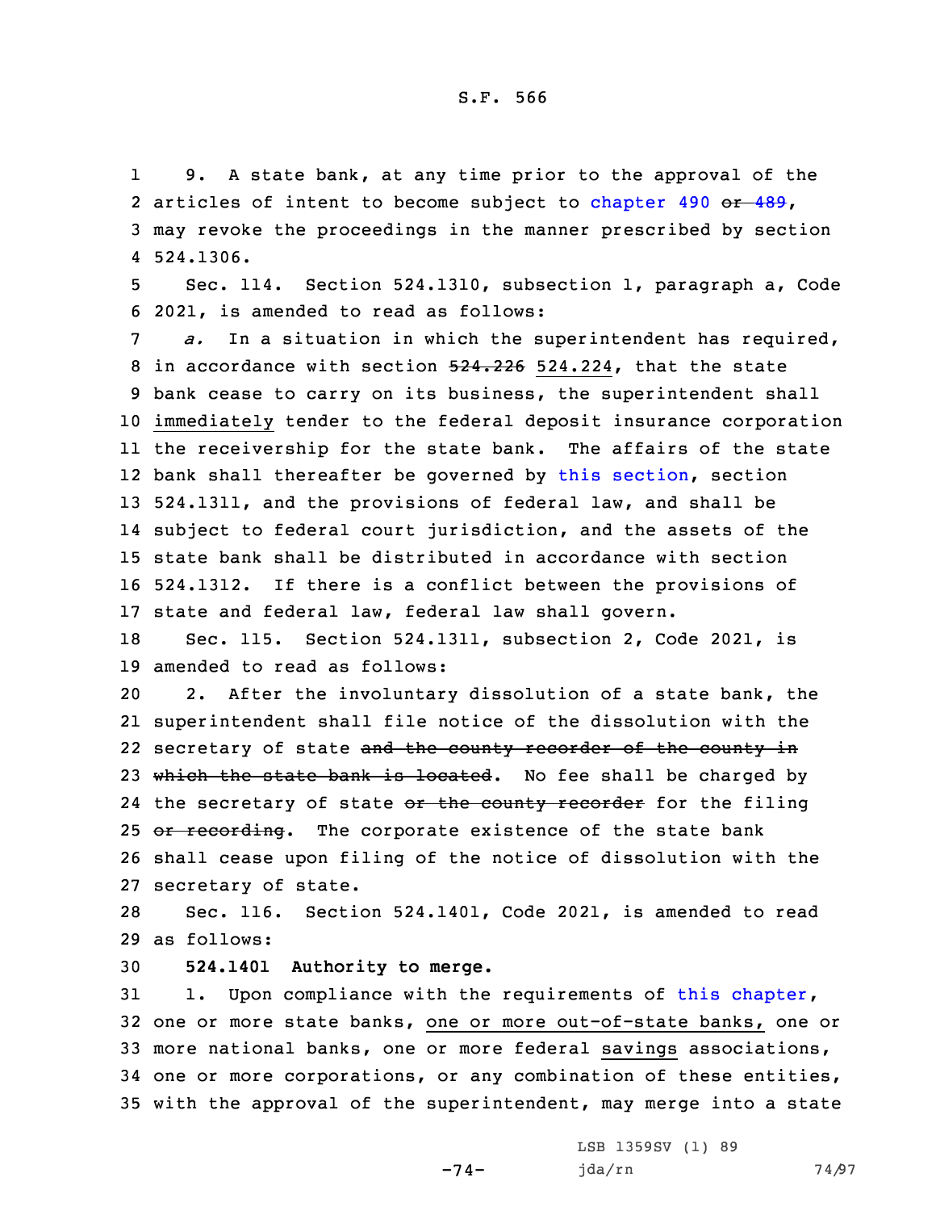9. A state bank, at any time prior to the approval of the articles of intent to become subject to chapter 490 ~~or 489~~, may revoke the proceedings in the manner prescribed by section 524.1306.

Sec. 114. Section 524.1310, subsection 1, paragraph a, Code 2021, is amended to read as follows:

*a.* In a situation in which the superintendent has required, in accordance with section ~~524.226~~ 524.224, that the state bank cease to carry on its business, the superintendent shall immediately tender to the federal deposit insurance corporation the receivership for the state bank. The affairs of the state bank shall thereafter be governed by this section, section 524.1311, and the provisions of federal law, and shall be subject to federal court jurisdiction, and the assets of the state bank shall be distributed in accordance with section 524.1312. If there is a conflict between the provisions of state and federal law, federal law shall govern.

Sec. 115. Section 524.1311, subsection 2, Code 2021, is amended to read as follows:

2. After the involuntary dissolution of a state bank, the superintendent shall file notice of the dissolution with the secretary of state ~~and the county recorder of the county in which the state bank is located~~. No fee shall be charged by the secretary of state ~~or the county recorder~~ for the filing ~~or recording~~. The corporate existence of the state bank shall cease upon filing of the notice of dissolution with the secretary of state.

Sec. 116. Section 524.1401, Code 2021, is amended to read as follows:

**524.1401 Authority to merge.**

1. Upon compliance with the requirements of this chapter, one or more state banks, one or more out-of-state banks, one or more national banks, one or more federal savings associations, one or more corporations, or any combination of these entities, with the approval of the superintendent, may merge into a state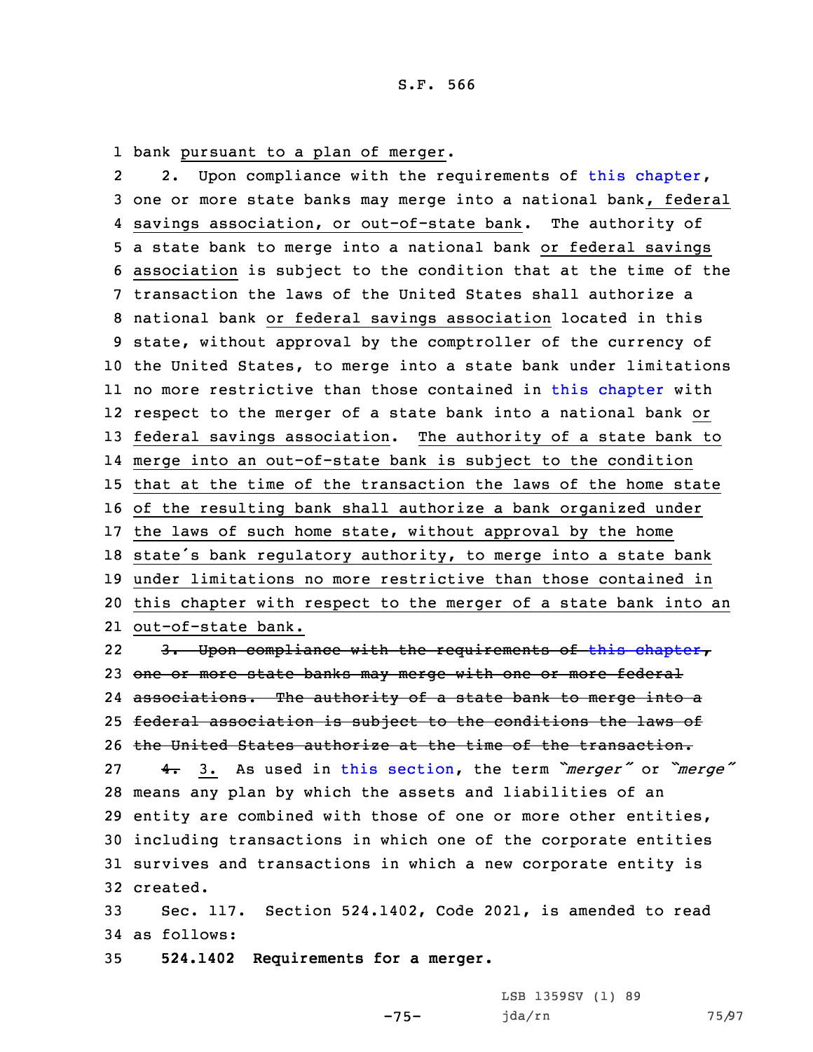bank pursuant to a plan of merger.

2. Upon compliance with the requirements of this chapter, one or more state banks may merge into a national bank, federal savings association, or out-of-state bank. The authority of a state bank to merge into a national bank or federal savings association is subject to the condition that at the time of the transaction the laws of the United States shall authorize a national bank or federal savings association located in this state, without approval by the comptroller of the currency of the United States, to merge into a state bank under limitations no more restrictive than those contained in this chapter with respect to the merger of a state bank into a national bank or federal savings association. The authority of a state bank to merge into an out-of-state bank is subject to the condition that at the time of the transaction the laws of the home state of the resulting bank shall authorize a bank organized under the laws of such home state, without approval by the home state's bank regulatory authority, to merge into a state bank under limitations no more restrictive than those contained in this chapter with respect to the merger of a state bank into an out-of-state bank.

~~3. Upon compliance with the requirements of this chapter, one or more state banks may merge with one or more federal associations. The authority of a state bank to merge into a federal association is subject to the conditions the laws of the United States authorize at the time of the transaction.~~

~~4.~~ 3. As used in this section, the term *"merger"* or *"merge"* means any plan by which the assets and liabilities of an entity are combined with those of one or more other entities, including transactions in which one of the corporate entities survives and transactions in which a new corporate entity is created.

Sec. 117. Section 524.1402, Code 2021, is amended to read as follows:

**524.1402 Requirements for a merger.**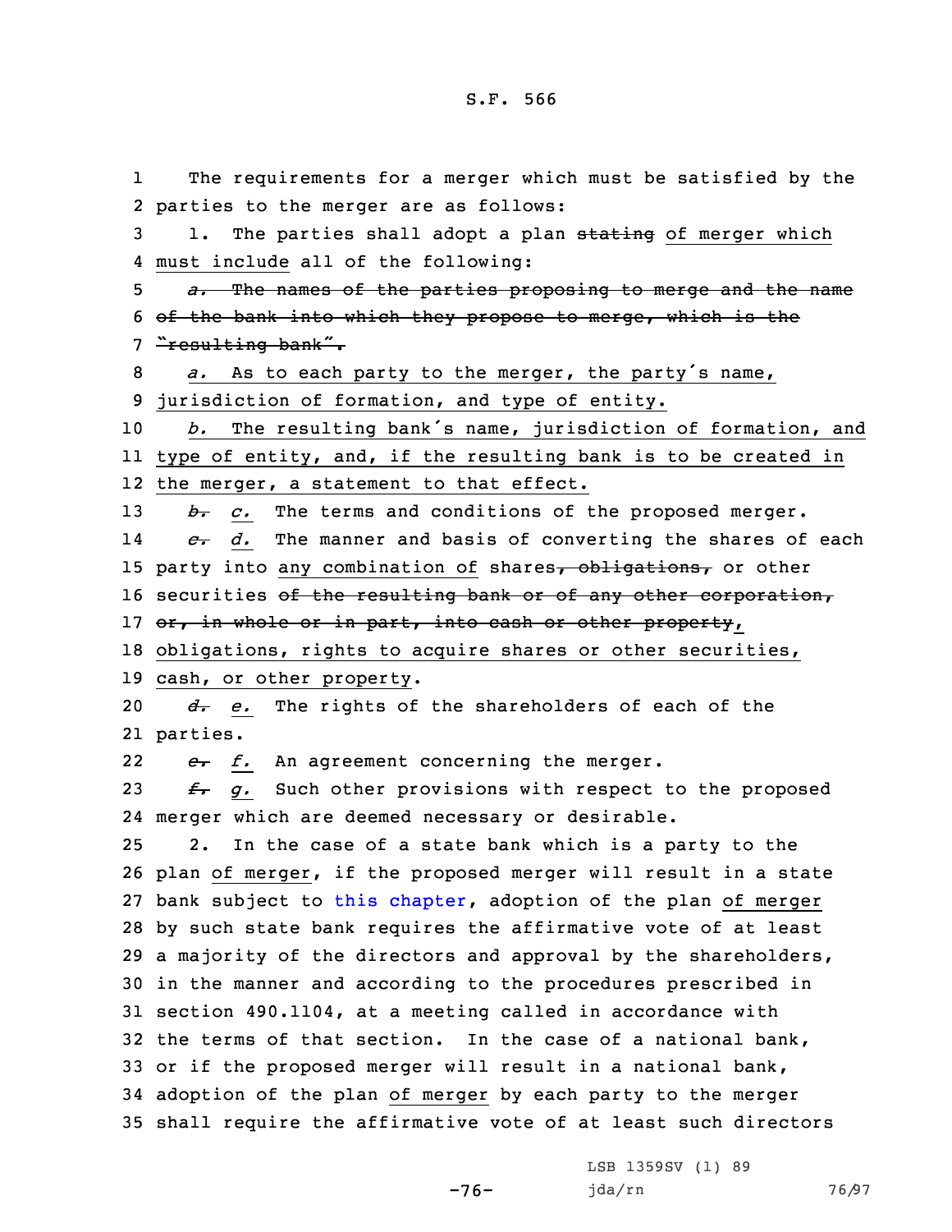The requirements for a merger which must be satisfied by the parties to the merger are as follows:

1. The parties shall adopt a plan ~~stating~~ of merger which must include all of the following:

~~*a.* The names of the parties proposing to merge and the name of the bank into which they propose to merge, which is the "resulting bank".~~

*a.* As to each party to the merger, the party's name, jurisdiction of formation, and type of entity.

*b.* The resulting bank's name, jurisdiction of formation, and type of entity, and, if the resulting bank is to be created in the merger, a statement to that effect.

~~*b.*~~ *c.* The terms and conditions of the proposed merger.

~~*c.*~~ *d.* The manner and basis of converting the shares of each party into any combination of shares~~, obligations,~~ or other securities ~~of the resulting bank or of any other corporation, or, in whole or in part, into cash or other property~~, obligations, rights to acquire shares or other securities, cash, or other property.

~~*d.*~~ *e.* The rights of the shareholders of each of the parties.

~~*e.*~~ *f.* An agreement concerning the merger.

~~*f.*~~ *g.* Such other provisions with respect to the proposed merger which are deemed necessary or desirable.

2. In the case of a state bank which is a party to the plan of merger, if the proposed merger will result in a state bank subject to this chapter, adoption of the plan of merger by such state bank requires the affirmative vote of at least a majority of the directors and approval by the shareholders, in the manner and according to the procedures prescribed in section 490.1104, at a meeting called in accordance with the terms of that section. In the case of a national bank, or if the proposed merger will result in a national bank, adoption of the plan of merger by each party to the merger shall require the affirmative vote of at least such directors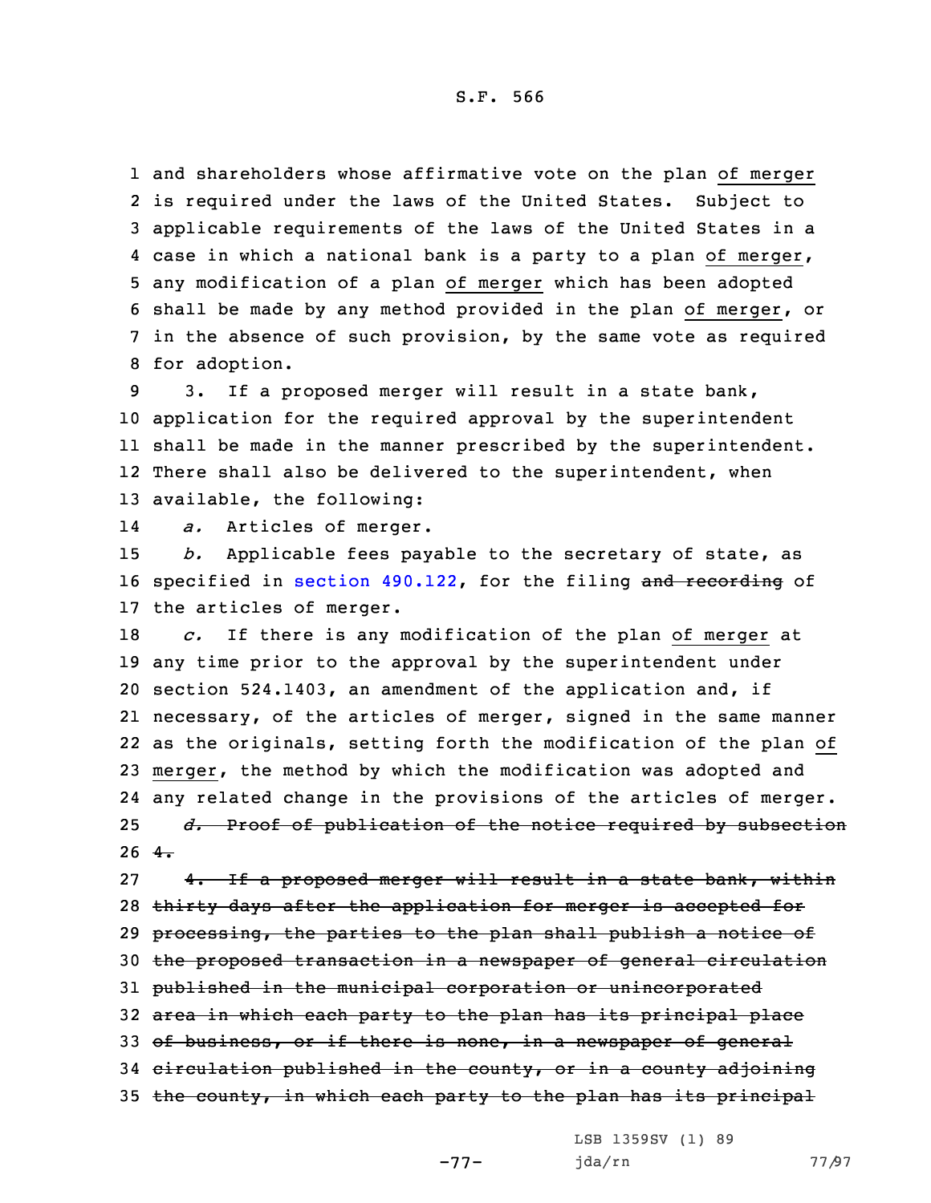and shareholders whose affirmative vote on the plan of merger is required under the laws of the United States. Subject to applicable requirements of the laws of the United States in a case in which a national bank is a party to a plan of merger, any modification of a plan of merger which has been adopted shall be made by any method provided in the plan of merger, or in the absence of such provision, by the same vote as required for adoption.

3. If a proposed merger will result in a state bank, application for the required approval by the superintendent shall be made in the manner prescribed by the superintendent. There shall also be delivered to the superintendent, when available, the following:

*a.* Articles of merger.

*b.* Applicable fees payable to the secretary of state, as specified in section 490.122, for the filing ~~and recording~~ of the articles of merger.

*c.* If there is any modification of the plan of merger at any time prior to the approval by the superintendent under section 524.1403, an amendment of the application and, if necessary, of the articles of merger, signed in the same manner as the originals, setting forth the modification of the plan of merger, the method by which the modification was adopted and any related change in the provisions of the articles of merger.

~~*d.* Proof of publication of the notice required by subsection 4.~~

~~4. If a proposed merger will result in a state bank, within thirty days after the application for merger is accepted for processing, the parties to the plan shall publish a notice of the proposed transaction in a newspaper of general circulation published in the municipal corporation or unincorporated area in which each party to the plan has its principal place of business, or if there is none, in a newspaper of general circulation published in the county, or in a county adjoining the county, in which each party to the plan has its principal~~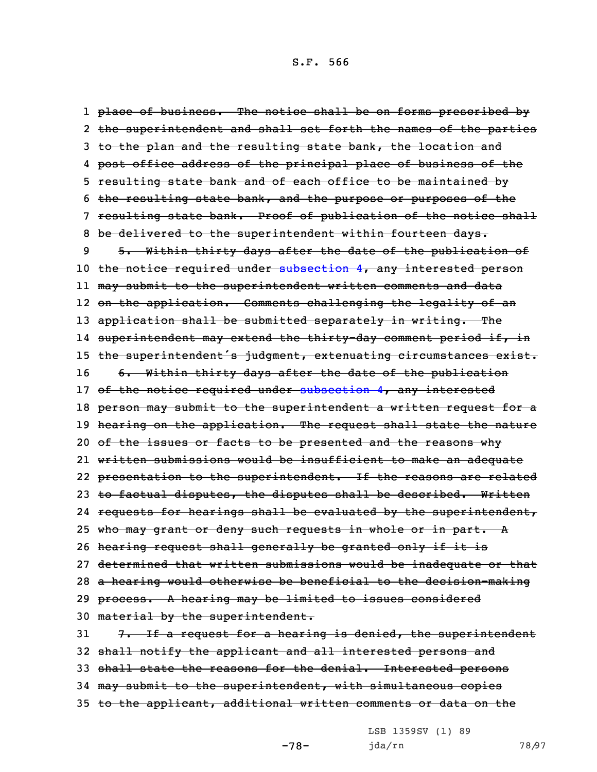place of business. The notice shall be on forms prescribed by the superintendent and shall set forth the names of the parties to the plan and the resulting state bank, the location and post office address of the principal place of business of the resulting state bank and of each office to be maintained by the resulting state bank, and the purpose or purposes of the resulting state bank. Proof of publication of the notice shall be delivered to the superintendent within fourteen days.

5. Within thirty days after the date of the publication of the notice required under subsection 4, any interested person may submit to the superintendent written comments and data on the application. Comments challenging the legality of an application shall be submitted separately in writing. The superintendent may extend the thirty-day comment period if, in the superintendent's judgment, extenuating circumstances exist.

6. Within thirty days after the date of the publication of the notice required under subsection 4, any interested person may submit to the superintendent a written request for a hearing on the application. The request shall state the nature of the issues or facts to be presented and the reasons why written submissions would be insufficient to make an adequate presentation to the superintendent. If the reasons are related to factual disputes, the disputes shall be described. Written requests for hearings shall be evaluated by the superintendent, who may grant or deny such requests in whole or in part. A hearing request shall generally be granted only if it is determined that written submissions would be inadequate or that a hearing would otherwise be beneficial to the decision-making process. A hearing may be limited to issues considered material by the superintendent.

7. If a request for a hearing is denied, the superintendent shall notify the applicant and all interested persons and shall state the reasons for the denial. Interested persons may submit to the superintendent, with simultaneous copies to the applicant, additional written comments or data on the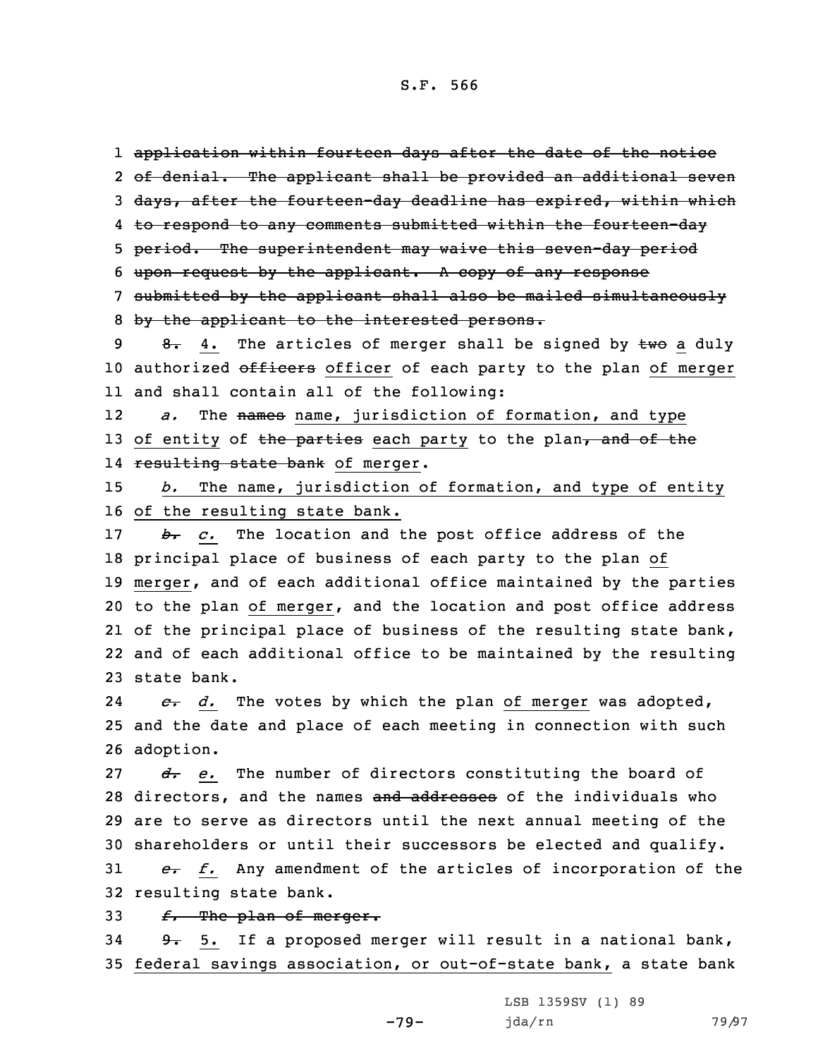~~application within fourteen days after the date of the notice of denial. The applicant shall be provided an additional seven days, after the fourteen-day deadline has expired, within which to respond to any comments submitted within the fourteen-day period. The superintendent may waive this seven-day period upon request by the applicant. A copy of any response submitted by the applicant shall also be mailed simultaneously by the applicant to the interested persons.~~

~~8.~~ 4. The articles of merger shall be signed by ~~two~~ a duly authorized ~~officers~~ officer of each party to the plan of merger and shall contain all of the following:

*a.* The ~~names~~ name, jurisdiction of formation, and type of entity of ~~the parties~~ each party to the plan~~, and of the resulting state bank~~ of merger.

*b.* The name, jurisdiction of formation, and type of entity of the resulting state bank.

~~*b.*~~ *c.* The location and the post office address of the principal place of business of each party to the plan of merger, and of each additional office maintained by the parties to the plan of merger, and the location and post office address of the principal place of business of the resulting state bank, and of each additional office to be maintained by the resulting state bank.

~~*c.*~~ *d.* The votes by which the plan of merger was adopted, and the date and place of each meeting in connection with such adoption.

~~*d.*~~ *e.* The number of directors constituting the board of directors, and the names ~~and addresses~~ of the individuals who are to serve as directors until the next annual meeting of the shareholders or until their successors be elected and qualify.

~~*e.*~~ *f.* Any amendment of the articles of incorporation of the resulting state bank.

~~*f.* The plan of merger.~~

~~9.~~ 5. If a proposed merger will result in a national bank, federal savings association, or out-of-state bank, a state bank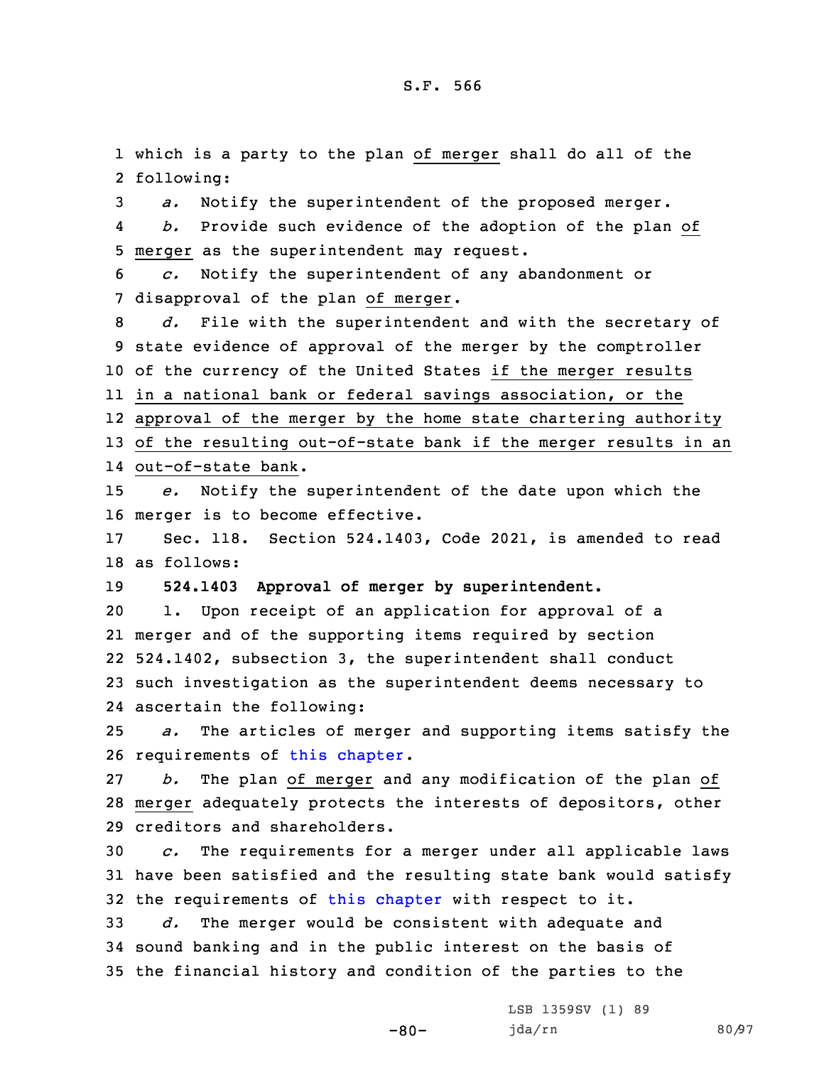which is a party to the plan of merger shall do all of the following:

*a.* Notify the superintendent of the proposed merger.

*b.* Provide such evidence of the adoption of the plan of merger as the superintendent may request.

*c.* Notify the superintendent of any abandonment or disapproval of the plan of merger.

*d.* File with the superintendent and with the secretary of state evidence of approval of the merger by the comptroller of the currency of the United States if the merger results in a national bank or federal savings association, or the approval of the merger by the home state chartering authority of the resulting out-of-state bank if the merger results in an out-of-state bank.

*e.* Notify the superintendent of the date upon which the merger is to become effective.

Sec. 118. Section 524.1403, Code 2021, is amended to read as follows:

**524.1403 Approval of merger by superintendent.**

1. Upon receipt of an application for approval of a merger and of the supporting items required by section 524.1402, subsection 3, the superintendent shall conduct such investigation as the superintendent deems necessary to ascertain the following:

*a.* The articles of merger and supporting items satisfy the requirements of this chapter.

*b.* The plan of merger and any modification of the plan of merger adequately protects the interests of depositors, other creditors and shareholders.

*c.* The requirements for a merger under all applicable laws have been satisfied and the resulting state bank would satisfy the requirements of this chapter with respect to it.

*d.* The merger would be consistent with adequate and sound banking and in the public interest on the basis of the financial history and condition of the parties to the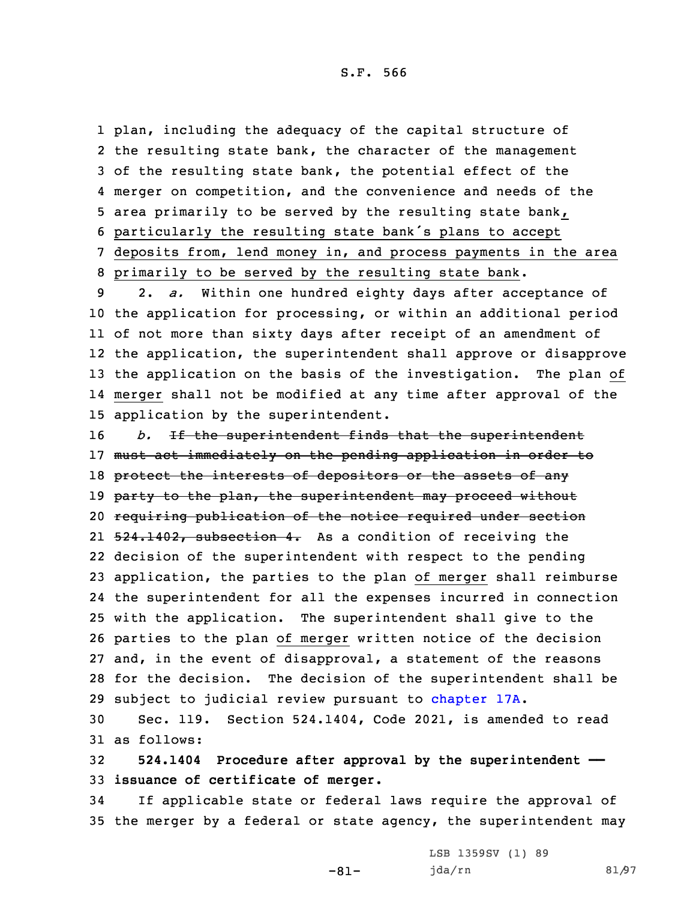plan, including the adequacy of the capital structure of the resulting state bank, the character of the management of the resulting state bank, the potential effect of the merger on competition, and the convenience and needs of the area primarily to be served by the resulting state bank, particularly the resulting state bank's plans to accept deposits from, lend money in, and process payments in the area primarily to be served by the resulting state bank.

2. *a.* Within one hundred eighty days after acceptance of the application for processing, or within an additional period of not more than sixty days after receipt of an amendment of the application, the superintendent shall approve or disapprove the application on the basis of the investigation. The plan of merger shall not be modified at any time after approval of the application by the superintendent.

*b.* ~~If the superintendent finds that the superintendent must act immediately on the pending application in order to protect the interests of depositors or the assets of any party to the plan, the superintendent may proceed without requiring publication of the notice required under section 524.1402, subsection 4.~~ As a condition of receiving the decision of the superintendent with respect to the pending application, the parties to the plan of merger shall reimburse the superintendent for all the expenses incurred in connection with the application. The superintendent shall give to the parties to the plan of merger written notice of the decision and, in the event of disapproval, a statement of the reasons for the decision. The decision of the superintendent shall be subject to judicial review pursuant to chapter 17A.

Sec. 119. Section 524.1404, Code 2021, is amended to read as follows:

**524.1404 Procedure after approval by the superintendent — issuance of certificate of merger.**

If applicable state or federal laws require the approval of the merger by a federal or state agency, the superintendent may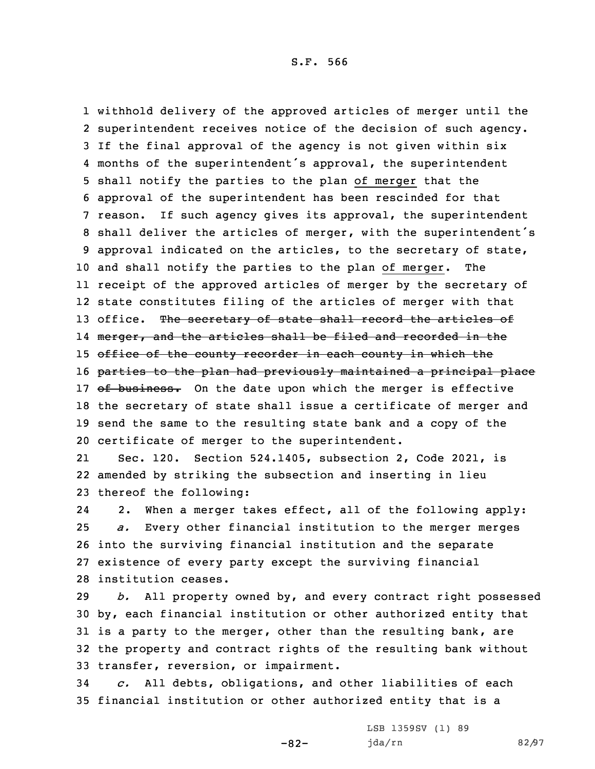withhold delivery of the approved articles of merger until the superintendent receives notice of the decision of such agency. If the final approval of the agency is not given within six months of the superintendent's approval, the superintendent shall notify the parties to the plan of merger that the approval of the superintendent has been rescinded for that reason. If such agency gives its approval, the superintendent shall deliver the articles of merger, with the superintendent's approval indicated on the articles, to the secretary of state, and shall notify the parties to the plan of merger. The receipt of the approved articles of merger by the secretary of state constitutes filing of the articles of merger with that office. ~~The secretary of state shall record the articles of merger, and the articles shall be filed and recorded in the office of the county recorder in each county in which the parties to the plan had previously maintained a principal place of business.~~ On the date upon which the merger is effective the secretary of state shall issue a certificate of merger and send the same to the resulting state bank and a copy of the certificate of merger to the superintendent.

Sec. 120. Section 524.1405, subsection 2, Code 2021, is amended by striking the subsection and inserting in lieu thereof the following:

2. When a merger takes effect, all of the following apply:

*a.* Every other financial institution to the merger merges into the surviving financial institution and the separate existence of every party except the surviving financial institution ceases.

*b.* All property owned by, and every contract right possessed by, each financial institution or other authorized entity that is a party to the merger, other than the resulting bank, are the property and contract rights of the resulting bank without transfer, reversion, or impairment.

*c.* All debts, obligations, and other liabilities of each financial institution or other authorized entity that is a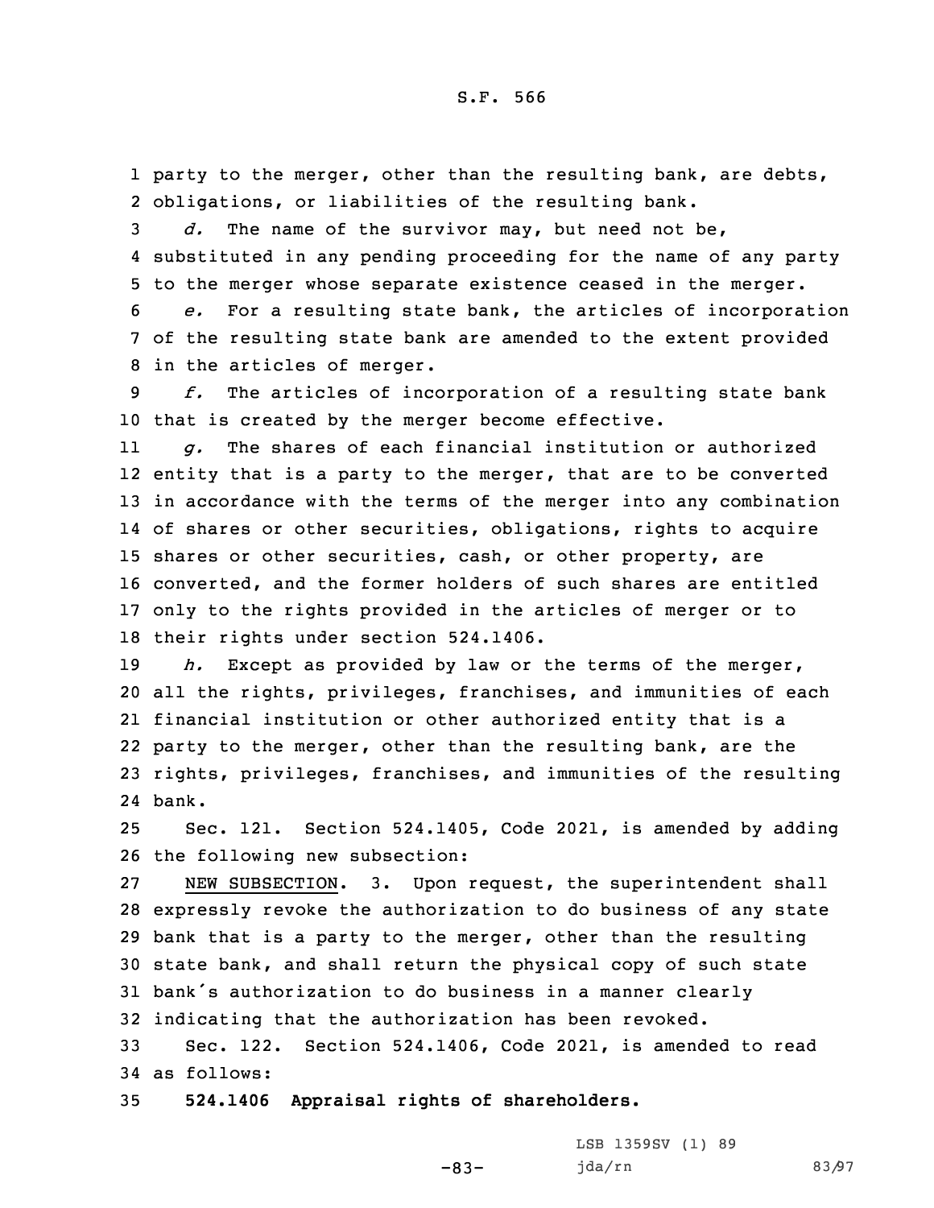party to the merger, other than the resulting bank, are debts, obligations, or liabilities of the resulting bank.

*d.* The name of the survivor may, but need not be, substituted in any pending proceeding for the name of any party to the merger whose separate existence ceased in the merger.

*e.* For a resulting state bank, the articles of incorporation of the resulting state bank are amended to the extent provided in the articles of merger.

*f.* The articles of incorporation of a resulting state bank that is created by the merger become effective.

*g.* The shares of each financial institution or authorized entity that is a party to the merger, that are to be converted in accordance with the terms of the merger into any combination of shares or other securities, obligations, rights to acquire shares or other securities, cash, or other property, are converted, and the former holders of such shares are entitled only to the rights provided in the articles of merger or to their rights under section 524.1406.

*h.* Except as provided by law or the terms of the merger, all the rights, privileges, franchises, and immunities of each financial institution or other authorized entity that is a party to the merger, other than the resulting bank, are the rights, privileges, franchises, and immunities of the resulting bank.

Sec. 121. Section 524.1405, Code 2021, is amended by adding the following new subsection:

NEW SUBSECTION. 3. Upon request, the superintendent shall expressly revoke the authorization to do business of any state bank that is a party to the merger, other than the resulting state bank, and shall return the physical copy of such state bank's authorization to do business in a manner clearly indicating that the authorization has been revoked.

Sec. 122. Section 524.1406, Code 2021, is amended to read as follows:

**524.1406 Appraisal rights of shareholders.**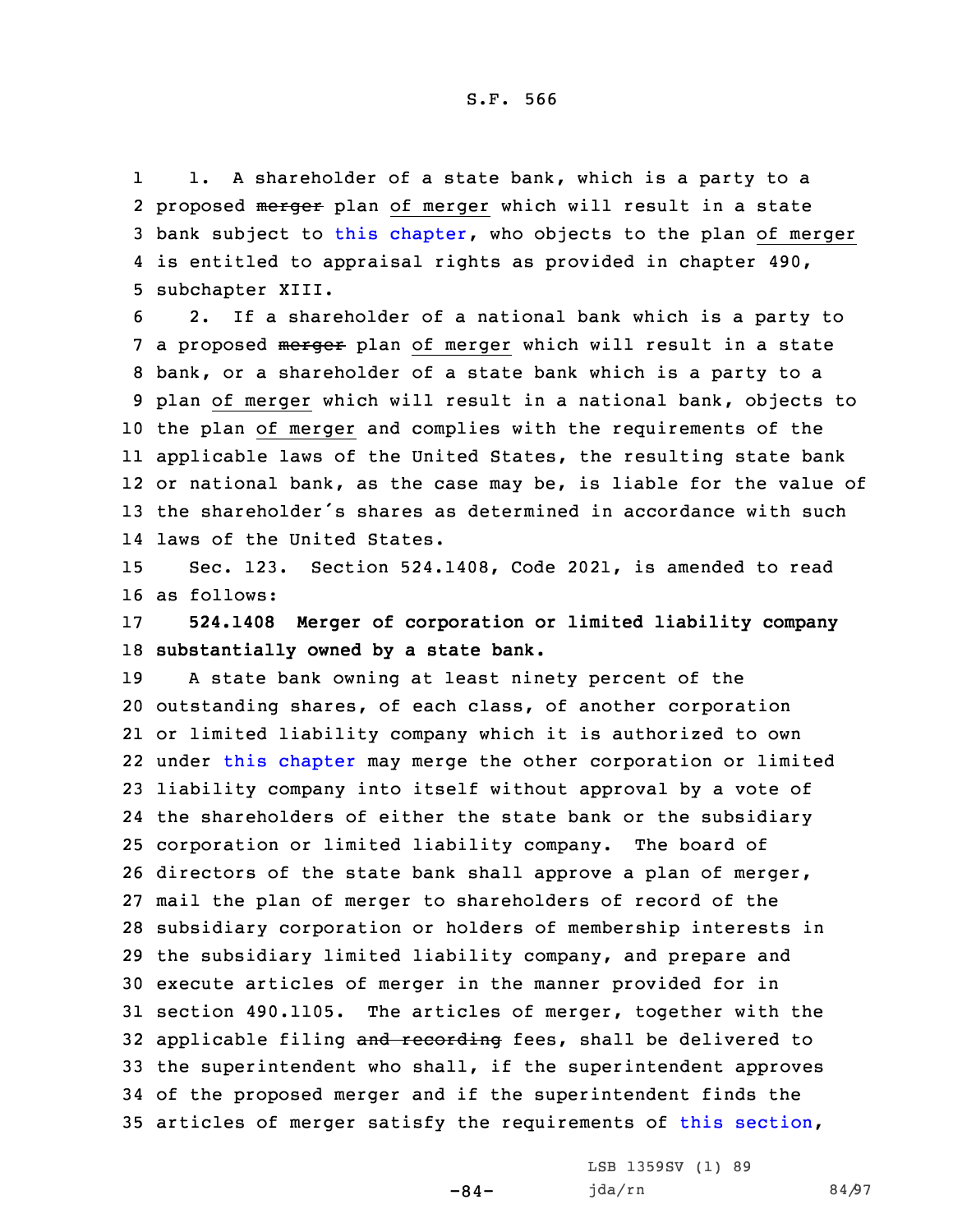1. A shareholder of a state bank, which is a party to a proposed ~~merger~~ plan of merger which will result in a state bank subject to this chapter, who objects to the plan of merger is entitled to appraisal rights as provided in chapter 490, subchapter XIII.

2. If a shareholder of a national bank which is a party to a proposed ~~merger~~ plan of merger which will result in a state bank, or a shareholder of a state bank which is a party to a plan of merger which will result in a national bank, objects to the plan of merger and complies with the requirements of the applicable laws of the United States, the resulting state bank or national bank, as the case may be, is liable for the value of the shareholder's shares as determined in accordance with such laws of the United States.

Sec. 123. Section 524.1408, Code 2021, is amended to read as follows:

**524.1408 Merger of corporation or limited liability company substantially owned by a state bank.**

A state bank owning at least ninety percent of the outstanding shares, of each class, of another corporation or limited liability company which it is authorized to own under this chapter may merge the other corporation or limited liability company into itself without approval by a vote of the shareholders of either the state bank or the subsidiary corporation or limited liability company. The board of directors of the state bank shall approve a plan of merger, mail the plan of merger to shareholders of record of the subsidiary corporation or holders of membership interests in the subsidiary limited liability company, and prepare and execute articles of merger in the manner provided for in section 490.1105. The articles of merger, together with the applicable filing ~~and recording~~ fees, shall be delivered to the superintendent who shall, if the superintendent approves of the proposed merger and if the superintendent finds the articles of merger satisfy the requirements of this section,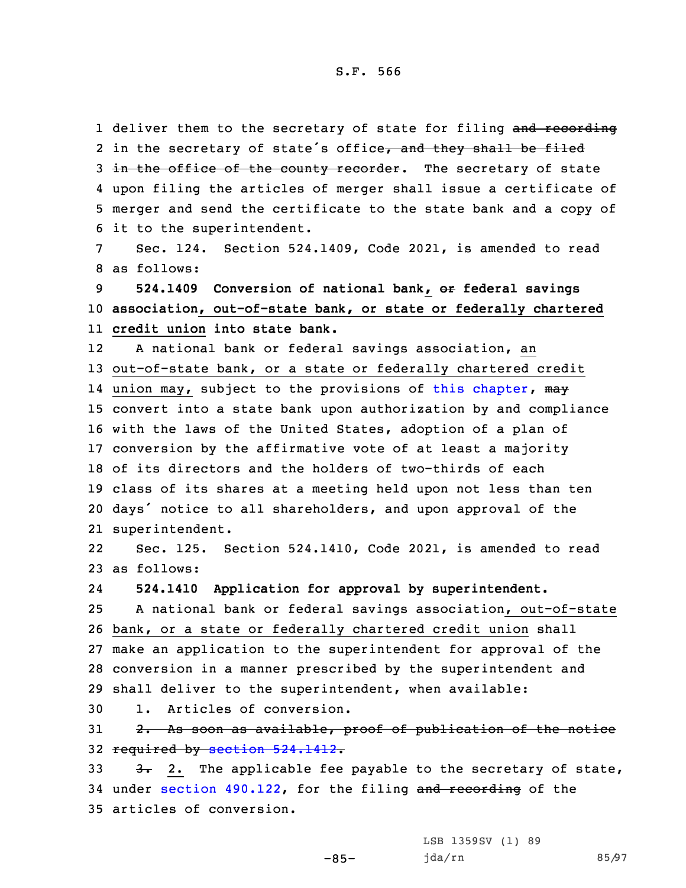deliver them to the secretary of state for filing ~~and recording~~ in the secretary of state's office~~, and they shall be filed in the office of the county recorder~~. The secretary of state upon filing the articles of merger shall issue a certificate of merger and send the certificate to the state bank and a copy of it to the superintendent.

Sec. 124. Section 524.1409, Code 2021, is amended to read as follows:

**524.1409 Conversion of national bank, ~~or~~ federal savings association, out-of-state bank, or state or federally chartered credit union into state bank.**

A national bank or federal savings association, an out-of-state bank, or a state or federally chartered credit union may, subject to the provisions of this chapter, ~~may~~ convert into a state bank upon authorization by and compliance with the laws of the United States, adoption of a plan of conversion by the affirmative vote of at least a majority of its directors and the holders of two-thirds of each class of its shares at a meeting held upon not less than ten days' notice to all shareholders, and upon approval of the superintendent.

Sec. 125. Section 524.1410, Code 2021, is amended to read as follows:

**524.1410 Application for approval by superintendent.**

A national bank or federal savings association, out-of-state bank, or a state or federally chartered credit union shall make an application to the superintendent for approval of the conversion in a manner prescribed by the superintendent and shall deliver to the superintendent, when available:

1. Articles of conversion.

~~2. As soon as available, proof of publication of the notice required by section 524.1412.~~

~~3.~~ 2. The applicable fee payable to the secretary of state, under section 490.122, for the filing ~~and recording~~ of the articles of conversion.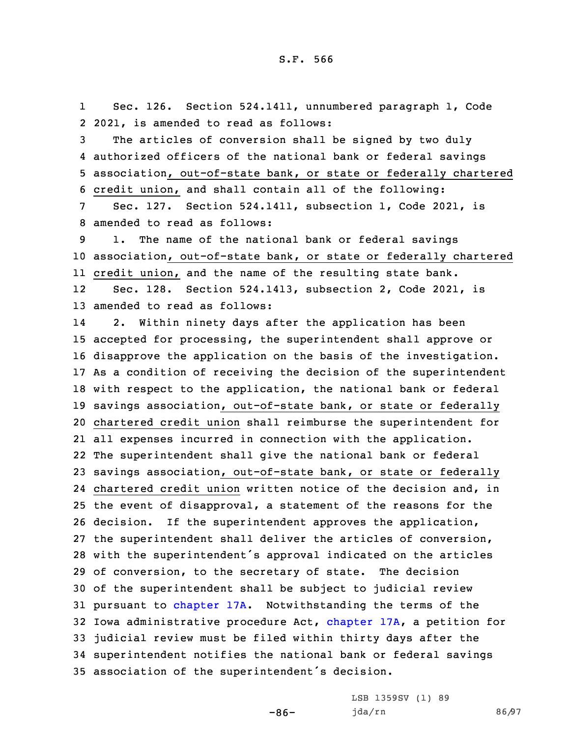Sec. 126. Section 524.1411, unnumbered paragraph 1, Code 2021, is amended to read as follows:

The articles of conversion shall be signed by two duly authorized officers of the national bank or federal savings association, out-of-state bank, or state or federally chartered credit union, and shall contain all of the following:

Sec. 127. Section 524.1411, subsection 1, Code 2021, is amended to read as follows:

1. The name of the national bank or federal savings association, out-of-state bank, or state or federally chartered credit union, and the name of the resulting state bank.

Sec. 128. Section 524.1413, subsection 2, Code 2021, is amended to read as follows:

2. Within ninety days after the application has been accepted for processing, the superintendent shall approve or disapprove the application on the basis of the investigation. As a condition of receiving the decision of the superintendent with respect to the application, the national bank or federal savings association, out-of-state bank, or state or federally chartered credit union shall reimburse the superintendent for all expenses incurred in connection with the application. The superintendent shall give the national bank or federal savings association, out-of-state bank, or state or federally chartered credit union written notice of the decision and, in the event of disapproval, a statement of the reasons for the decision. If the superintendent approves the application, the superintendent shall deliver the articles of conversion, with the superintendent's approval indicated on the articles of conversion, to the secretary of state. The decision of the superintendent shall be subject to judicial review pursuant to chapter 17A. Notwithstanding the terms of the Iowa administrative procedure Act, chapter 17A, a petition for judicial review must be filed within thirty days after the superintendent notifies the national bank or federal savings association of the superintendent's decision.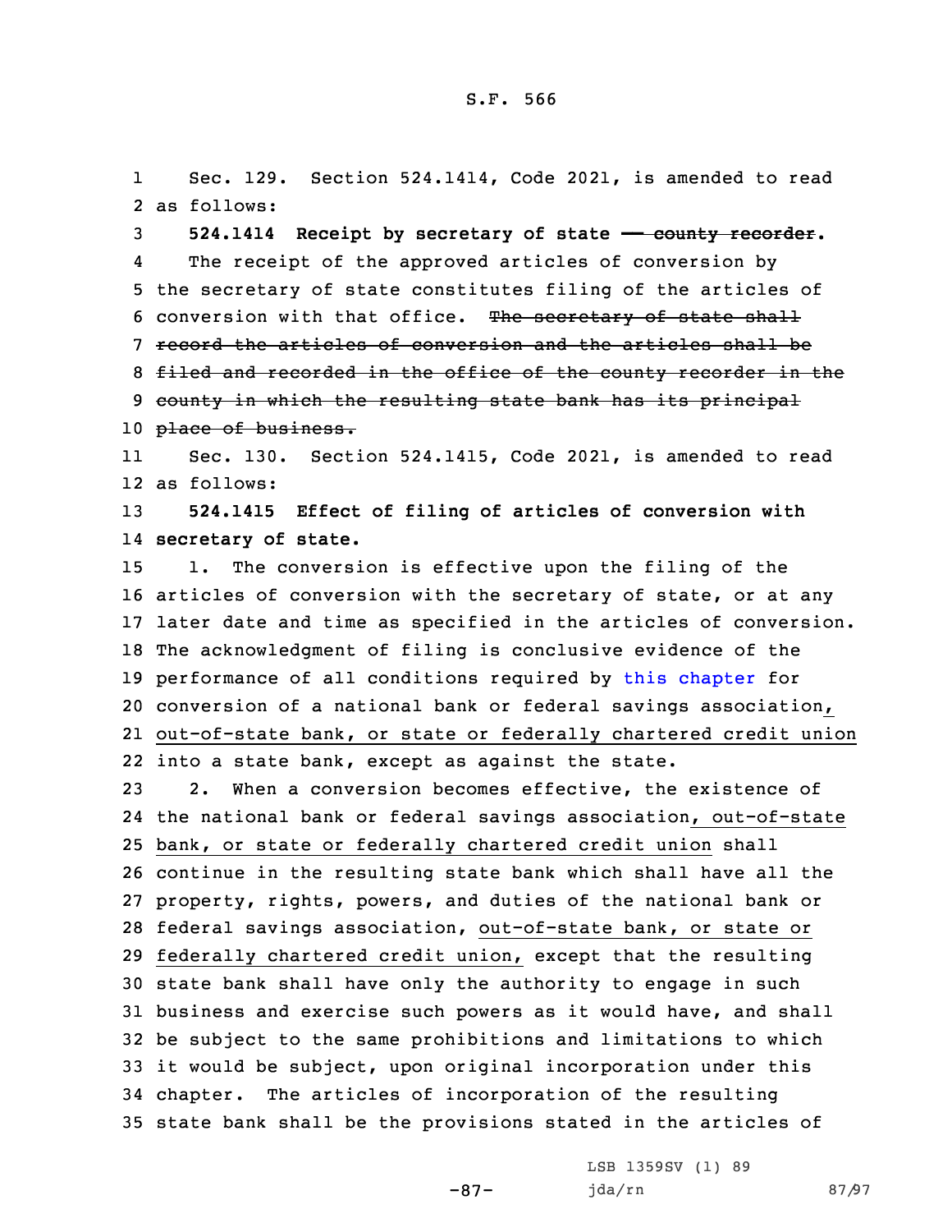Sec. 129. Section 524.1414, Code 2021, is amended to read as follows:

**524.1414 Receipt by secretary of state — ~~county recorder~~.**

The receipt of the approved articles of conversion by the secretary of state constitutes filing of the articles of conversion with that office. ~~The secretary of state shall record the articles of conversion and the articles shall be filed and recorded in the office of the county recorder in the county in which the resulting state bank has its principal place of business.~~

Sec. 130. Section 524.1415, Code 2021, is amended to read as follows:

**524.1415 Effect of filing of articles of conversion with secretary of state.**

1. The conversion is effective upon the filing of the articles of conversion with the secretary of state, or at any later date and time as specified in the articles of conversion. The acknowledgment of filing is conclusive evidence of the performance of all conditions required by this chapter for conversion of a national bank or federal savings association, out-of-state bank, or state or federally chartered credit union into a state bank, except as against the state.

2. When a conversion becomes effective, the existence of the national bank or federal savings association, out-of-state bank, or state or federally chartered credit union shall continue in the resulting state bank which shall have all the property, rights, powers, and duties of the national bank or federal savings association, out-of-state bank, or state or federally chartered credit union, except that the resulting state bank shall have only the authority to engage in such business and exercise such powers as it would have, and shall be subject to the same prohibitions and limitations to which it would be subject, upon original incorporation under this chapter. The articles of incorporation of the resulting state bank shall be the provisions stated in the articles of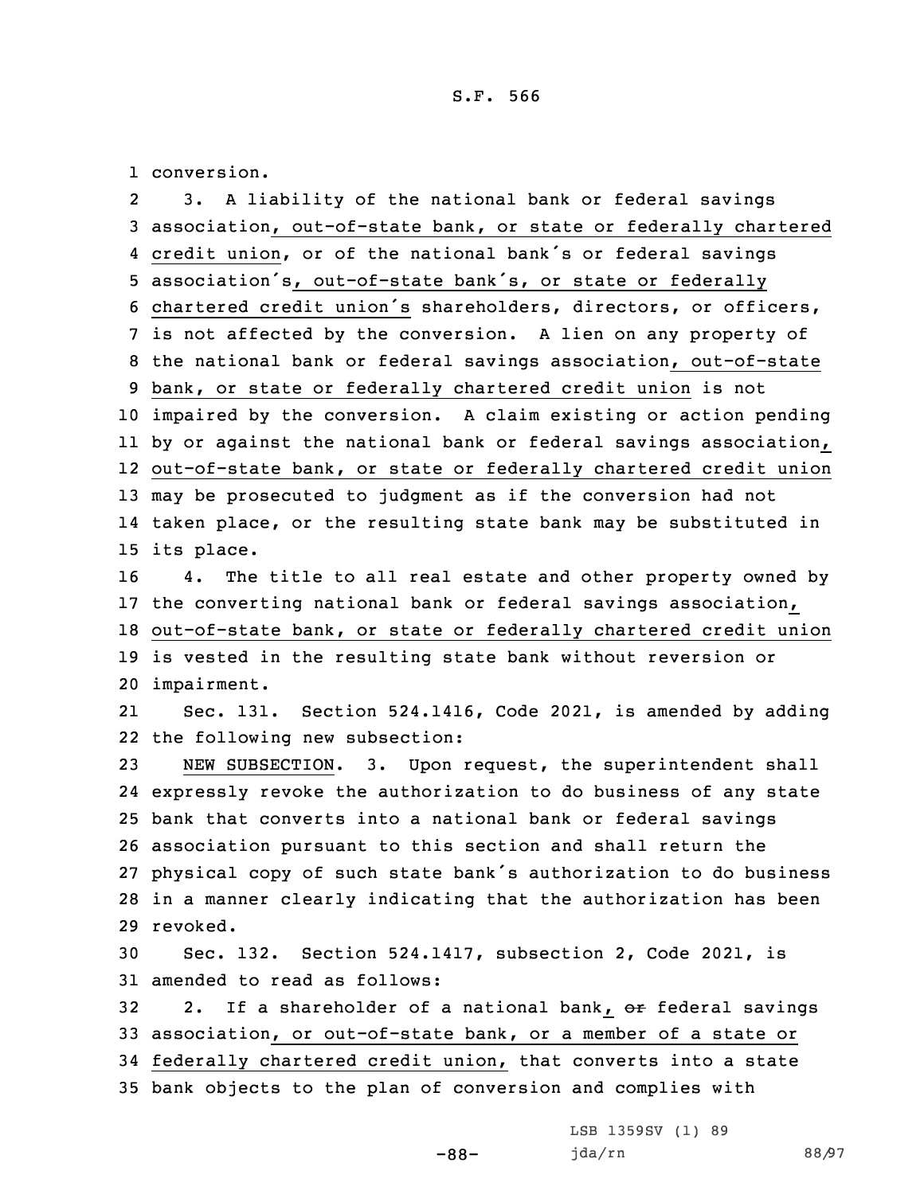conversion.

3. A liability of the national bank or federal savings association, out-of-state bank, or state or federally chartered credit union, or of the national bank's or federal savings association's, out-of-state bank's, or state or federally chartered credit union's shareholders, directors, or officers, is not affected by the conversion. A lien on any property of the national bank or federal savings association, out-of-state bank, or state or federally chartered credit union is not impaired by the conversion. A claim existing or action pending by or against the national bank or federal savings association, out-of-state bank, or state or federally chartered credit union may be prosecuted to judgment as if the conversion had not taken place, or the resulting state bank may be substituted in its place.

4. The title to all real estate and other property owned by the converting national bank or federal savings association, out-of-state bank, or state or federally chartered credit union is vested in the resulting state bank without reversion or impairment.

Sec. 131. Section 524.1416, Code 2021, is amended by adding the following new subsection:

NEW SUBSECTION. 3. Upon request, the superintendent shall expressly revoke the authorization to do business of any state bank that converts into a national bank or federal savings association pursuant to this section and shall return the physical copy of such state bank's authorization to do business in a manner clearly indicating that the authorization has been revoked.

Sec. 132. Section 524.1417, subsection 2, Code 2021, is amended to read as follows:

2. If a shareholder of a national bank, ~~or~~ federal savings association, or out-of-state bank, or a member of a state or federally chartered credit union, that converts into a state bank objects to the plan of conversion and complies with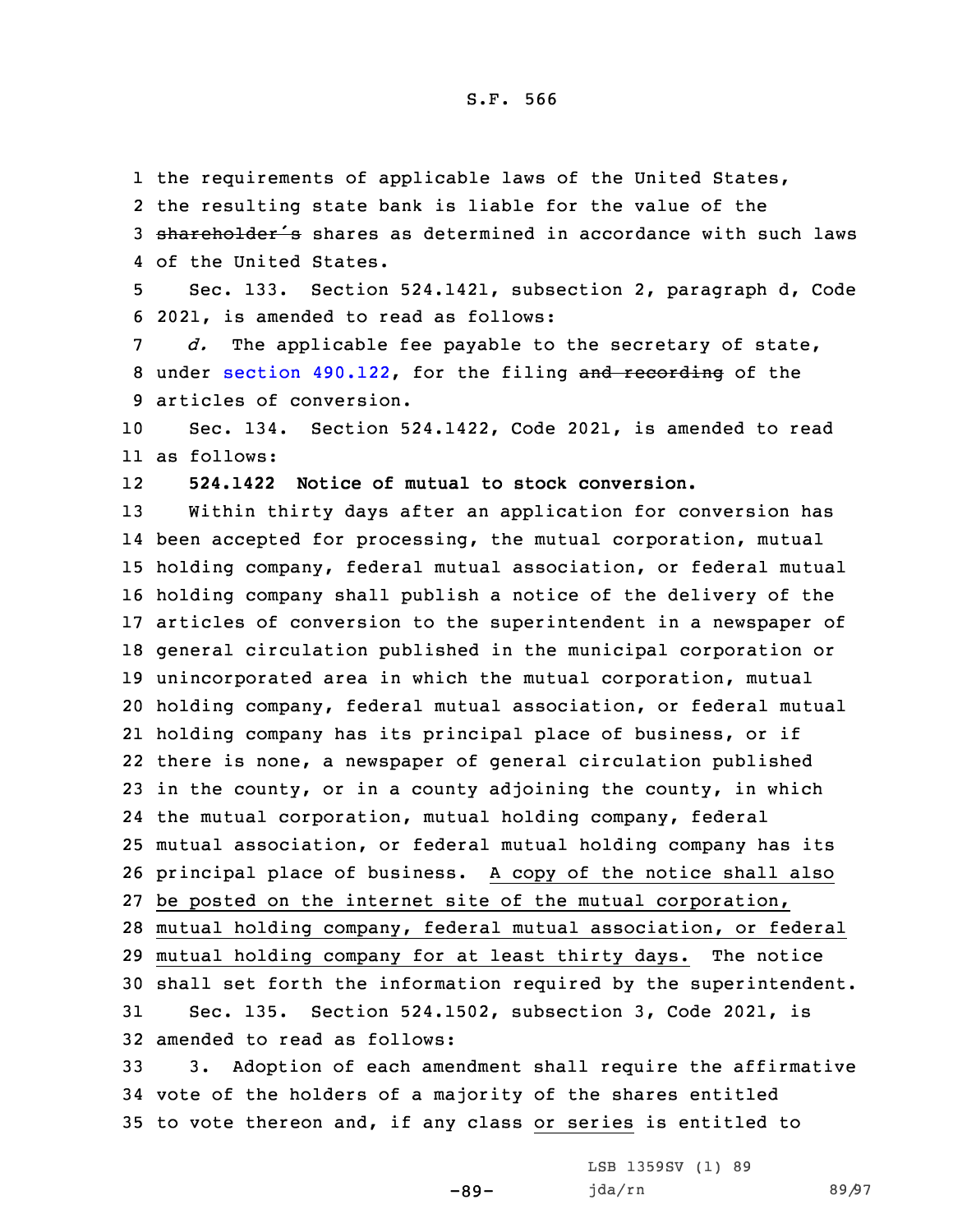the requirements of applicable laws of the United States, the resulting state bank is liable for the value of the ~~shareholder's~~ shares as determined in accordance with such laws of the United States.

Sec. 133. Section 524.1421, subsection 2, paragraph d, Code 2021, is amended to read as follows:

*d.* The applicable fee payable to the secretary of state, under section 490.122, for the filing ~~and recording~~ of the articles of conversion.

Sec. 134. Section 524.1422, Code 2021, is amended to read as follows:

**524.1422 Notice of mutual to stock conversion.**

Within thirty days after an application for conversion has been accepted for processing, the mutual corporation, mutual holding company, federal mutual association, or federal mutual holding company shall publish a notice of the delivery of the articles of conversion to the superintendent in a newspaper of general circulation published in the municipal corporation or unincorporated area in which the mutual corporation, mutual holding company, federal mutual association, or federal mutual holding company has its principal place of business, or if there is none, a newspaper of general circulation published in the county, or in a county adjoining the county, in which the mutual corporation, mutual holding company, federal mutual association, or federal mutual holding company has its principal place of business. <u>A copy of the notice shall also be posted on the internet site of the mutual corporation, mutual holding company, federal mutual association, or federal mutual holding company for at least thirty days.</u> The notice shall set forth the information required by the superintendent.

Sec. 135. Section 524.1502, subsection 3, Code 2021, is amended to read as follows:

3. Adoption of each amendment shall require the affirmative vote of the holders of a majority of the shares entitled to vote thereon and, if any class <u>or series</u> is entitled to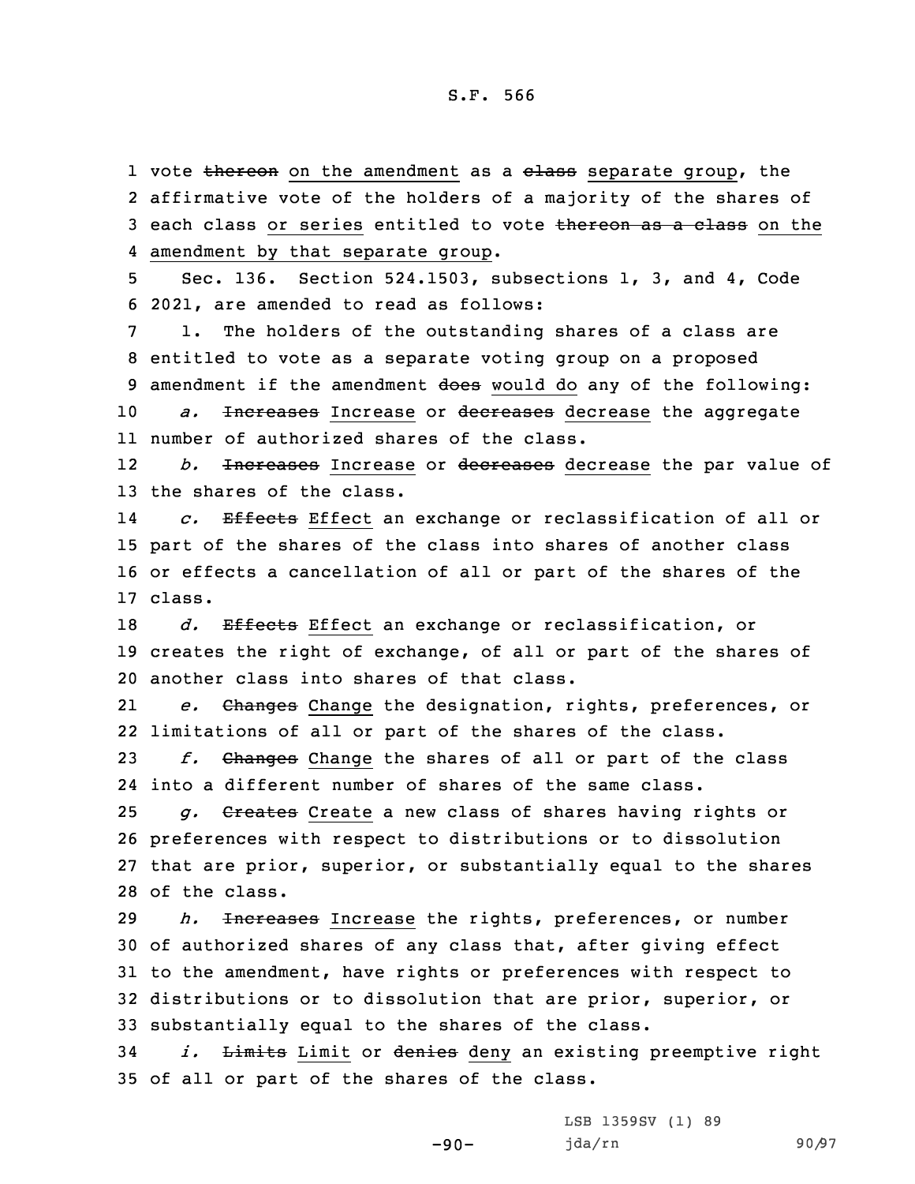1 vote ~~thereon~~ on the amendment as a ~~class~~ separate group, the
2 affirmative vote of the holders of a majority of the shares of
3 each class or series entitled to vote ~~thereon as a class~~ on the
4 amendment by that separate group.

5 Sec. 136. Section 524.1503, subsections 1, 3, and 4, Code
6 2021, are amended to read as follows:

7 1. The holders of the outstanding shares of a class are
8 entitled to vote as a separate voting group on a proposed
9 amendment if the amendment ~~does~~ would do any of the following:

10 *a.* ~~Increases~~ Increase or ~~decreases~~ decrease the aggregate
11 number of authorized shares of the class.

12 *b.* ~~Increases~~ Increase or ~~decreases~~ decrease the par value of
13 the shares of the class.

14 *c.* ~~Effects~~ Effect an exchange or reclassification of all or
15 part of the shares of the class into shares of another class
16 or effects a cancellation of all or part of the shares of the
17 class.

18 *d.* ~~Effects~~ Effect an exchange or reclassification, or
19 creates the right of exchange, of all or part of the shares of
20 another class into shares of that class.

21 *e.* ~~Changes~~ Change the designation, rights, preferences, or
22 limitations of all or part of the shares of the class.

23 *f.* ~~Changes~~ Change the shares of all or part of the class
24 into a different number of shares of the same class.

25 *g.* ~~Creates~~ Create a new class of shares having rights or
26 preferences with respect to distributions or to dissolution
27 that are prior, superior, or substantially equal to the shares
28 of the class.

29 *h.* ~~Increases~~ Increase the rights, preferences, or number
30 of authorized shares of any class that, after giving effect
31 to the amendment, have rights or preferences with respect to
32 distributions or to dissolution that are prior, superior, or
33 substantially equal to the shares of the class.

34 *i.* ~~Limits~~ Limit or ~~denies~~ deny an existing preemptive right
35 of all or part of the shares of the class.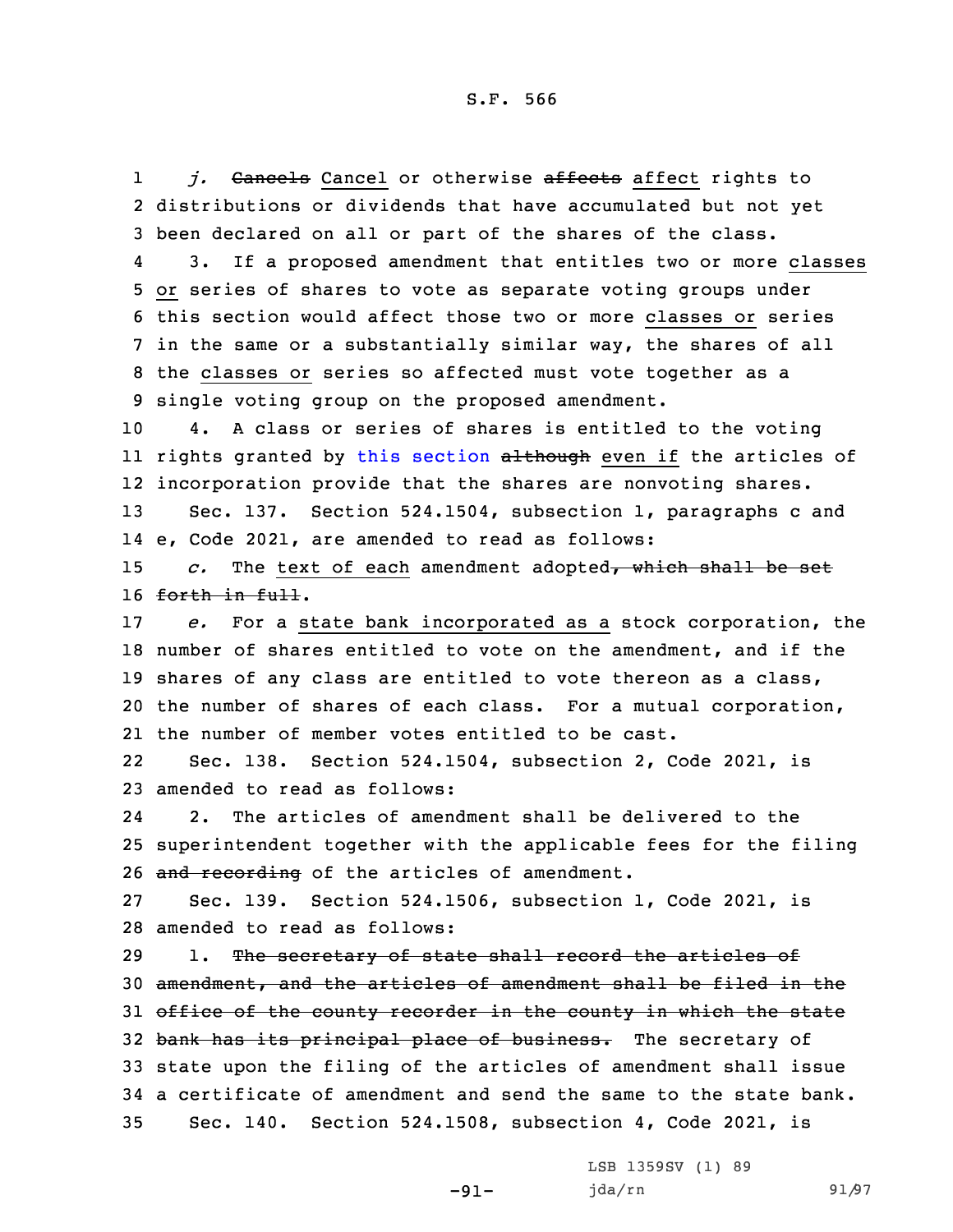*j.* ~~Cancels~~ Cancel or otherwise ~~affects~~ affect rights to distributions or dividends that have accumulated but not yet been declared on all or part of the shares of the class.

3. If a proposed amendment that entitles two or more classes or series of shares to vote as separate voting groups under this section would affect those two or more classes or series in the same or a substantially similar way, the shares of all the classes or series so affected must vote together as a single voting group on the proposed amendment.

4. A class or series of shares is entitled to the voting rights granted by this section ~~although~~ even if the articles of incorporation provide that the shares are nonvoting shares.

Sec. 137. Section 524.1504, subsection 1, paragraphs c and e, Code 2021, are amended to read as follows:

*c.* The text of each amendment adopted~~, which shall be set forth in full~~.

*e.* For a state bank incorporated as a stock corporation, the number of shares entitled to vote on the amendment, and if the shares of any class are entitled to vote thereon as a class, the number of shares of each class. For a mutual corporation, the number of member votes entitled to be cast.

Sec. 138. Section 524.1504, subsection 2, Code 2021, is amended to read as follows:

2. The articles of amendment shall be delivered to the superintendent together with the applicable fees for the filing ~~and recording~~ of the articles of amendment.

Sec. 139. Section 524.1506, subsection 1, Code 2021, is amended to read as follows:

1. ~~The secretary of state shall record the articles of amendment, and the articles of amendment shall be filed in the office of the county recorder in the county in which the state bank has its principal place of business.~~ The secretary of state upon the filing of the articles of amendment shall issue a certificate of amendment and send the same to the state bank.

Sec. 140. Section 524.1508, subsection 4, Code 2021, is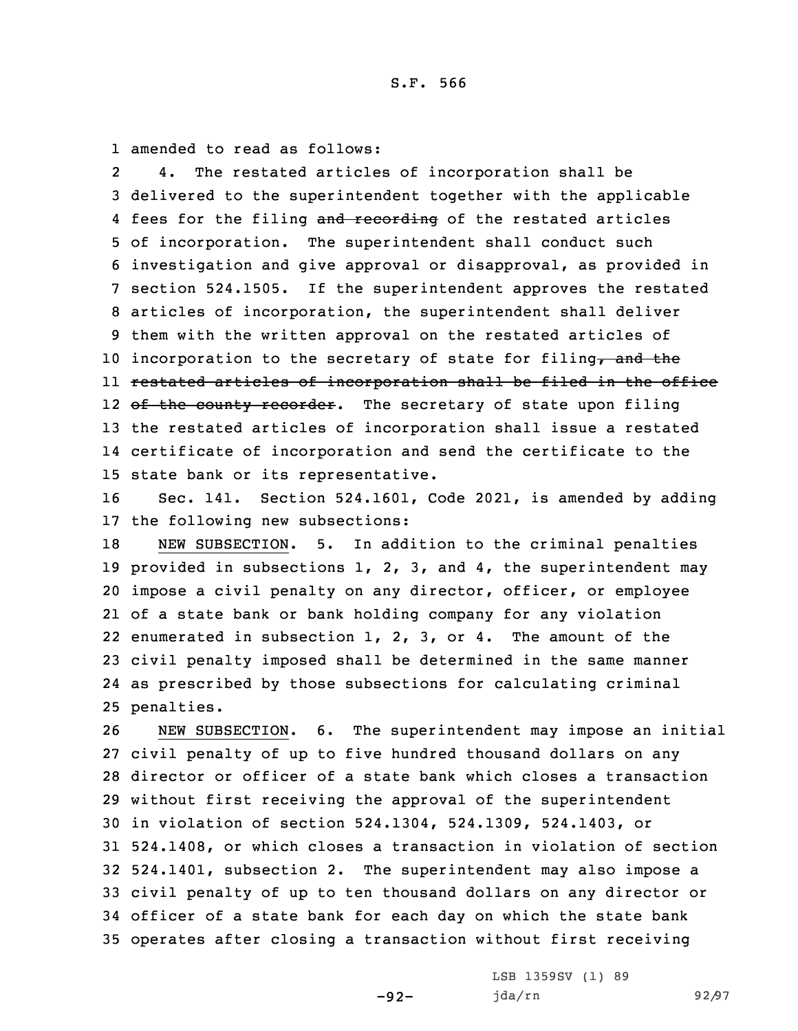amended to read as follows:

4. The restated articles of incorporation shall be delivered to the superintendent together with the applicable fees for the filing ~~and recording~~ of the restated articles of incorporation. The superintendent shall conduct such investigation and give approval or disapproval, as provided in section 524.1505. If the superintendent approves the restated articles of incorporation, the superintendent shall deliver them with the written approval on the restated articles of incorporation to the secretary of state for filing~~, and the restated articles of incorporation shall be filed in the office of the county recorder~~. The secretary of state upon filing the restated articles of incorporation shall issue a restated certificate of incorporation and send the certificate to the state bank or its representative.

Sec. 141. Section 524.1601, Code 2021, is amended by adding the following new subsections:

NEW SUBSECTION. 5. In addition to the criminal penalties provided in subsections 1, 2, 3, and 4, the superintendent may impose a civil penalty on any director, officer, or employee of a state bank or bank holding company for any violation enumerated in subsection 1, 2, 3, or 4. The amount of the civil penalty imposed shall be determined in the same manner as prescribed by those subsections for calculating criminal penalties.

NEW SUBSECTION. 6. The superintendent may impose an initial civil penalty of up to five hundred thousand dollars on any director or officer of a state bank which closes a transaction without first receiving the approval of the superintendent in violation of section 524.1304, 524.1309, 524.1403, or 524.1408, or which closes a transaction in violation of section 524.1401, subsection 2. The superintendent may also impose a civil penalty of up to ten thousand dollars on any director or officer of a state bank for each day on which the state bank operates after closing a transaction without first receiving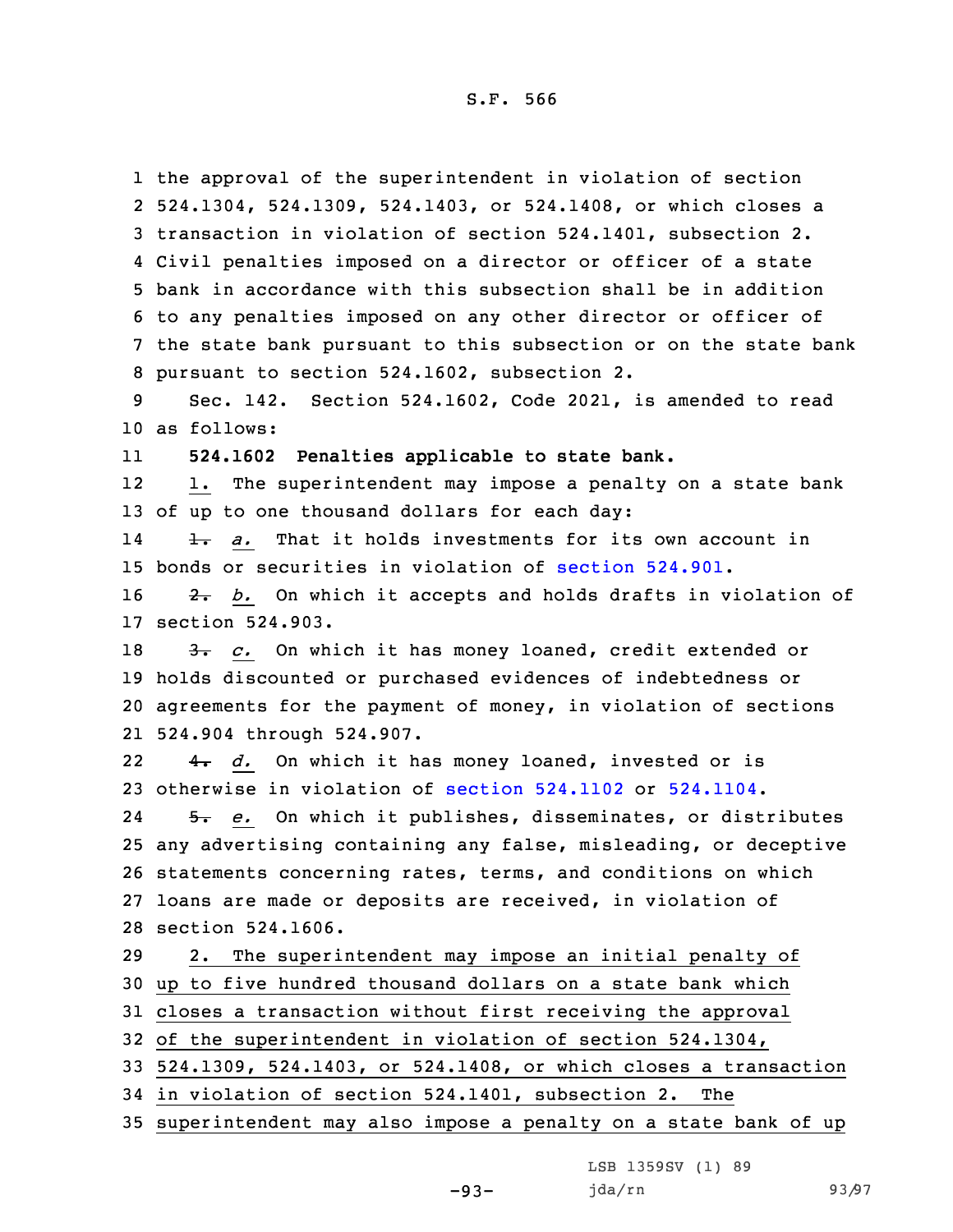the approval of the superintendent in violation of section 524.1304, 524.1309, 524.1403, or 524.1408, or which closes a transaction in violation of section 524.1401, subsection 2. Civil penalties imposed on a director or officer of a state bank in accordance with this subsection shall be in addition to any penalties imposed on any other director or officer of the state bank pursuant to this subsection or on the state bank pursuant to section 524.1602, subsection 2.

Sec. 142. Section 524.1602, Code 2021, is amended to read as follows:

**524.1602 Penalties applicable to state bank.**

1. The superintendent may impose a penalty on a state bank of up to one thousand dollars for each day:

~~1.~~ *a.* That it holds investments for its own account in bonds or securities in violation of section 524.901.

~~2.~~ *b.* On which it accepts and holds drafts in violation of section 524.903.

~~3.~~ *c.* On which it has money loaned, credit extended or holds discounted or purchased evidences of indebtedness or agreements for the payment of money, in violation of sections 524.904 through 524.907.

~~4.~~ *d.* On which it has money loaned, invested or is otherwise in violation of section 524.1102 or 524.1104.

~~5.~~ *e.* On which it publishes, disseminates, or distributes any advertising containing any false, misleading, or deceptive statements concerning rates, terms, and conditions on which loans are made or deposits are received, in violation of section 524.1606.

2. The superintendent may impose an initial penalty of up to five hundred thousand dollars on a state bank which closes a transaction without first receiving the approval of the superintendent in violation of section 524.1304, 524.1309, 524.1403, or 524.1408, or which closes a transaction in violation of section 524.1401, subsection 2. The superintendent may also impose a penalty on a state bank of up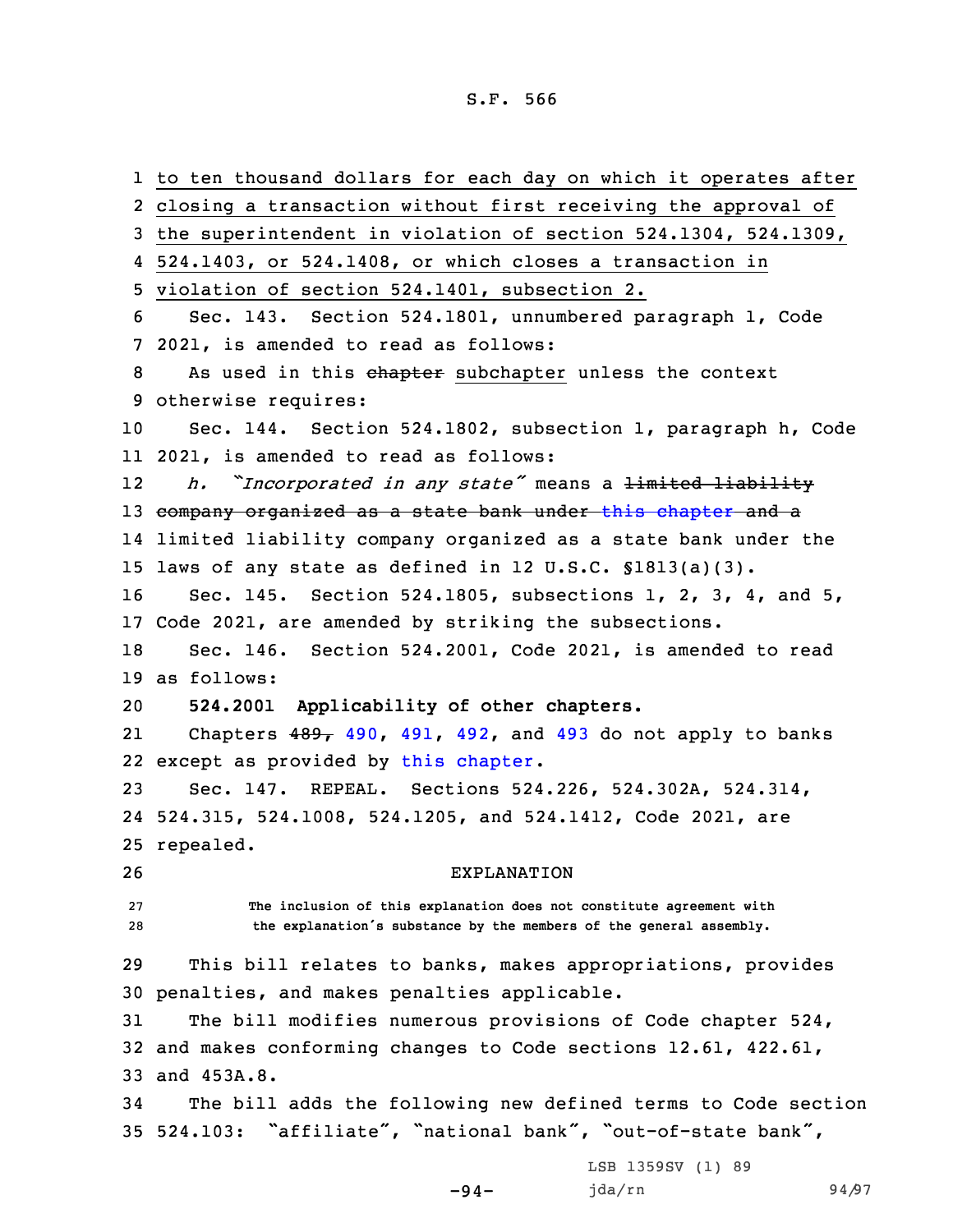to ten thousand dollars for each day on which it operates after closing a transaction without first receiving the approval of the superintendent in violation of section 524.1304, 524.1309, 524.1403, or 524.1408, or which closes a transaction in violation of section 524.1401, subsection 2.

Sec. 143. Section 524.1801, unnumbered paragraph 1, Code 2021, is amended to read as follows:

As used in this ~~chapter~~ subchapter unless the context otherwise requires:

Sec. 144. Section 524.1802, subsection 1, paragraph h, Code 2021, is amended to read as follows:

*h. "Incorporated in any state"* means a ~~limited liability company organized as a state bank under this chapter and a~~ limited liability company organized as a state bank under the laws of any state as defined in 12 U.S.C. §1813(a)(3).

Sec. 145. Section 524.1805, subsections 1, 2, 3, 4, and 5, Code 2021, are amended by striking the subsections.

Sec. 146. Section 524.2001, Code 2021, is amended to read as follows:

**524.2001 Applicability of other chapters.**

Chapters ~~489,~~ 490, 491, 492, and 493 do not apply to banks except as provided by this chapter.

Sec. 147. REPEAL. Sections 524.226, 524.302A, 524.314, 524.315, 524.1008, 524.1205, and 524.1412, Code 2021, are repealed.

EXPLANATION

The inclusion of this explanation does not constitute agreement with the explanation's substance by the members of the general assembly.

This bill relates to banks, makes appropriations, provides penalties, and makes penalties applicable.

The bill modifies numerous provisions of Code chapter 524, and makes conforming changes to Code sections 12.61, 422.61, and 453A.8.

The bill adds the following new defined terms to Code section 524.103: "affiliate", "national bank", "out-of-state bank",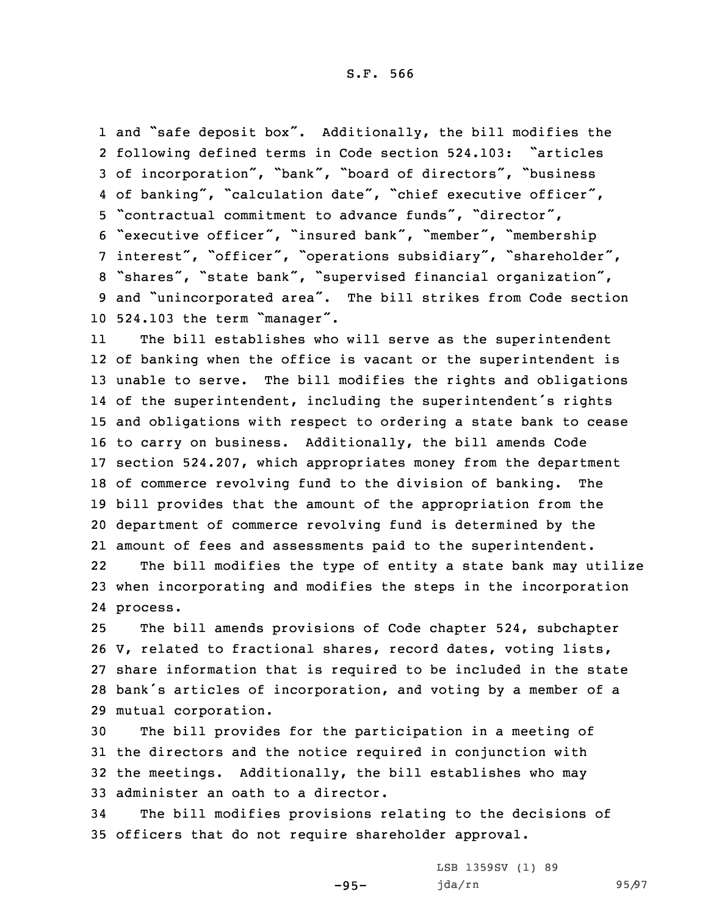and "safe deposit box". Additionally, the bill modifies the following defined terms in Code section 524.103: "articles of incorporation", "bank", "board of directors", "business of banking", "calculation date", "chief executive officer", "contractual commitment to advance funds", "director", "executive officer", "insured bank", "member", "membership interest", "officer", "operations subsidiary", "shareholder", "shares", "state bank", "supervised financial organization", and "unincorporated area". The bill strikes from Code section 524.103 the term "manager".

The bill establishes who will serve as the superintendent of banking when the office is vacant or the superintendent is unable to serve. The bill modifies the rights and obligations of the superintendent, including the superintendent's rights and obligations with respect to ordering a state bank to cease to carry on business. Additionally, the bill amends Code section 524.207, which appropriates money from the department of commerce revolving fund to the division of banking. The bill provides that the amount of the appropriation from the department of commerce revolving fund is determined by the amount of fees and assessments paid to the superintendent.

The bill modifies the type of entity a state bank may utilize when incorporating and modifies the steps in the incorporation process.

The bill amends provisions of Code chapter 524, subchapter V, related to fractional shares, record dates, voting lists, share information that is required to be included in the state bank's articles of incorporation, and voting by a member of a mutual corporation.

The bill provides for the participation in a meeting of the directors and the notice required in conjunction with the meetings. Additionally, the bill establishes who may administer an oath to a director.

The bill modifies provisions relating to the decisions of officers that do not require shareholder approval.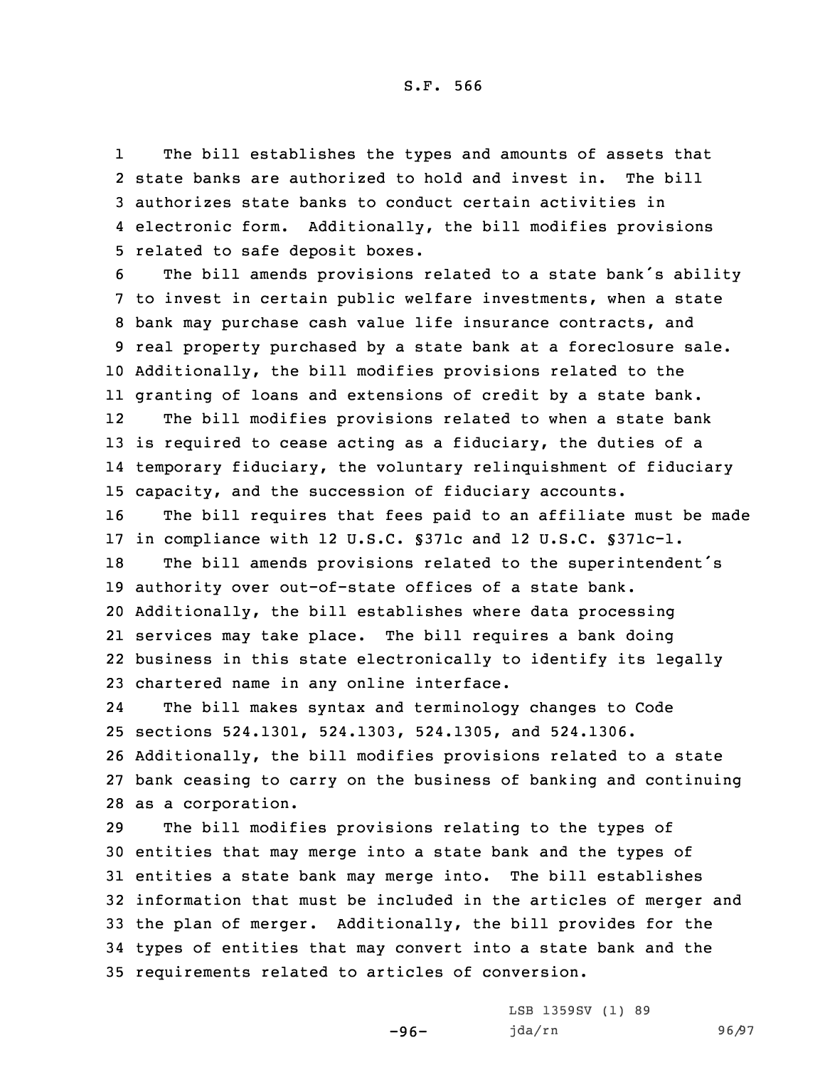The bill establishes the types and amounts of assets that state banks are authorized to hold and invest in. The bill authorizes state banks to conduct certain activities in electronic form. Additionally, the bill modifies provisions related to safe deposit boxes.

The bill amends provisions related to a state bank's ability to invest in certain public welfare investments, when a state bank may purchase cash value life insurance contracts, and real property purchased by a state bank at a foreclosure sale. Additionally, the bill modifies provisions related to the granting of loans and extensions of credit by a state bank.

The bill modifies provisions related to when a state bank is required to cease acting as a fiduciary, the duties of a temporary fiduciary, the voluntary relinquishment of fiduciary capacity, and the succession of fiduciary accounts.

The bill requires that fees paid to an affiliate must be made in compliance with 12 U.S.C. §371c and 12 U.S.C. §371c-1.

The bill amends provisions related to the superintendent's authority over out-of-state offices of a state bank. Additionally, the bill establishes where data processing services may take place. The bill requires a bank doing business in this state electronically to identify its legally chartered name in any online interface.

The bill makes syntax and terminology changes to Code sections 524.1301, 524.1303, 524.1305, and 524.1306. Additionally, the bill modifies provisions related to a state bank ceasing to carry on the business of banking and continuing as a corporation.

The bill modifies provisions relating to the types of entities that may merge into a state bank and the types of entities a state bank may merge into. The bill establishes information that must be included in the articles of merger and the plan of merger. Additionally, the bill provides for the types of entities that may convert into a state bank and the requirements related to articles of conversion.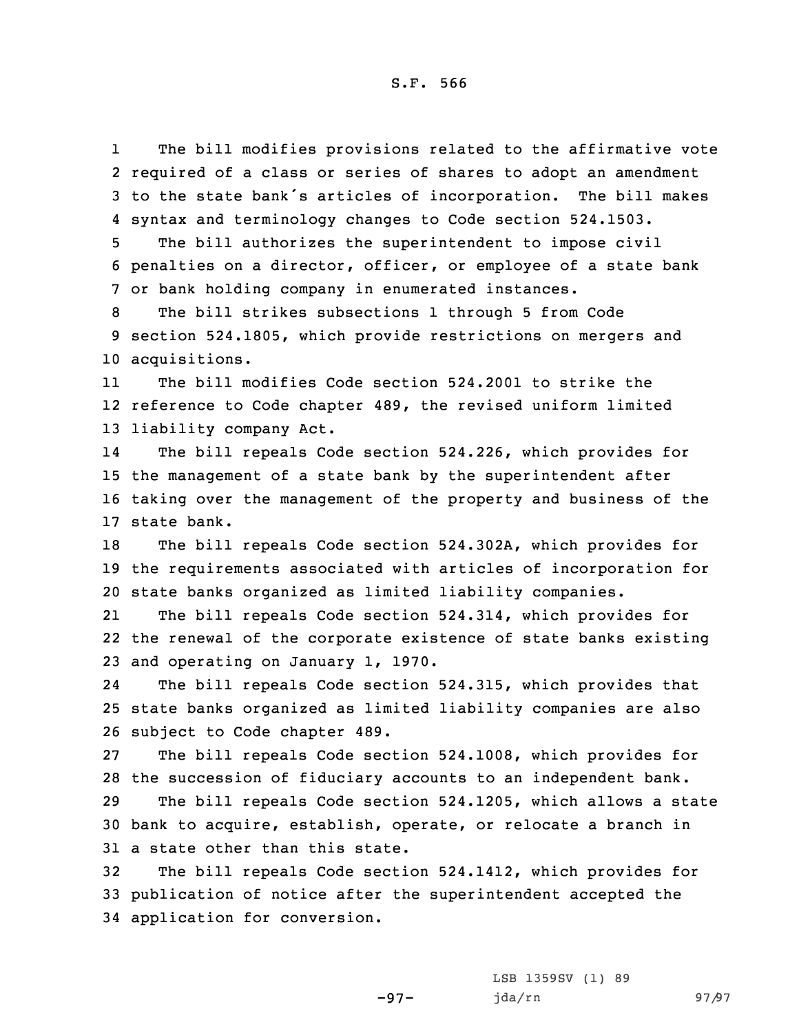The bill modifies provisions related to the affirmative vote required of a class or series of shares to adopt an amendment to the state bank's articles of incorporation. The bill makes syntax and terminology changes to Code section 524.1503.

The bill authorizes the superintendent to impose civil penalties on a director, officer, or employee of a state bank or bank holding company in enumerated instances.

The bill strikes subsections 1 through 5 from Code section 524.1805, which provide restrictions on mergers and acquisitions.

The bill modifies Code section 524.2001 to strike the reference to Code chapter 489, the revised uniform limited liability company Act.

The bill repeals Code section 524.226, which provides for the management of a state bank by the superintendent after taking over the management of the property and business of the state bank.

The bill repeals Code section 524.302A, which provides for the requirements associated with articles of incorporation for state banks organized as limited liability companies.

The bill repeals Code section 524.314, which provides for the renewal of the corporate existence of state banks existing and operating on January 1, 1970.

The bill repeals Code section 524.315, which provides that state banks organized as limited liability companies are also subject to Code chapter 489.

The bill repeals Code section 524.1008, which provides for the succession of fiduciary accounts to an independent bank.

The bill repeals Code section 524.1205, which allows a state bank to acquire, establish, operate, or relocate a branch in a state other than this state.

The bill repeals Code section 524.1412, which provides for publication of notice after the superintendent accepted the application for conversion.